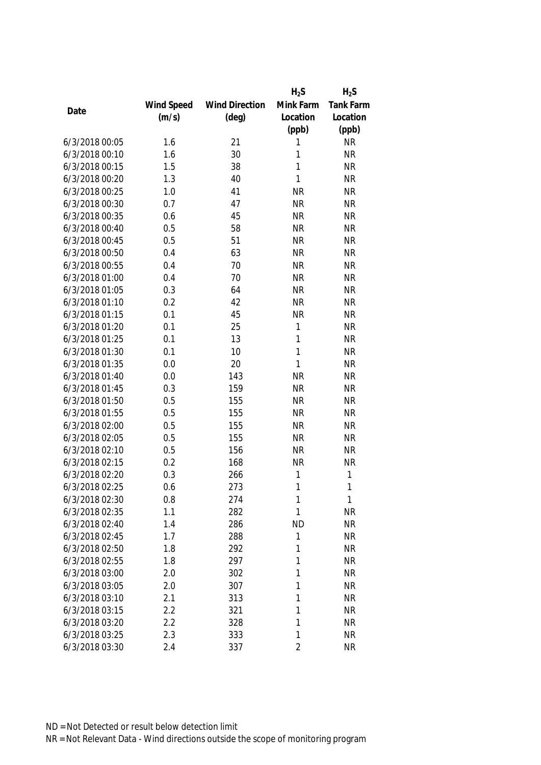| Date | Wind Speed (m/s) | Wind Direction (deg) | $H_2S$ Mink Farm Location (ppb) | $H_2S$ Tank Farm Location (ppb) |
|---|---|---|---|---|
| 6/3/2018 00:05 | 1.6 | 21 | 1 | NR |
| 6/3/2018 00:10 | 1.6 | 30 | 1 | NR |
| 6/3/2018 00:15 | 1.5 | 38 | 1 | NR |
| 6/3/2018 00:20 | 1.3 | 40 | 1 | NR |
| 6/3/2018 00:25 | 1.0 | 41 | NR | NR |
| 6/3/2018 00:30 | 0.7 | 47 | NR | NR |
| 6/3/2018 00:35 | 0.6 | 45 | NR | NR |
| 6/3/2018 00:40 | 0.5 | 58 | NR | NR |
| 6/3/2018 00:45 | 0.5 | 51 | NR | NR |
| 6/3/2018 00:50 | 0.4 | 63 | NR | NR |
| 6/3/2018 00:55 | 0.4 | 70 | NR | NR |
| 6/3/2018 01:00 | 0.4 | 70 | NR | NR |
| 6/3/2018 01:05 | 0.3 | 64 | NR | NR |
| 6/3/2018 01:10 | 0.2 | 42 | NR | NR |
| 6/3/2018 01:15 | 0.1 | 45 | NR | NR |
| 6/3/2018 01:20 | 0.1 | 25 | 1 | NR |
| 6/3/2018 01:25 | 0.1 | 13 | 1 | NR |
| 6/3/2018 01:30 | 0.1 | 10 | 1 | NR |
| 6/3/2018 01:35 | 0.0 | 20 | 1 | NR |
| 6/3/2018 01:40 | 0.0 | 143 | NR | NR |
| 6/3/2018 01:45 | 0.3 | 159 | NR | NR |
| 6/3/2018 01:50 | 0.5 | 155 | NR | NR |
| 6/3/2018 01:55 | 0.5 | 155 | NR | NR |
| 6/3/2018 02:00 | 0.5 | 155 | NR | NR |
| 6/3/2018 02:05 | 0.5 | 155 | NR | NR |
| 6/3/2018 02:10 | 0.5 | 156 | NR | NR |
| 6/3/2018 02:15 | 0.2 | 168 | NR | NR |
| 6/3/2018 02:20 | 0.3 | 266 | 1 | 1 |
| 6/3/2018 02:25 | 0.6 | 273 | 1 | 1 |
| 6/3/2018 02:30 | 0.8 | 274 | 1 | 1 |
| 6/3/2018 02:35 | 1.1 | 282 | 1 | NR |
| 6/3/2018 02:40 | 1.4 | 286 | ND | NR |
| 6/3/2018 02:45 | 1.7 | 288 | 1 | NR |
| 6/3/2018 02:50 | 1.8 | 292 | 1 | NR |
| 6/3/2018 02:55 | 1.8 | 297 | 1 | NR |
| 6/3/2018 03:00 | 2.0 | 302 | 1 | NR |
| 6/3/2018 03:05 | 2.0 | 307 | 1 | NR |
| 6/3/2018 03:10 | 2.1 | 313 | 1 | NR |
| 6/3/2018 03:15 | 2.2 | 321 | 1 | NR |
| 6/3/2018 03:20 | 2.2 | 328 | 1 | NR |
| 6/3/2018 03:25 | 2.3 | 333 | 1 | NR |
| 6/3/2018 03:30 | 2.4 | 337 | 2 | NR |

ND = Not Detected or result below detection limit

NR = Not Relevant Data - Wind directions outside the scope of monitoring program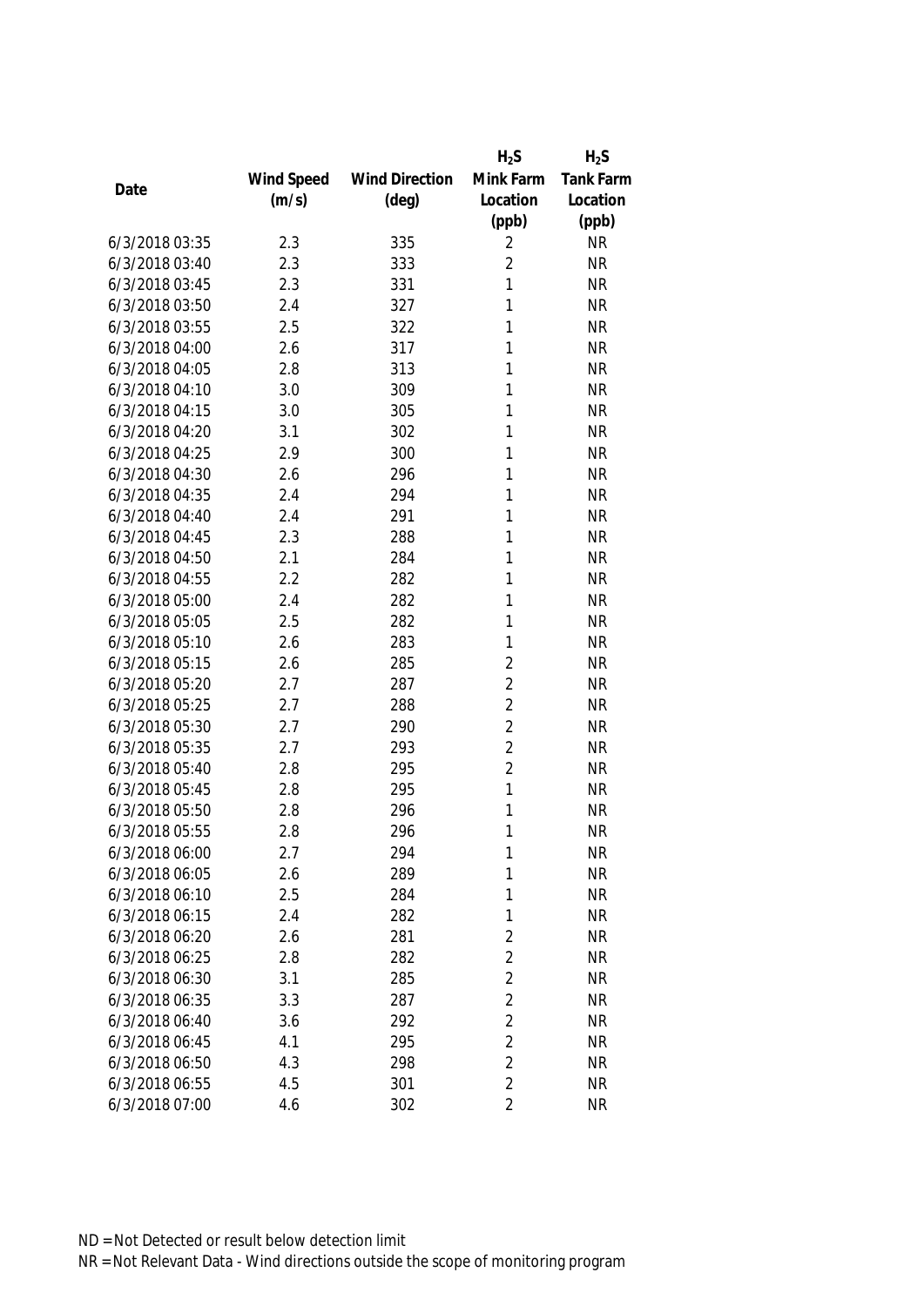| Date | Wind Speed (m/s) | Wind Direction (deg) | $H_2S$ Mink Farm Location (ppb) | $H_2S$ Tank Farm Location (ppb) |
|---|---|---|---|---|
| 6/3/2018 03:35 | 2.3 | 335 | 2 | NR |
| 6/3/2018 03:40 | 2.3 | 333 | 2 | NR |
| 6/3/2018 03:45 | 2.3 | 331 | 1 | NR |
| 6/3/2018 03:50 | 2.4 | 327 | 1 | NR |
| 6/3/2018 03:55 | 2.5 | 322 | 1 | NR |
| 6/3/2018 04:00 | 2.6 | 317 | 1 | NR |
| 6/3/2018 04:05 | 2.8 | 313 | 1 | NR |
| 6/3/2018 04:10 | 3.0 | 309 | 1 | NR |
| 6/3/2018 04:15 | 3.0 | 305 | 1 | NR |
| 6/3/2018 04:20 | 3.1 | 302 | 1 | NR |
| 6/3/2018 04:25 | 2.9 | 300 | 1 | NR |
| 6/3/2018 04:30 | 2.6 | 296 | 1 | NR |
| 6/3/2018 04:35 | 2.4 | 294 | 1 | NR |
| 6/3/2018 04:40 | 2.4 | 291 | 1 | NR |
| 6/3/2018 04:45 | 2.3 | 288 | 1 | NR |
| 6/3/2018 04:50 | 2.1 | 284 | 1 | NR |
| 6/3/2018 04:55 | 2.2 | 282 | 1 | NR |
| 6/3/2018 05:00 | 2.4 | 282 | 1 | NR |
| 6/3/2018 05:05 | 2.5 | 282 | 1 | NR |
| 6/3/2018 05:10 | 2.6 | 283 | 1 | NR |
| 6/3/2018 05:15 | 2.6 | 285 | 2 | NR |
| 6/3/2018 05:20 | 2.7 | 287 | 2 | NR |
| 6/3/2018 05:25 | 2.7 | 288 | 2 | NR |
| 6/3/2018 05:30 | 2.7 | 290 | 2 | NR |
| 6/3/2018 05:35 | 2.7 | 293 | 2 | NR |
| 6/3/2018 05:40 | 2.8 | 295 | 2 | NR |
| 6/3/2018 05:45 | 2.8 | 295 | 1 | NR |
| 6/3/2018 05:50 | 2.8 | 296 | 1 | NR |
| 6/3/2018 05:55 | 2.8 | 296 | 1 | NR |
| 6/3/2018 06:00 | 2.7 | 294 | 1 | NR |
| 6/3/2018 06:05 | 2.6 | 289 | 1 | NR |
| 6/3/2018 06:10 | 2.5 | 284 | 1 | NR |
| 6/3/2018 06:15 | 2.4 | 282 | 1 | NR |
| 6/3/2018 06:20 | 2.6 | 281 | 2 | NR |
| 6/3/2018 06:25 | 2.8 | 282 | 2 | NR |
| 6/3/2018 06:30 | 3.1 | 285 | 2 | NR |
| 6/3/2018 06:35 | 3.3 | 287 | 2 | NR |
| 6/3/2018 06:40 | 3.6 | 292 | 2 | NR |
| 6/3/2018 06:45 | 4.1 | 295 | 2 | NR |
| 6/3/2018 06:50 | 4.3 | 298 | 2 | NR |
| 6/3/2018 06:55 | 4.5 | 301 | 2 | NR |
| 6/3/2018 07:00 | 4.6 | 302 | 2 | NR |

ND = Not Detected or result below detection limit

NR = Not Relevant Data - Wind directions outside the scope of monitoring program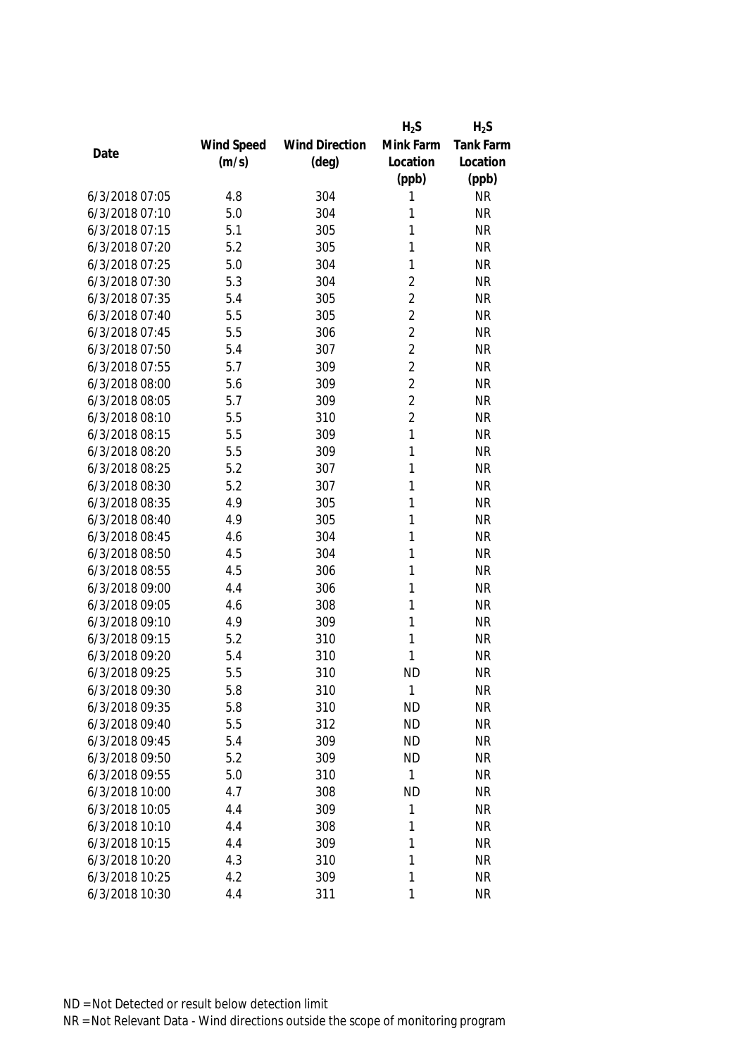| Date | Wind Speed (m/s) | Wind Direction (deg) | $H_2S$ Mink Farm Location (ppb) | $H_2S$ Tank Farm Location (ppb) |
|---|---|---|---|---|
| 6/3/2018 07:05 | 4.8 | 304 | 1 | NR |
| 6/3/2018 07:10 | 5.0 | 304 | 1 | NR |
| 6/3/2018 07:15 | 5.1 | 305 | 1 | NR |
| 6/3/2018 07:20 | 5.2 | 305 | 1 | NR |
| 6/3/2018 07:25 | 5.0 | 304 | 1 | NR |
| 6/3/2018 07:30 | 5.3 | 304 | 2 | NR |
| 6/3/2018 07:35 | 5.4 | 305 | 2 | NR |
| 6/3/2018 07:40 | 5.5 | 305 | 2 | NR |
| 6/3/2018 07:45 | 5.5 | 306 | 2 | NR |
| 6/3/2018 07:50 | 5.4 | 307 | 2 | NR |
| 6/3/2018 07:55 | 5.7 | 309 | 2 | NR |
| 6/3/2018 08:00 | 5.6 | 309 | 2 | NR |
| 6/3/2018 08:05 | 5.7 | 309 | 2 | NR |
| 6/3/2018 08:10 | 5.5 | 310 | 2 | NR |
| 6/3/2018 08:15 | 5.5 | 309 | 1 | NR |
| 6/3/2018 08:20 | 5.5 | 309 | 1 | NR |
| 6/3/2018 08:25 | 5.2 | 307 | 1 | NR |
| 6/3/2018 08:30 | 5.2 | 307 | 1 | NR |
| 6/3/2018 08:35 | 4.9 | 305 | 1 | NR |
| 6/3/2018 08:40 | 4.9 | 305 | 1 | NR |
| 6/3/2018 08:45 | 4.6 | 304 | 1 | NR |
| 6/3/2018 08:50 | 4.5 | 304 | 1 | NR |
| 6/3/2018 08:55 | 4.5 | 306 | 1 | NR |
| 6/3/2018 09:00 | 4.4 | 306 | 1 | NR |
| 6/3/2018 09:05 | 4.6 | 308 | 1 | NR |
| 6/3/2018 09:10 | 4.9 | 309 | 1 | NR |
| 6/3/2018 09:15 | 5.2 | 310 | 1 | NR |
| 6/3/2018 09:20 | 5.4 | 310 | 1 | NR |
| 6/3/2018 09:25 | 5.5 | 310 | ND | NR |
| 6/3/2018 09:30 | 5.8 | 310 | 1 | NR |
| 6/3/2018 09:35 | 5.8 | 310 | ND | NR |
| 6/3/2018 09:40 | 5.5 | 312 | ND | NR |
| 6/3/2018 09:45 | 5.4 | 309 | ND | NR |
| 6/3/2018 09:50 | 5.2 | 309 | ND | NR |
| 6/3/2018 09:55 | 5.0 | 310 | 1 | NR |
| 6/3/2018 10:00 | 4.7 | 308 | ND | NR |
| 6/3/2018 10:05 | 4.4 | 309 | 1 | NR |
| 6/3/2018 10:10 | 4.4 | 308 | 1 | NR |
| 6/3/2018 10:15 | 4.4 | 309 | 1 | NR |
| 6/3/2018 10:20 | 4.3 | 310 | 1 | NR |
| 6/3/2018 10:25 | 4.2 | 309 | 1 | NR |
| 6/3/2018 10:30 | 4.4 | 311 | 1 | NR |

ND = Not Detected or result below detection limit

NR = Not Relevant Data - Wind directions outside the scope of monitoring program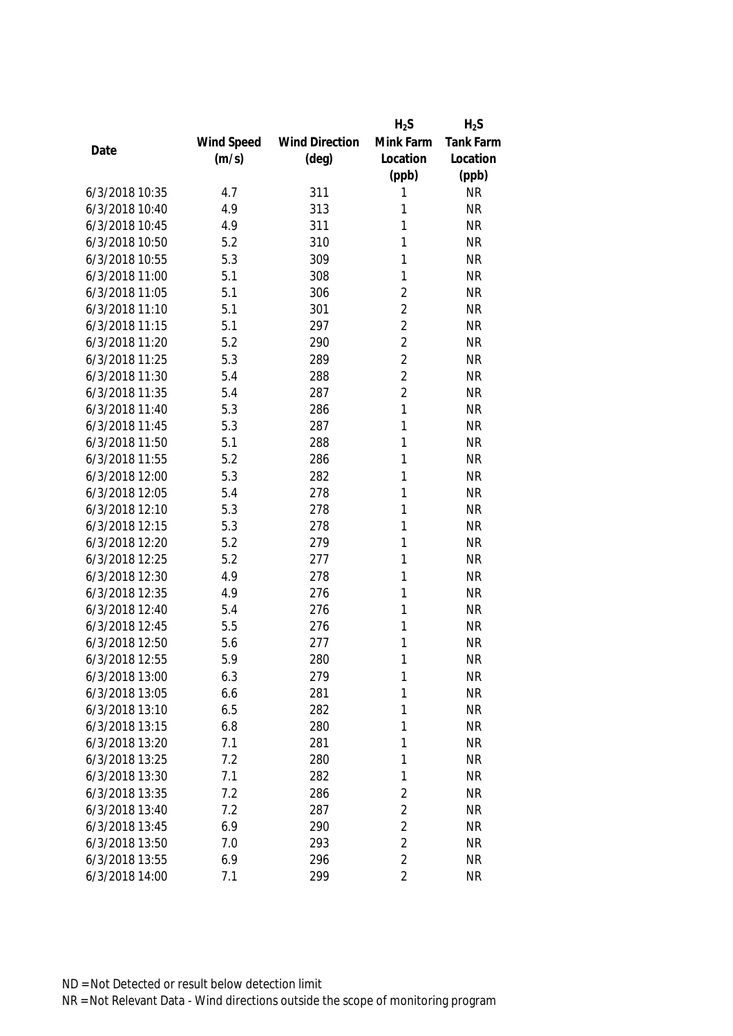| Date | Wind Speed (m/s) | Wind Direction (deg) | $H_2S$ Mink Farm Location (ppb) | $H_2S$ Tank Farm Location (ppb) |
|---|---|---|---|---|
| 6/3/2018 10:35 | 4.7 | 311 | 1 | NR |
| 6/3/2018 10:40 | 4.9 | 313 | 1 | NR |
| 6/3/2018 10:45 | 4.9 | 311 | 1 | NR |
| 6/3/2018 10:50 | 5.2 | 310 | 1 | NR |
| 6/3/2018 10:55 | 5.3 | 309 | 1 | NR |
| 6/3/2018 11:00 | 5.1 | 308 | 1 | NR |
| 6/3/2018 11:05 | 5.1 | 306 | 2 | NR |
| 6/3/2018 11:10 | 5.1 | 301 | 2 | NR |
| 6/3/2018 11:15 | 5.1 | 297 | 2 | NR |
| 6/3/2018 11:20 | 5.2 | 290 | 2 | NR |
| 6/3/2018 11:25 | 5.3 | 289 | 2 | NR |
| 6/3/2018 11:30 | 5.4 | 288 | 2 | NR |
| 6/3/2018 11:35 | 5.4 | 287 | 2 | NR |
| 6/3/2018 11:40 | 5.3 | 286 | 1 | NR |
| 6/3/2018 11:45 | 5.3 | 287 | 1 | NR |
| 6/3/2018 11:50 | 5.1 | 288 | 1 | NR |
| 6/3/2018 11:55 | 5.2 | 286 | 1 | NR |
| 6/3/2018 12:00 | 5.3 | 282 | 1 | NR |
| 6/3/2018 12:05 | 5.4 | 278 | 1 | NR |
| 6/3/2018 12:10 | 5.3 | 278 | 1 | NR |
| 6/3/2018 12:15 | 5.3 | 278 | 1 | NR |
| 6/3/2018 12:20 | 5.2 | 279 | 1 | NR |
| 6/3/2018 12:25 | 5.2 | 277 | 1 | NR |
| 6/3/2018 12:30 | 4.9 | 278 | 1 | NR |
| 6/3/2018 12:35 | 4.9 | 276 | 1 | NR |
| 6/3/2018 12:40 | 5.4 | 276 | 1 | NR |
| 6/3/2018 12:45 | 5.5 | 276 | 1 | NR |
| 6/3/2018 12:50 | 5.6 | 277 | 1 | NR |
| 6/3/2018 12:55 | 5.9 | 280 | 1 | NR |
| 6/3/2018 13:00 | 6.3 | 279 | 1 | NR |
| 6/3/2018 13:05 | 6.6 | 281 | 1 | NR |
| 6/3/2018 13:10 | 6.5 | 282 | 1 | NR |
| 6/3/2018 13:15 | 6.8 | 280 | 1 | NR |
| 6/3/2018 13:20 | 7.1 | 281 | 1 | NR |
| 6/3/2018 13:25 | 7.2 | 280 | 1 | NR |
| 6/3/2018 13:30 | 7.1 | 282 | 1 | NR |
| 6/3/2018 13:35 | 7.2 | 286 | 2 | NR |
| 6/3/2018 13:40 | 7.2 | 287 | 2 | NR |
| 6/3/2018 13:45 | 6.9 | 290 | 2 | NR |
| 6/3/2018 13:50 | 7.0 | 293 | 2 | NR |
| 6/3/2018 13:55 | 6.9 | 296 | 2 | NR |
| 6/3/2018 14:00 | 7.1 | 299 | 2 | NR |

ND = Not Detected or result below detection limit

NR = Not Relevant Data - Wind directions outside the scope of monitoring program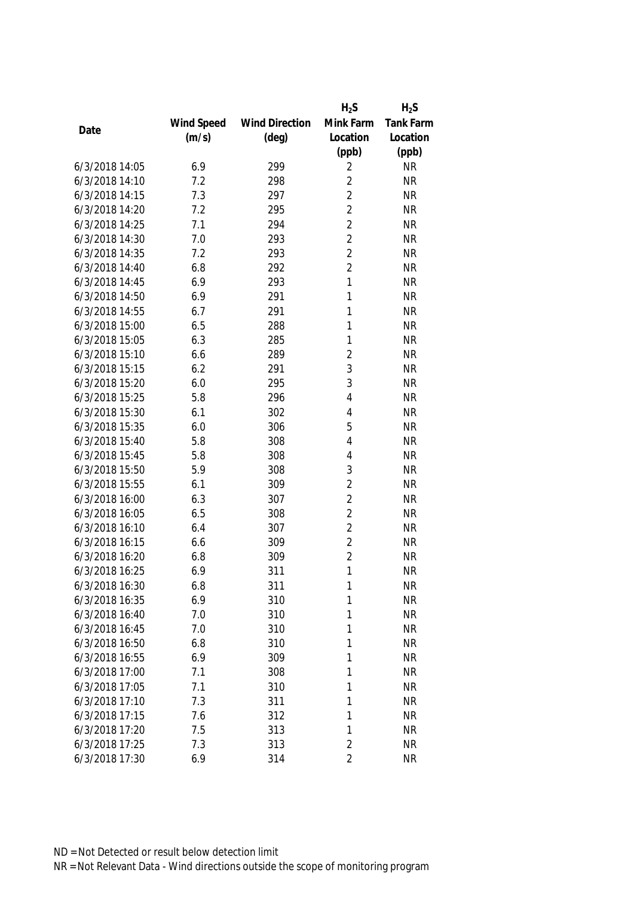| Date | Wind Speed (m/s) | Wind Direction (deg) | $H_2S$ Mink Farm Location (ppb) | $H_2S$ Tank Farm Location (ppb) |
|---|---|---|---|---|
| 6/3/2018 14:05 | 6.9 | 299 | 2 | NR |
| 6/3/2018 14:10 | 7.2 | 298 | 2 | NR |
| 6/3/2018 14:15 | 7.3 | 297 | 2 | NR |
| 6/3/2018 14:20 | 7.2 | 295 | 2 | NR |
| 6/3/2018 14:25 | 7.1 | 294 | 2 | NR |
| 6/3/2018 14:30 | 7.0 | 293 | 2 | NR |
| 6/3/2018 14:35 | 7.2 | 293 | 2 | NR |
| 6/3/2018 14:40 | 6.8 | 292 | 2 | NR |
| 6/3/2018 14:45 | 6.9 | 293 | 1 | NR |
| 6/3/2018 14:50 | 6.9 | 291 | 1 | NR |
| 6/3/2018 14:55 | 6.7 | 291 | 1 | NR |
| 6/3/2018 15:00 | 6.5 | 288 | 1 | NR |
| 6/3/2018 15:05 | 6.3 | 285 | 1 | NR |
| 6/3/2018 15:10 | 6.6 | 289 | 2 | NR |
| 6/3/2018 15:15 | 6.2 | 291 | 3 | NR |
| 6/3/2018 15:20 | 6.0 | 295 | 3 | NR |
| 6/3/2018 15:25 | 5.8 | 296 | 4 | NR |
| 6/3/2018 15:30 | 6.1 | 302 | 4 | NR |
| 6/3/2018 15:35 | 6.0 | 306 | 5 | NR |
| 6/3/2018 15:40 | 5.8 | 308 | 4 | NR |
| 6/3/2018 15:45 | 5.8 | 308 | 4 | NR |
| 6/3/2018 15:50 | 5.9 | 308 | 3 | NR |
| 6/3/2018 15:55 | 6.1 | 309 | 2 | NR |
| 6/3/2018 16:00 | 6.3 | 307 | 2 | NR |
| 6/3/2018 16:05 | 6.5 | 308 | 2 | NR |
| 6/3/2018 16:10 | 6.4 | 307 | 2 | NR |
| 6/3/2018 16:15 | 6.6 | 309 | 2 | NR |
| 6/3/2018 16:20 | 6.8 | 309 | 2 | NR |
| 6/3/2018 16:25 | 6.9 | 311 | 1 | NR |
| 6/3/2018 16:30 | 6.8 | 311 | 1 | NR |
| 6/3/2018 16:35 | 6.9 | 310 | 1 | NR |
| 6/3/2018 16:40 | 7.0 | 310 | 1 | NR |
| 6/3/2018 16:45 | 7.0 | 310 | 1 | NR |
| 6/3/2018 16:50 | 6.8 | 310 | 1 | NR |
| 6/3/2018 16:55 | 6.9 | 309 | 1 | NR |
| 6/3/2018 17:00 | 7.1 | 308 | 1 | NR |
| 6/3/2018 17:05 | 7.1 | 310 | 1 | NR |
| 6/3/2018 17:10 | 7.3 | 311 | 1 | NR |
| 6/3/2018 17:15 | 7.6 | 312 | 1 | NR |
| 6/3/2018 17:20 | 7.5 | 313 | 1 | NR |
| 6/3/2018 17:25 | 7.3 | 313 | 2 | NR |
| 6/3/2018 17:30 | 6.9 | 314 | 2 | NR |

ND = Not Detected or result below detection limit

NR = Not Relevant Data - Wind directions outside the scope of monitoring program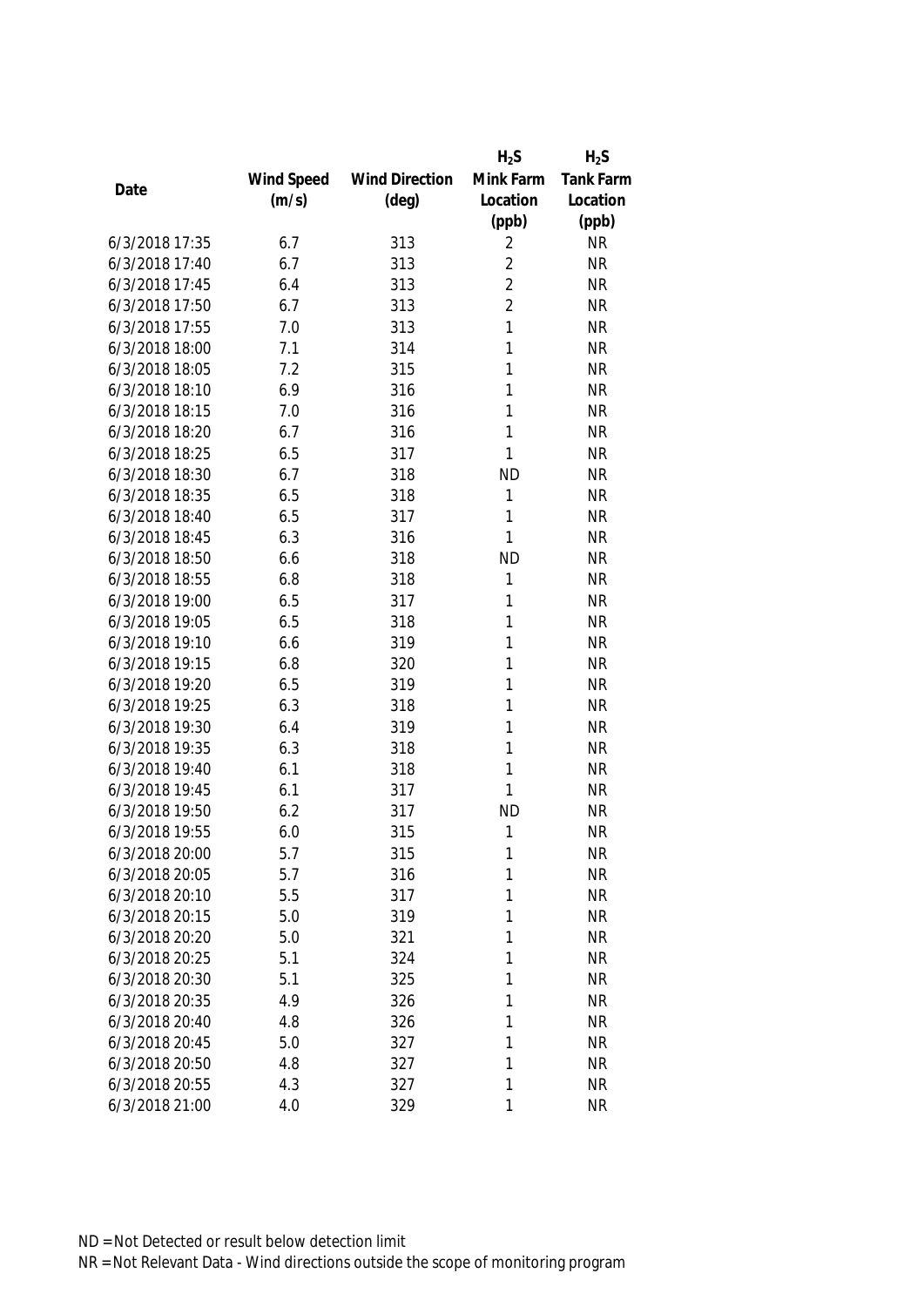| Date | Wind Speed (m/s) | Wind Direction (deg) | $H_2S$ Mink Farm Location (ppb) | $H_2S$ Tank Farm Location (ppb) |
|---|---|---|---|---|
| 6/3/2018 17:35 | 6.7 | 313 | 2 | NR |
| 6/3/2018 17:40 | 6.7 | 313 | 2 | NR |
| 6/3/2018 17:45 | 6.4 | 313 | 2 | NR |
| 6/3/2018 17:50 | 6.7 | 313 | 2 | NR |
| 6/3/2018 17:55 | 7.0 | 313 | 1 | NR |
| 6/3/2018 18:00 | 7.1 | 314 | 1 | NR |
| 6/3/2018 18:05 | 7.2 | 315 | 1 | NR |
| 6/3/2018 18:10 | 6.9 | 316 | 1 | NR |
| 6/3/2018 18:15 | 7.0 | 316 | 1 | NR |
| 6/3/2018 18:20 | 6.7 | 316 | 1 | NR |
| 6/3/2018 18:25 | 6.5 | 317 | 1 | NR |
| 6/3/2018 18:30 | 6.7 | 318 | ND | NR |
| 6/3/2018 18:35 | 6.5 | 318 | 1 | NR |
| 6/3/2018 18:40 | 6.5 | 317 | 1 | NR |
| 6/3/2018 18:45 | 6.3 | 316 | 1 | NR |
| 6/3/2018 18:50 | 6.6 | 318 | ND | NR |
| 6/3/2018 18:55 | 6.8 | 318 | 1 | NR |
| 6/3/2018 19:00 | 6.5 | 317 | 1 | NR |
| 6/3/2018 19:05 | 6.5 | 318 | 1 | NR |
| 6/3/2018 19:10 | 6.6 | 319 | 1 | NR |
| 6/3/2018 19:15 | 6.8 | 320 | 1 | NR |
| 6/3/2018 19:20 | 6.5 | 319 | 1 | NR |
| 6/3/2018 19:25 | 6.3 | 318 | 1 | NR |
| 6/3/2018 19:30 | 6.4 | 319 | 1 | NR |
| 6/3/2018 19:35 | 6.3 | 318 | 1 | NR |
| 6/3/2018 19:40 | 6.1 | 318 | 1 | NR |
| 6/3/2018 19:45 | 6.1 | 317 | 1 | NR |
| 6/3/2018 19:50 | 6.2 | 317 | ND | NR |
| 6/3/2018 19:55 | 6.0 | 315 | 1 | NR |
| 6/3/2018 20:00 | 5.7 | 315 | 1 | NR |
| 6/3/2018 20:05 | 5.7 | 316 | 1 | NR |
| 6/3/2018 20:10 | 5.5 | 317 | 1 | NR |
| 6/3/2018 20:15 | 5.0 | 319 | 1 | NR |
| 6/3/2018 20:20 | 5.0 | 321 | 1 | NR |
| 6/3/2018 20:25 | 5.1 | 324 | 1 | NR |
| 6/3/2018 20:30 | 5.1 | 325 | 1 | NR |
| 6/3/2018 20:35 | 4.9 | 326 | 1 | NR |
| 6/3/2018 20:40 | 4.8 | 326 | 1 | NR |
| 6/3/2018 20:45 | 5.0 | 327 | 1 | NR |
| 6/3/2018 20:50 | 4.8 | 327 | 1 | NR |
| 6/3/2018 20:55 | 4.3 | 327 | 1 | NR |
| 6/3/2018 21:00 | 4.0 | 329 | 1 | NR |

ND = Not Detected or result below detection limit

NR = Not Relevant Data - Wind directions outside the scope of monitoring program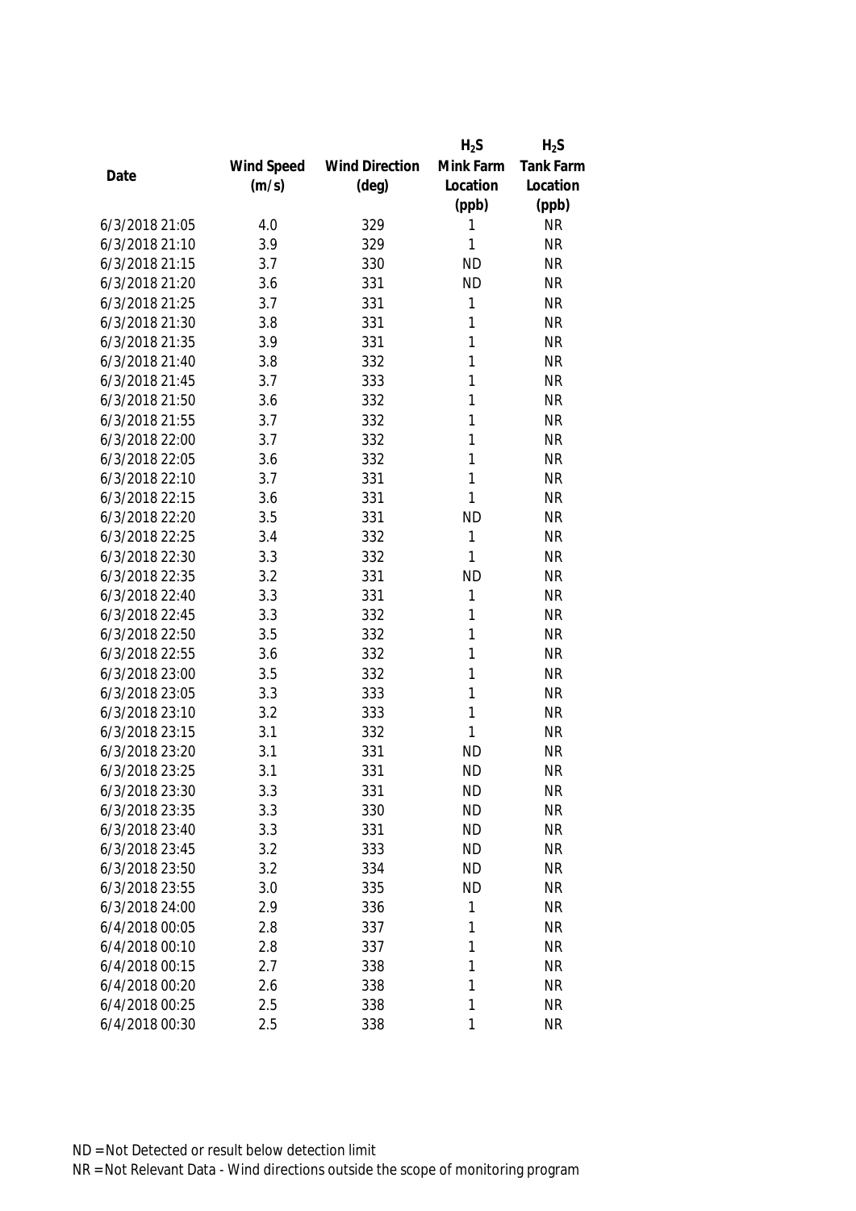| Date | Wind Speed (m/s) | Wind Direction (deg) | $H_2S$ Mink Farm Location (ppb) | $H_2S$ Tank Farm Location (ppb) |
|---|---|---|---|---|
| 6/3/2018 21:05 | 4.0 | 329 | 1 | NR |
| 6/3/2018 21:10 | 3.9 | 329 | 1 | NR |
| 6/3/2018 21:15 | 3.7 | 330 | ND | NR |
| 6/3/2018 21:20 | 3.6 | 331 | ND | NR |
| 6/3/2018 21:25 | 3.7 | 331 | 1 | NR |
| 6/3/2018 21:30 | 3.8 | 331 | 1 | NR |
| 6/3/2018 21:35 | 3.9 | 331 | 1 | NR |
| 6/3/2018 21:40 | 3.8 | 332 | 1 | NR |
| 6/3/2018 21:45 | 3.7 | 333 | 1 | NR |
| 6/3/2018 21:50 | 3.6 | 332 | 1 | NR |
| 6/3/2018 21:55 | 3.7 | 332 | 1 | NR |
| 6/3/2018 22:00 | 3.7 | 332 | 1 | NR |
| 6/3/2018 22:05 | 3.6 | 332 | 1 | NR |
| 6/3/2018 22:10 | 3.7 | 331 | 1 | NR |
| 6/3/2018 22:15 | 3.6 | 331 | 1 | NR |
| 6/3/2018 22:20 | 3.5 | 331 | ND | NR |
| 6/3/2018 22:25 | 3.4 | 332 | 1 | NR |
| 6/3/2018 22:30 | 3.3 | 332 | 1 | NR |
| 6/3/2018 22:35 | 3.2 | 331 | ND | NR |
| 6/3/2018 22:40 | 3.3 | 331 | 1 | NR |
| 6/3/2018 22:45 | 3.3 | 332 | 1 | NR |
| 6/3/2018 22:50 | 3.5 | 332 | 1 | NR |
| 6/3/2018 22:55 | 3.6 | 332 | 1 | NR |
| 6/3/2018 23:00 | 3.5 | 332 | 1 | NR |
| 6/3/2018 23:05 | 3.3 | 333 | 1 | NR |
| 6/3/2018 23:10 | 3.2 | 333 | 1 | NR |
| 6/3/2018 23:15 | 3.1 | 332 | 1 | NR |
| 6/3/2018 23:20 | 3.1 | 331 | ND | NR |
| 6/3/2018 23:25 | 3.1 | 331 | ND | NR |
| 6/3/2018 23:30 | 3.3 | 331 | ND | NR |
| 6/3/2018 23:35 | 3.3 | 330 | ND | NR |
| 6/3/2018 23:40 | 3.3 | 331 | ND | NR |
| 6/3/2018 23:45 | 3.2 | 333 | ND | NR |
| 6/3/2018 23:50 | 3.2 | 334 | ND | NR |
| 6/3/2018 23:55 | 3.0 | 335 | ND | NR |
| 6/3/2018 24:00 | 2.9 | 336 | 1 | NR |
| 6/4/2018 00:05 | 2.8 | 337 | 1 | NR |
| 6/4/2018 00:10 | 2.8 | 337 | 1 | NR |
| 6/4/2018 00:15 | 2.7 | 338 | 1 | NR |
| 6/4/2018 00:20 | 2.6 | 338 | 1 | NR |
| 6/4/2018 00:25 | 2.5 | 338 | 1 | NR |
| 6/4/2018 00:30 | 2.5 | 338 | 1 | NR |

ND = Not Detected or result below detection limit

NR = Not Relevant Data - Wind directions outside the scope of monitoring program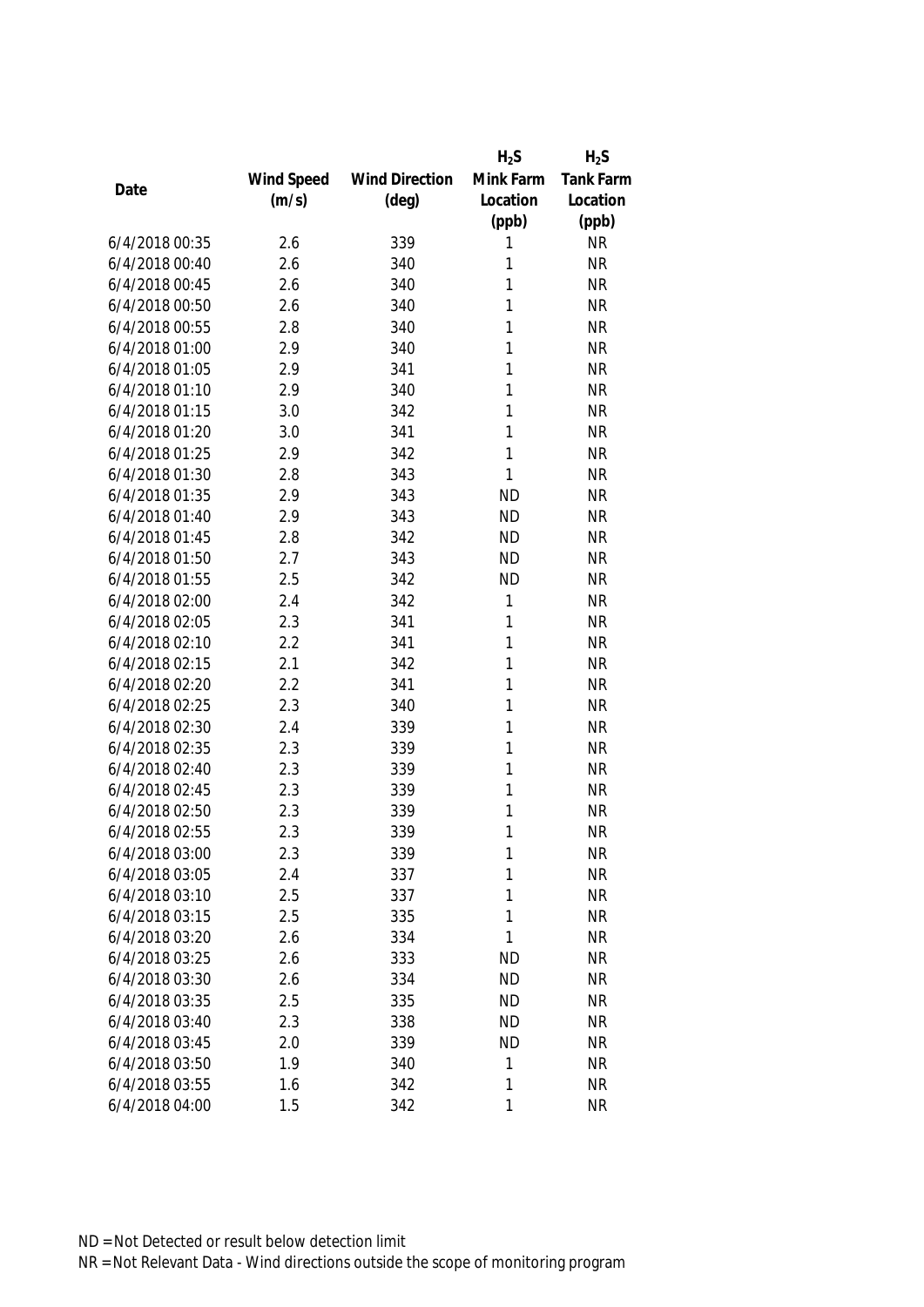| Date | Wind Speed (m/s) | Wind Direction (deg) | $H_2S$ Mink Farm Location (ppb) | $H_2S$ Tank Farm Location (ppb) |
|---|---|---|---|---|
| 6/4/2018 00:35 | 2.6 | 339 | 1 | NR |
| 6/4/2018 00:40 | 2.6 | 340 | 1 | NR |
| 6/4/2018 00:45 | 2.6 | 340 | 1 | NR |
| 6/4/2018 00:50 | 2.6 | 340 | 1 | NR |
| 6/4/2018 00:55 | 2.8 | 340 | 1 | NR |
| 6/4/2018 01:00 | 2.9 | 340 | 1 | NR |
| 6/4/2018 01:05 | 2.9 | 341 | 1 | NR |
| 6/4/2018 01:10 | 2.9 | 340 | 1 | NR |
| 6/4/2018 01:15 | 3.0 | 342 | 1 | NR |
| 6/4/2018 01:20 | 3.0 | 341 | 1 | NR |
| 6/4/2018 01:25 | 2.9 | 342 | 1 | NR |
| 6/4/2018 01:30 | 2.8 | 343 | 1 | NR |
| 6/4/2018 01:35 | 2.9 | 343 | ND | NR |
| 6/4/2018 01:40 | 2.9 | 343 | ND | NR |
| 6/4/2018 01:45 | 2.8 | 342 | ND | NR |
| 6/4/2018 01:50 | 2.7 | 343 | ND | NR |
| 6/4/2018 01:55 | 2.5 | 342 | ND | NR |
| 6/4/2018 02:00 | 2.4 | 342 | 1 | NR |
| 6/4/2018 02:05 | 2.3 | 341 | 1 | NR |
| 6/4/2018 02:10 | 2.2 | 341 | 1 | NR |
| 6/4/2018 02:15 | 2.1 | 342 | 1 | NR |
| 6/4/2018 02:20 | 2.2 | 341 | 1 | NR |
| 6/4/2018 02:25 | 2.3 | 340 | 1 | NR |
| 6/4/2018 02:30 | 2.4 | 339 | 1 | NR |
| 6/4/2018 02:35 | 2.3 | 339 | 1 | NR |
| 6/4/2018 02:40 | 2.3 | 339 | 1 | NR |
| 6/4/2018 02:45 | 2.3 | 339 | 1 | NR |
| 6/4/2018 02:50 | 2.3 | 339 | 1 | NR |
| 6/4/2018 02:55 | 2.3 | 339 | 1 | NR |
| 6/4/2018 03:00 | 2.3 | 339 | 1 | NR |
| 6/4/2018 03:05 | 2.4 | 337 | 1 | NR |
| 6/4/2018 03:10 | 2.5 | 337 | 1 | NR |
| 6/4/2018 03:15 | 2.5 | 335 | 1 | NR |
| 6/4/2018 03:20 | 2.6 | 334 | 1 | NR |
| 6/4/2018 03:25 | 2.6 | 333 | ND | NR |
| 6/4/2018 03:30 | 2.6 | 334 | ND | NR |
| 6/4/2018 03:35 | 2.5 | 335 | ND | NR |
| 6/4/2018 03:40 | 2.3 | 338 | ND | NR |
| 6/4/2018 03:45 | 2.0 | 339 | ND | NR |
| 6/4/2018 03:50 | 1.9 | 340 | 1 | NR |
| 6/4/2018 03:55 | 1.6 | 342 | 1 | NR |
| 6/4/2018 04:00 | 1.5 | 342 | 1 | NR |

ND = Not Detected or result below detection limit

NR = Not Relevant Data - Wind directions outside the scope of monitoring program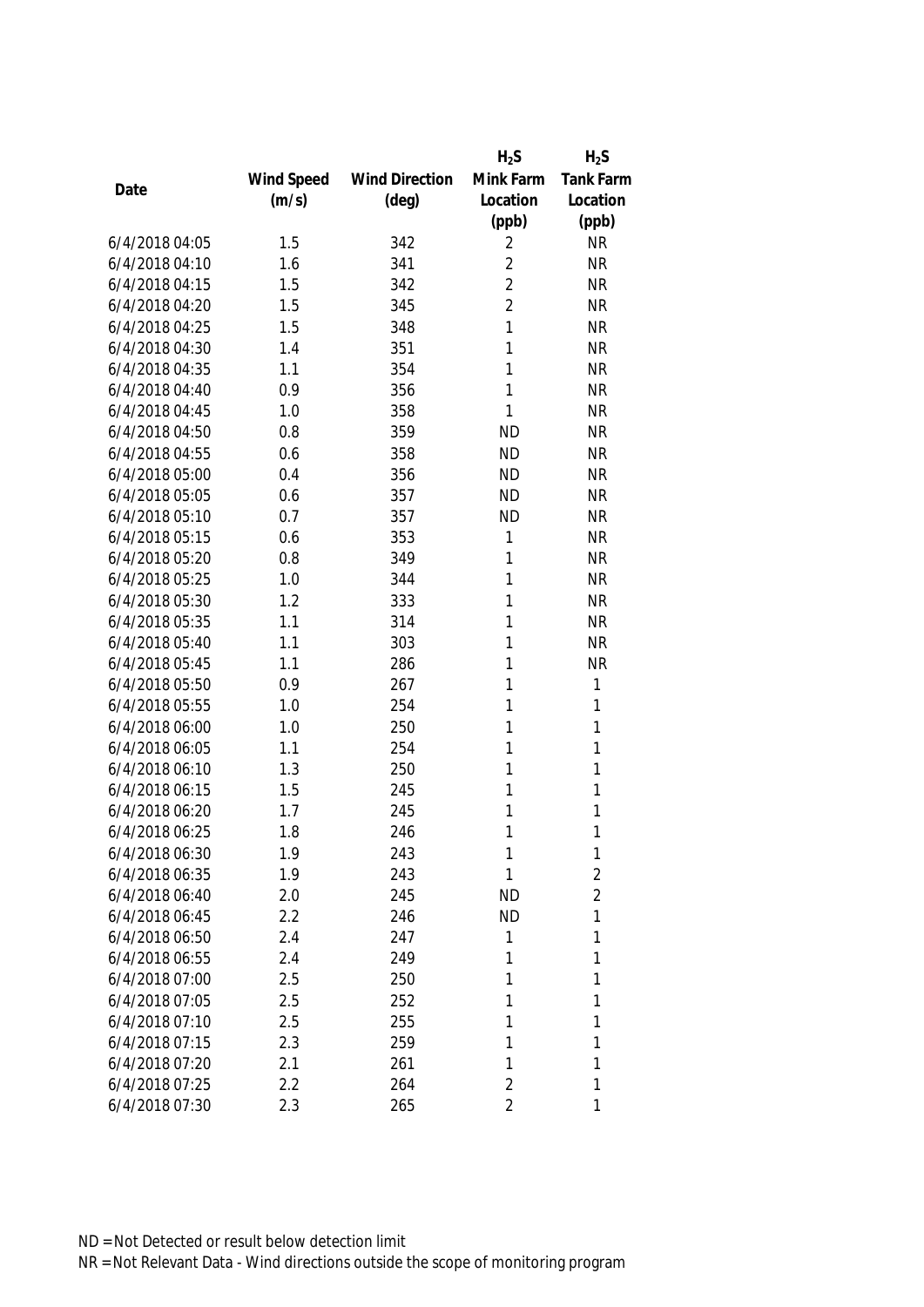| Date | Wind Speed (m/s) | Wind Direction (deg) | $H_2S$ Mink Farm Location (ppb) | $H_2S$ Tank Farm Location (ppb) |
|---|---|---|---|---|
| 6/4/2018 04:05 | 1.5 | 342 | 2 | NR |
| 6/4/2018 04:10 | 1.6 | 341 | 2 | NR |
| 6/4/2018 04:15 | 1.5 | 342 | 2 | NR |
| 6/4/2018 04:20 | 1.5 | 345 | 2 | NR |
| 6/4/2018 04:25 | 1.5 | 348 | 1 | NR |
| 6/4/2018 04:30 | 1.4 | 351 | 1 | NR |
| 6/4/2018 04:35 | 1.1 | 354 | 1 | NR |
| 6/4/2018 04:40 | 0.9 | 356 | 1 | NR |
| 6/4/2018 04:45 | 1.0 | 358 | 1 | NR |
| 6/4/2018 04:50 | 0.8 | 359 | ND | NR |
| 6/4/2018 04:55 | 0.6 | 358 | ND | NR |
| 6/4/2018 05:00 | 0.4 | 356 | ND | NR |
| 6/4/2018 05:05 | 0.6 | 357 | ND | NR |
| 6/4/2018 05:10 | 0.7 | 357 | ND | NR |
| 6/4/2018 05:15 | 0.6 | 353 | 1 | NR |
| 6/4/2018 05:20 | 0.8 | 349 | 1 | NR |
| 6/4/2018 05:25 | 1.0 | 344 | 1 | NR |
| 6/4/2018 05:30 | 1.2 | 333 | 1 | NR |
| 6/4/2018 05:35 | 1.1 | 314 | 1 | NR |
| 6/4/2018 05:40 | 1.1 | 303 | 1 | NR |
| 6/4/2018 05:45 | 1.1 | 286 | 1 | NR |
| 6/4/2018 05:50 | 0.9 | 267 | 1 | 1 |
| 6/4/2018 05:55 | 1.0 | 254 | 1 | 1 |
| 6/4/2018 06:00 | 1.0 | 250 | 1 | 1 |
| 6/4/2018 06:05 | 1.1 | 254 | 1 | 1 |
| 6/4/2018 06:10 | 1.3 | 250 | 1 | 1 |
| 6/4/2018 06:15 | 1.5 | 245 | 1 | 1 |
| 6/4/2018 06:20 | 1.7 | 245 | 1 | 1 |
| 6/4/2018 06:25 | 1.8 | 246 | 1 | 1 |
| 6/4/2018 06:30 | 1.9 | 243 | 1 | 1 |
| 6/4/2018 06:35 | 1.9 | 243 | 1 | 2 |
| 6/4/2018 06:40 | 2.0 | 245 | ND | 2 |
| 6/4/2018 06:45 | 2.2 | 246 | ND | 1 |
| 6/4/2018 06:50 | 2.4 | 247 | 1 | 1 |
| 6/4/2018 06:55 | 2.4 | 249 | 1 | 1 |
| 6/4/2018 07:00 | 2.5 | 250 | 1 | 1 |
| 6/4/2018 07:05 | 2.5 | 252 | 1 | 1 |
| 6/4/2018 07:10 | 2.5 | 255 | 1 | 1 |
| 6/4/2018 07:15 | 2.3 | 259 | 1 | 1 |
| 6/4/2018 07:20 | 2.1 | 261 | 1 | 1 |
| 6/4/2018 07:25 | 2.2 | 264 | 2 | 1 |
| 6/4/2018 07:30 | 2.3 | 265 | 2 | 1 |

ND = Not Detected or result below detection limit

NR = Not Relevant Data - Wind directions outside the scope of monitoring program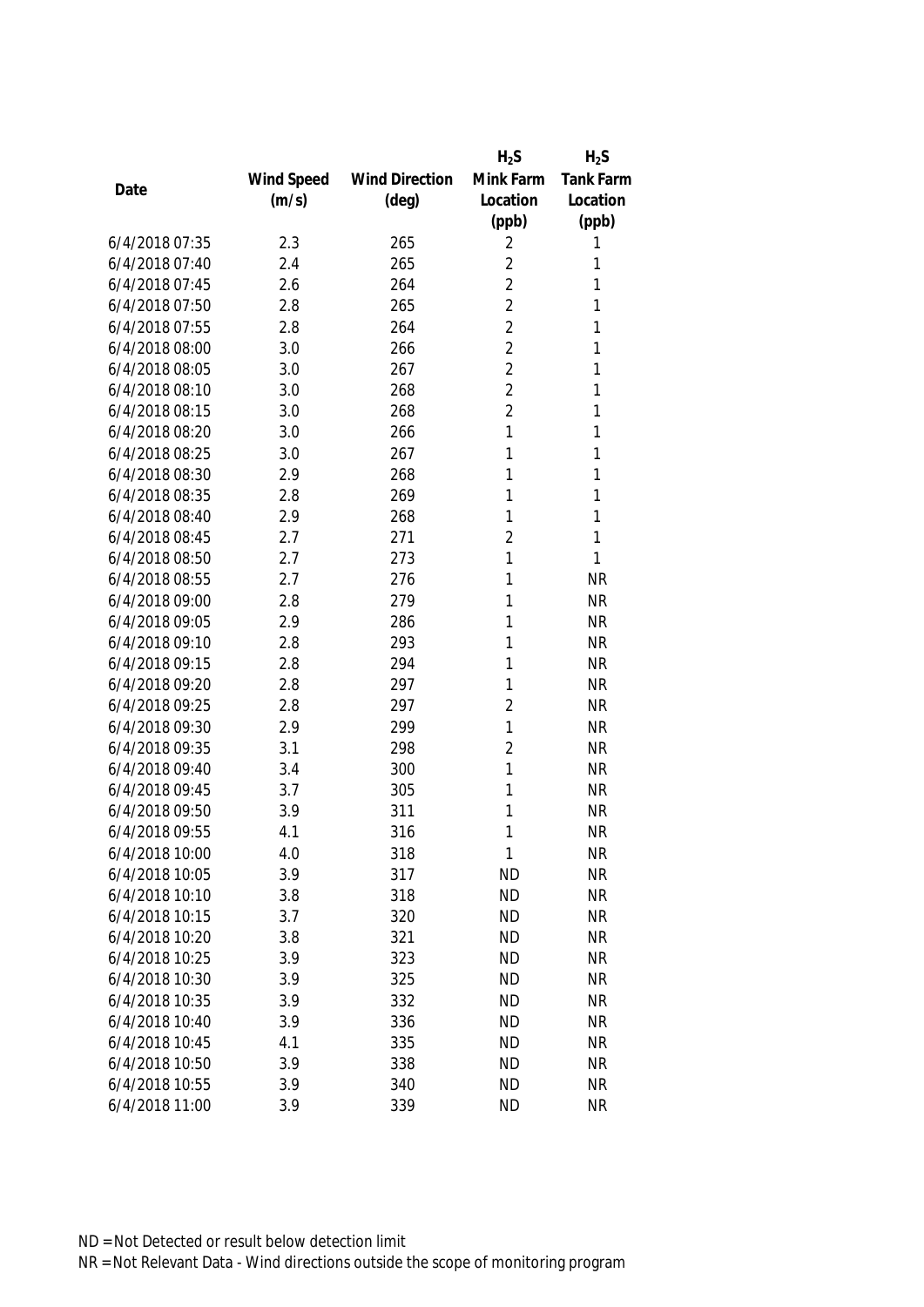| Date | Wind Speed (m/s) | Wind Direction (deg) | $H_2S$ Mink Farm Location (ppb) | $H_2S$ Tank Farm Location (ppb) |
|---|---|---|---|---|
| 6/4/2018 07:35 | 2.3 | 265 | 2 | 1 |
| 6/4/2018 07:40 | 2.4 | 265 | 2 | 1 |
| 6/4/2018 07:45 | 2.6 | 264 | 2 | 1 |
| 6/4/2018 07:50 | 2.8 | 265 | 2 | 1 |
| 6/4/2018 07:55 | 2.8 | 264 | 2 | 1 |
| 6/4/2018 08:00 | 3.0 | 266 | 2 | 1 |
| 6/4/2018 08:05 | 3.0 | 267 | 2 | 1 |
| 6/4/2018 08:10 | 3.0 | 268 | 2 | 1 |
| 6/4/2018 08:15 | 3.0 | 268 | 2 | 1 |
| 6/4/2018 08:20 | 3.0 | 266 | 1 | 1 |
| 6/4/2018 08:25 | 3.0 | 267 | 1 | 1 |
| 6/4/2018 08:30 | 2.9 | 268 | 1 | 1 |
| 6/4/2018 08:35 | 2.8 | 269 | 1 | 1 |
| 6/4/2018 08:40 | 2.9 | 268 | 1 | 1 |
| 6/4/2018 08:45 | 2.7 | 271 | 2 | 1 |
| 6/4/2018 08:50 | 2.7 | 273 | 1 | 1 |
| 6/4/2018 08:55 | 2.7 | 276 | 1 | NR |
| 6/4/2018 09:00 | 2.8 | 279 | 1 | NR |
| 6/4/2018 09:05 | 2.9 | 286 | 1 | NR |
| 6/4/2018 09:10 | 2.8 | 293 | 1 | NR |
| 6/4/2018 09:15 | 2.8 | 294 | 1 | NR |
| 6/4/2018 09:20 | 2.8 | 297 | 1 | NR |
| 6/4/2018 09:25 | 2.8 | 297 | 2 | NR |
| 6/4/2018 09:30 | 2.9 | 299 | 1 | NR |
| 6/4/2018 09:35 | 3.1 | 298 | 2 | NR |
| 6/4/2018 09:40 | 3.4 | 300 | 1 | NR |
| 6/4/2018 09:45 | 3.7 | 305 | 1 | NR |
| 6/4/2018 09:50 | 3.9 | 311 | 1 | NR |
| 6/4/2018 09:55 | 4.1 | 316 | 1 | NR |
| 6/4/2018 10:00 | 4.0 | 318 | 1 | NR |
| 6/4/2018 10:05 | 3.9 | 317 | ND | NR |
| 6/4/2018 10:10 | 3.8 | 318 | ND | NR |
| 6/4/2018 10:15 | 3.7 | 320 | ND | NR |
| 6/4/2018 10:20 | 3.8 | 321 | ND | NR |
| 6/4/2018 10:25 | 3.9 | 323 | ND | NR |
| 6/4/2018 10:30 | 3.9 | 325 | ND | NR |
| 6/4/2018 10:35 | 3.9 | 332 | ND | NR |
| 6/4/2018 10:40 | 3.9 | 336 | ND | NR |
| 6/4/2018 10:45 | 4.1 | 335 | ND | NR |
| 6/4/2018 10:50 | 3.9 | 338 | ND | NR |
| 6/4/2018 10:55 | 3.9 | 340 | ND | NR |
| 6/4/2018 11:00 | 3.9 | 339 | ND | NR |

ND = Not Detected or result below detection limit

NR = Not Relevant Data - Wind directions outside the scope of monitoring program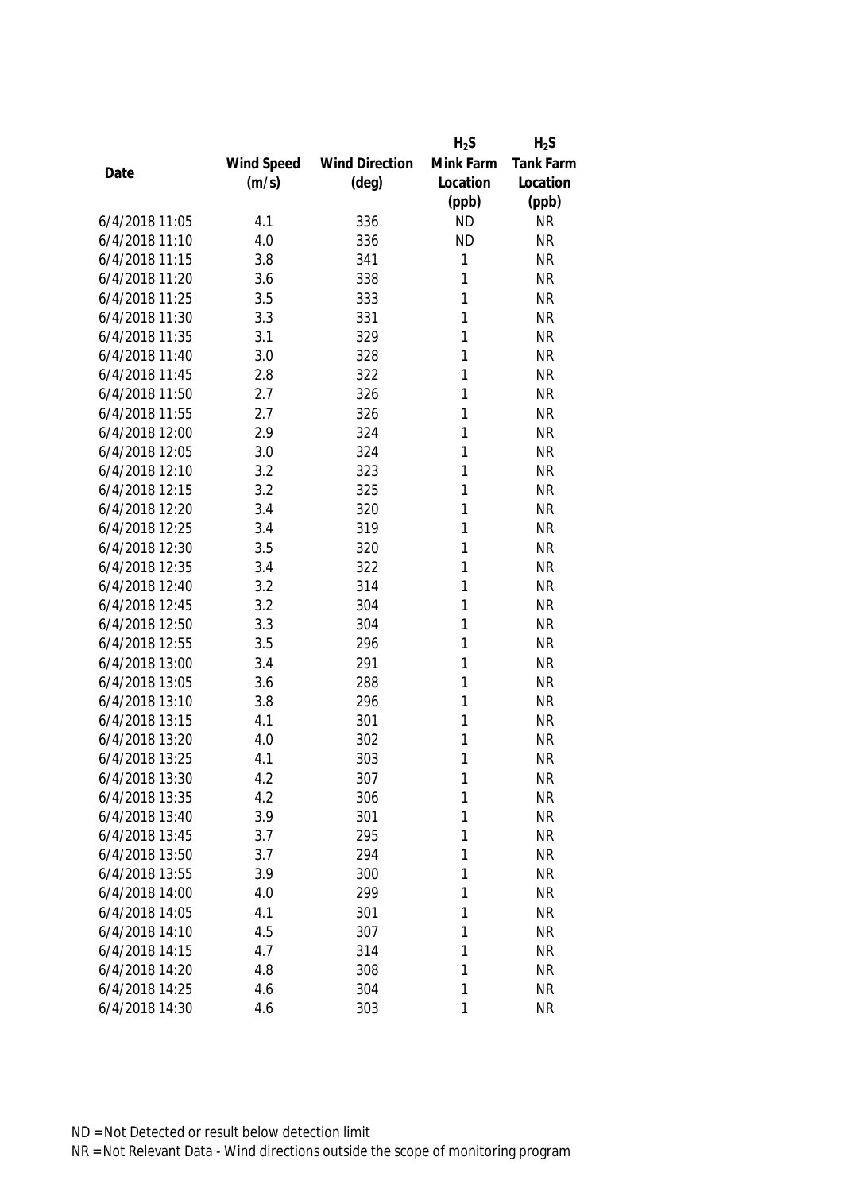| Date | Wind Speed (m/s) | Wind Direction (deg) | $H_2S$ Mink Farm Location (ppb) | $H_2S$ Tank Farm Location (ppb) |
|---|---|---|---|---|
| 6/4/2018 11:05 | 4.1 | 336 | ND | NR |
| 6/4/2018 11:10 | 4.0 | 336 | ND | NR |
| 6/4/2018 11:15 | 3.8 | 341 | 1 | NR |
| 6/4/2018 11:20 | 3.6 | 338 | 1 | NR |
| 6/4/2018 11:25 | 3.5 | 333 | 1 | NR |
| 6/4/2018 11:30 | 3.3 | 331 | 1 | NR |
| 6/4/2018 11:35 | 3.1 | 329 | 1 | NR |
| 6/4/2018 11:40 | 3.0 | 328 | 1 | NR |
| 6/4/2018 11:45 | 2.8 | 322 | 1 | NR |
| 6/4/2018 11:50 | 2.7 | 326 | 1 | NR |
| 6/4/2018 11:55 | 2.7 | 326 | 1 | NR |
| 6/4/2018 12:00 | 2.9 | 324 | 1 | NR |
| 6/4/2018 12:05 | 3.0 | 324 | 1 | NR |
| 6/4/2018 12:10 | 3.2 | 323 | 1 | NR |
| 6/4/2018 12:15 | 3.2 | 325 | 1 | NR |
| 6/4/2018 12:20 | 3.4 | 320 | 1 | NR |
| 6/4/2018 12:25 | 3.4 | 319 | 1 | NR |
| 6/4/2018 12:30 | 3.5 | 320 | 1 | NR |
| 6/4/2018 12:35 | 3.4 | 322 | 1 | NR |
| 6/4/2018 12:40 | 3.2 | 314 | 1 | NR |
| 6/4/2018 12:45 | 3.2 | 304 | 1 | NR |
| 6/4/2018 12:50 | 3.3 | 304 | 1 | NR |
| 6/4/2018 12:55 | 3.5 | 296 | 1 | NR |
| 6/4/2018 13:00 | 3.4 | 291 | 1 | NR |
| 6/4/2018 13:05 | 3.6 | 288 | 1 | NR |
| 6/4/2018 13:10 | 3.8 | 296 | 1 | NR |
| 6/4/2018 13:15 | 4.1 | 301 | 1 | NR |
| 6/4/2018 13:20 | 4.0 | 302 | 1 | NR |
| 6/4/2018 13:25 | 4.1 | 303 | 1 | NR |
| 6/4/2018 13:30 | 4.2 | 307 | 1 | NR |
| 6/4/2018 13:35 | 4.2 | 306 | 1 | NR |
| 6/4/2018 13:40 | 3.9 | 301 | 1 | NR |
| 6/4/2018 13:45 | 3.7 | 295 | 1 | NR |
| 6/4/2018 13:50 | 3.7 | 294 | 1 | NR |
| 6/4/2018 13:55 | 3.9 | 300 | 1 | NR |
| 6/4/2018 14:00 | 4.0 | 299 | 1 | NR |
| 6/4/2018 14:05 | 4.1 | 301 | 1 | NR |
| 6/4/2018 14:10 | 4.5 | 307 | 1 | NR |
| 6/4/2018 14:15 | 4.7 | 314 | 1 | NR |
| 6/4/2018 14:20 | 4.8 | 308 | 1 | NR |
| 6/4/2018 14:25 | 4.6 | 304 | 1 | NR |
| 6/4/2018 14:30 | 4.6 | 303 | 1 | NR |

ND = Not Detected or result below detection limit

NR = Not Relevant Data - Wind directions outside the scope of monitoring program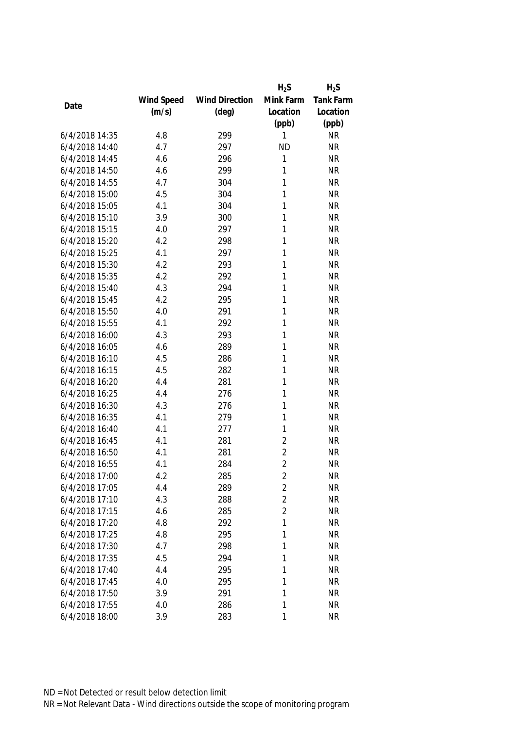| Date | Wind Speed (m/s) | Wind Direction (deg) | $H_2S$ Mink Farm Location (ppb) | $H_2S$ Tank Farm Location (ppb) |
|---|---|---|---|---|
| 6/4/2018 14:35 | 4.8 | 299 | 1 | NR |
| 6/4/2018 14:40 | 4.7 | 297 | ND | NR |
| 6/4/2018 14:45 | 4.6 | 296 | 1 | NR |
| 6/4/2018 14:50 | 4.6 | 299 | 1 | NR |
| 6/4/2018 14:55 | 4.7 | 304 | 1 | NR |
| 6/4/2018 15:00 | 4.5 | 304 | 1 | NR |
| 6/4/2018 15:05 | 4.1 | 304 | 1 | NR |
| 6/4/2018 15:10 | 3.9 | 300 | 1 | NR |
| 6/4/2018 15:15 | 4.0 | 297 | 1 | NR |
| 6/4/2018 15:20 | 4.2 | 298 | 1 | NR |
| 6/4/2018 15:25 | 4.1 | 297 | 1 | NR |
| 6/4/2018 15:30 | 4.2 | 293 | 1 | NR |
| 6/4/2018 15:35 | 4.2 | 292 | 1 | NR |
| 6/4/2018 15:40 | 4.3 | 294 | 1 | NR |
| 6/4/2018 15:45 | 4.2 | 295 | 1 | NR |
| 6/4/2018 15:50 | 4.0 | 291 | 1 | NR |
| 6/4/2018 15:55 | 4.1 | 292 | 1 | NR |
| 6/4/2018 16:00 | 4.3 | 293 | 1 | NR |
| 6/4/2018 16:05 | 4.6 | 289 | 1 | NR |
| 6/4/2018 16:10 | 4.5 | 286 | 1 | NR |
| 6/4/2018 16:15 | 4.5 | 282 | 1 | NR |
| 6/4/2018 16:20 | 4.4 | 281 | 1 | NR |
| 6/4/2018 16:25 | 4.4 | 276 | 1 | NR |
| 6/4/2018 16:30 | 4.3 | 276 | 1 | NR |
| 6/4/2018 16:35 | 4.1 | 279 | 1 | NR |
| 6/4/2018 16:40 | 4.1 | 277 | 1 | NR |
| 6/4/2018 16:45 | 4.1 | 281 | 2 | NR |
| 6/4/2018 16:50 | 4.1 | 281 | 2 | NR |
| 6/4/2018 16:55 | 4.1 | 284 | 2 | NR |
| 6/4/2018 17:00 | 4.2 | 285 | 2 | NR |
| 6/4/2018 17:05 | 4.4 | 289 | 2 | NR |
| 6/4/2018 17:10 | 4.3 | 288 | 2 | NR |
| 6/4/2018 17:15 | 4.6 | 285 | 2 | NR |
| 6/4/2018 17:20 | 4.8 | 292 | 1 | NR |
| 6/4/2018 17:25 | 4.8 | 295 | 1 | NR |
| 6/4/2018 17:30 | 4.7 | 298 | 1 | NR |
| 6/4/2018 17:35 | 4.5 | 294 | 1 | NR |
| 6/4/2018 17:40 | 4.4 | 295 | 1 | NR |
| 6/4/2018 17:45 | 4.0 | 295 | 1 | NR |
| 6/4/2018 17:50 | 3.9 | 291 | 1 | NR |
| 6/4/2018 17:55 | 4.0 | 286 | 1 | NR |
| 6/4/2018 18:00 | 3.9 | 283 | 1 | NR |

ND = Not Detected or result below detection limit

NR = Not Relevant Data - Wind directions outside the scope of monitoring program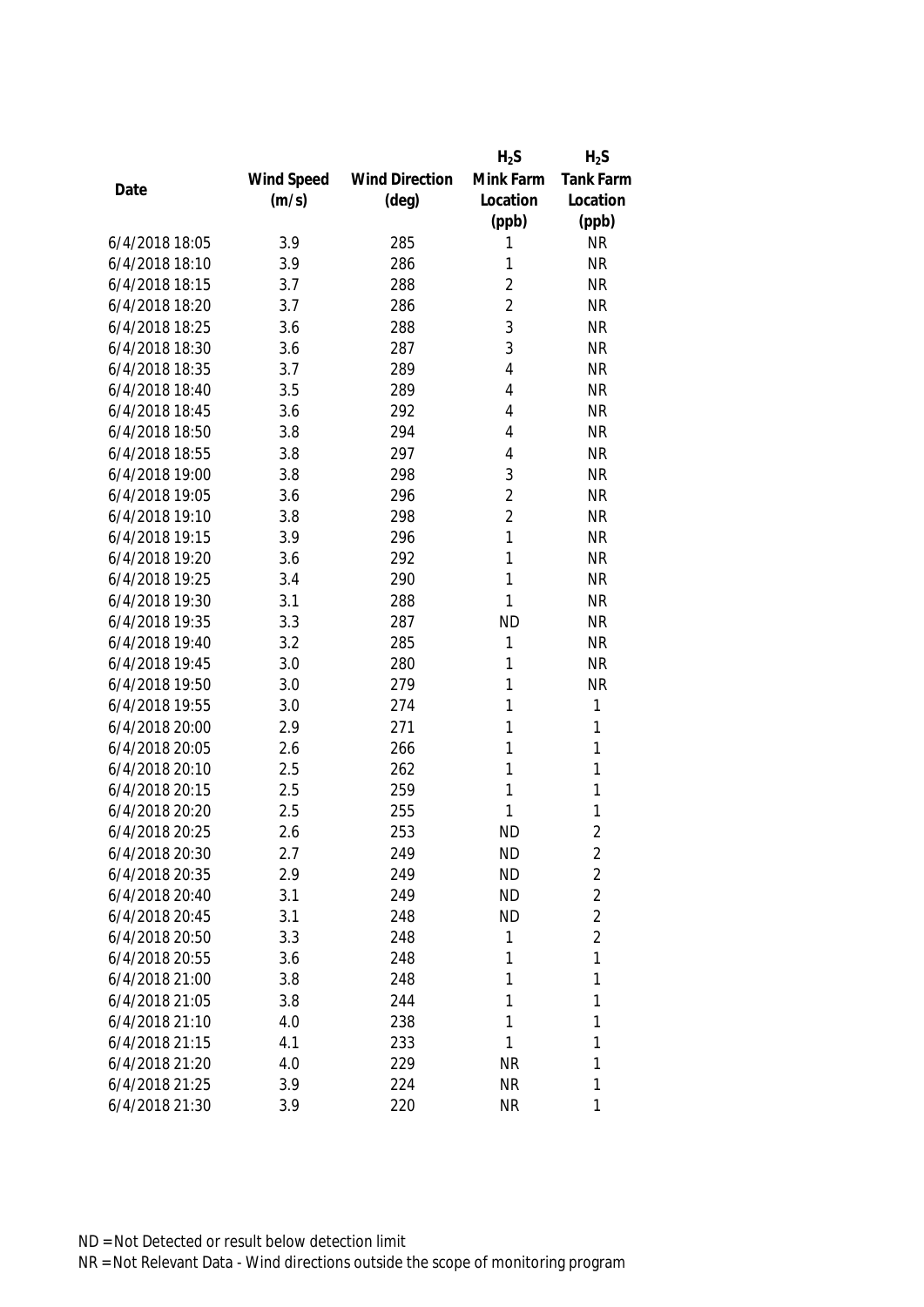| Date | Wind Speed (m/s) | Wind Direction (deg) | $H_2S$ Mink Farm Location (ppb) | $H_2S$ Tank Farm Location (ppb) |
|---|---|---|---|---|
| 6/4/2018 18:05 | 3.9 | 285 | 1 | NR |
| 6/4/2018 18:10 | 3.9 | 286 | 1 | NR |
| 6/4/2018 18:15 | 3.7 | 288 | 2 | NR |
| 6/4/2018 18:20 | 3.7 | 286 | 2 | NR |
| 6/4/2018 18:25 | 3.6 | 288 | 3 | NR |
| 6/4/2018 18:30 | 3.6 | 287 | 3 | NR |
| 6/4/2018 18:35 | 3.7 | 289 | 4 | NR |
| 6/4/2018 18:40 | 3.5 | 289 | 4 | NR |
| 6/4/2018 18:45 | 3.6 | 292 | 4 | NR |
| 6/4/2018 18:50 | 3.8 | 294 | 4 | NR |
| 6/4/2018 18:55 | 3.8 | 297 | 4 | NR |
| 6/4/2018 19:00 | 3.8 | 298 | 3 | NR |
| 6/4/2018 19:05 | 3.6 | 296 | 2 | NR |
| 6/4/2018 19:10 | 3.8 | 298 | 2 | NR |
| 6/4/2018 19:15 | 3.9 | 296 | 1 | NR |
| 6/4/2018 19:20 | 3.6 | 292 | 1 | NR |
| 6/4/2018 19:25 | 3.4 | 290 | 1 | NR |
| 6/4/2018 19:30 | 3.1 | 288 | 1 | NR |
| 6/4/2018 19:35 | 3.3 | 287 | ND | NR |
| 6/4/2018 19:40 | 3.2 | 285 | 1 | NR |
| 6/4/2018 19:45 | 3.0 | 280 | 1 | NR |
| 6/4/2018 19:50 | 3.0 | 279 | 1 | NR |
| 6/4/2018 19:55 | 3.0 | 274 | 1 | 1 |
| 6/4/2018 20:00 | 2.9 | 271 | 1 | 1 |
| 6/4/2018 20:05 | 2.6 | 266 | 1 | 1 |
| 6/4/2018 20:10 | 2.5 | 262 | 1 | 1 |
| 6/4/2018 20:15 | 2.5 | 259 | 1 | 1 |
| 6/4/2018 20:20 | 2.5 | 255 | 1 | 1 |
| 6/4/2018 20:25 | 2.6 | 253 | ND | 2 |
| 6/4/2018 20:30 | 2.7 | 249 | ND | 2 |
| 6/4/2018 20:35 | 2.9 | 249 | ND | 2 |
| 6/4/2018 20:40 | 3.1 | 249 | ND | 2 |
| 6/4/2018 20:45 | 3.1 | 248 | ND | 2 |
| 6/4/2018 20:50 | 3.3 | 248 | 1 | 2 |
| 6/4/2018 20:55 | 3.6 | 248 | 1 | 1 |
| 6/4/2018 21:00 | 3.8 | 248 | 1 | 1 |
| 6/4/2018 21:05 | 3.8 | 244 | 1 | 1 |
| 6/4/2018 21:10 | 4.0 | 238 | 1 | 1 |
| 6/4/2018 21:15 | 4.1 | 233 | 1 | 1 |
| 6/4/2018 21:20 | 4.0 | 229 | NR | 1 |
| 6/4/2018 21:25 | 3.9 | 224 | NR | 1 |
| 6/4/2018 21:30 | 3.9 | 220 | NR | 1 |

ND = Not Detected or result below detection limit

NR = Not Relevant Data - Wind directions outside the scope of monitoring program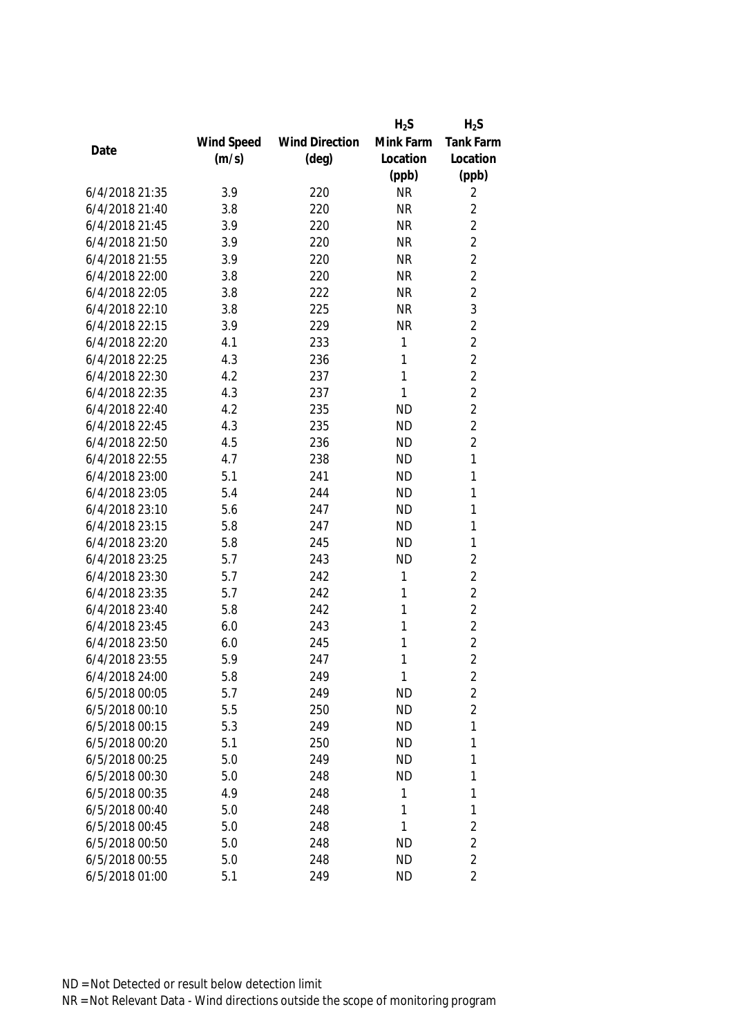| Date | Wind Speed (m/s) | Wind Direction (deg) | $H_2S$ Mink Farm Location (ppb) | $H_2S$ Tank Farm Location (ppb) |
|---|---|---|---|---|
| 6/4/2018 21:35 | 3.9 | 220 | NR | 2 |
| 6/4/2018 21:40 | 3.8 | 220 | NR | 2 |
| 6/4/2018 21:45 | 3.9 | 220 | NR | 2 |
| 6/4/2018 21:50 | 3.9 | 220 | NR | 2 |
| 6/4/2018 21:55 | 3.9 | 220 | NR | 2 |
| 6/4/2018 22:00 | 3.8 | 220 | NR | 2 |
| 6/4/2018 22:05 | 3.8 | 222 | NR | 2 |
| 6/4/2018 22:10 | 3.8 | 225 | NR | 3 |
| 6/4/2018 22:15 | 3.9 | 229 | NR | 2 |
| 6/4/2018 22:20 | 4.1 | 233 | 1 | 2 |
| 6/4/2018 22:25 | 4.3 | 236 | 1 | 2 |
| 6/4/2018 22:30 | 4.2 | 237 | 1 | 2 |
| 6/4/2018 22:35 | 4.3 | 237 | 1 | 2 |
| 6/4/2018 22:40 | 4.2 | 235 | ND | 2 |
| 6/4/2018 22:45 | 4.3 | 235 | ND | 2 |
| 6/4/2018 22:50 | 4.5 | 236 | ND | 2 |
| 6/4/2018 22:55 | 4.7 | 238 | ND | 1 |
| 6/4/2018 23:00 | 5.1 | 241 | ND | 1 |
| 6/4/2018 23:05 | 5.4 | 244 | ND | 1 |
| 6/4/2018 23:10 | 5.6 | 247 | ND | 1 |
| 6/4/2018 23:15 | 5.8 | 247 | ND | 1 |
| 6/4/2018 23:20 | 5.8 | 245 | ND | 1 |
| 6/4/2018 23:25 | 5.7 | 243 | ND | 2 |
| 6/4/2018 23:30 | 5.7 | 242 | 1 | 2 |
| 6/4/2018 23:35 | 5.7 | 242 | 1 | 2 |
| 6/4/2018 23:40 | 5.8 | 242 | 1 | 2 |
| 6/4/2018 23:45 | 6.0 | 243 | 1 | 2 |
| 6/4/2018 23:50 | 6.0 | 245 | 1 | 2 |
| 6/4/2018 23:55 | 5.9 | 247 | 1 | 2 |
| 6/4/2018 24:00 | 5.8 | 249 | 1 | 2 |
| 6/5/2018 00:05 | 5.7 | 249 | ND | 2 |
| 6/5/2018 00:10 | 5.5 | 250 | ND | 2 |
| 6/5/2018 00:15 | 5.3 | 249 | ND | 1 |
| 6/5/2018 00:20 | 5.1 | 250 | ND | 1 |
| 6/5/2018 00:25 | 5.0 | 249 | ND | 1 |
| 6/5/2018 00:30 | 5.0 | 248 | ND | 1 |
| 6/5/2018 00:35 | 4.9 | 248 | 1 | 1 |
| 6/5/2018 00:40 | 5.0 | 248 | 1 | 1 |
| 6/5/2018 00:45 | 5.0 | 248 | 1 | 2 |
| 6/5/2018 00:50 | 5.0 | 248 | ND | 2 |
| 6/5/2018 00:55 | 5.0 | 248 | ND | 2 |
| 6/5/2018 01:00 | 5.1 | 249 | ND | 2 |

ND = Not Detected or result below detection limit

NR = Not Relevant Data - Wind directions outside the scope of monitoring program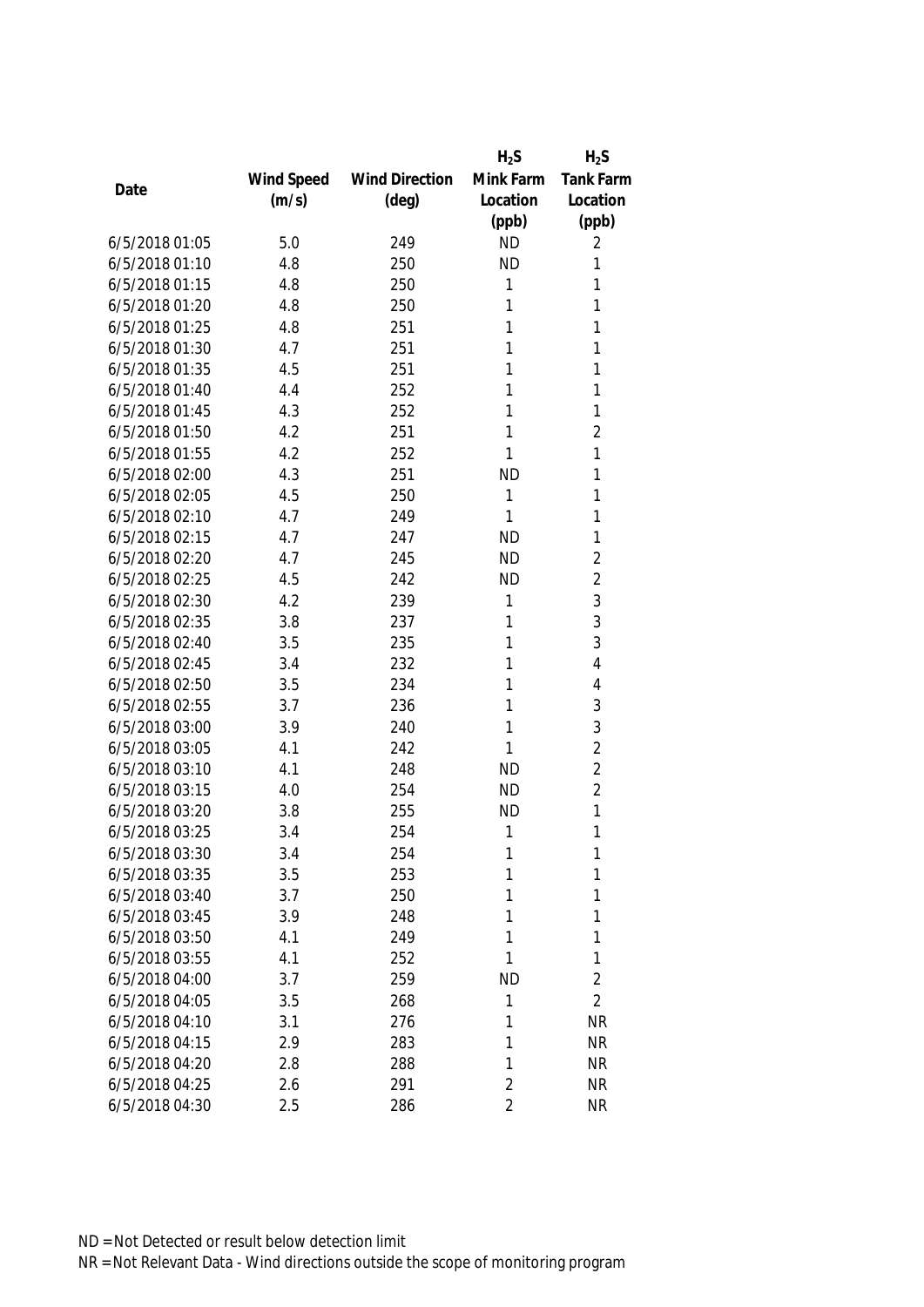| Date | Wind Speed (m/s) | Wind Direction (deg) | $H_2S$ Mink Farm Location (ppb) | $H_2S$ Tank Farm Location (ppb) |
|---|---|---|---|---|
| 6/5/2018 01:05 | 5.0 | 249 | ND | 2 |
| 6/5/2018 01:10 | 4.8 | 250 | ND | 1 |
| 6/5/2018 01:15 | 4.8 | 250 | 1 | 1 |
| 6/5/2018 01:20 | 4.8 | 250 | 1 | 1 |
| 6/5/2018 01:25 | 4.8 | 251 | 1 | 1 |
| 6/5/2018 01:30 | 4.7 | 251 | 1 | 1 |
| 6/5/2018 01:35 | 4.5 | 251 | 1 | 1 |
| 6/5/2018 01:40 | 4.4 | 252 | 1 | 1 |
| 6/5/2018 01:45 | 4.3 | 252 | 1 | 1 |
| 6/5/2018 01:50 | 4.2 | 251 | 1 | 2 |
| 6/5/2018 01:55 | 4.2 | 252 | 1 | 1 |
| 6/5/2018 02:00 | 4.3 | 251 | ND | 1 |
| 6/5/2018 02:05 | 4.5 | 250 | 1 | 1 |
| 6/5/2018 02:10 | 4.7 | 249 | 1 | 1 |
| 6/5/2018 02:15 | 4.7 | 247 | ND | 1 |
| 6/5/2018 02:20 | 4.7 | 245 | ND | 2 |
| 6/5/2018 02:25 | 4.5 | 242 | ND | 2 |
| 6/5/2018 02:30 | 4.2 | 239 | 1 | 3 |
| 6/5/2018 02:35 | 3.8 | 237 | 1 | 3 |
| 6/5/2018 02:40 | 3.5 | 235 | 1 | 3 |
| 6/5/2018 02:45 | 3.4 | 232 | 1 | 4 |
| 6/5/2018 02:50 | 3.5 | 234 | 1 | 4 |
| 6/5/2018 02:55 | 3.7 | 236 | 1 | 3 |
| 6/5/2018 03:00 | 3.9 | 240 | 1 | 3 |
| 6/5/2018 03:05 | 4.1 | 242 | 1 | 2 |
| 6/5/2018 03:10 | 4.1 | 248 | ND | 2 |
| 6/5/2018 03:15 | 4.0 | 254 | ND | 2 |
| 6/5/2018 03:20 | 3.8 | 255 | ND | 1 |
| 6/5/2018 03:25 | 3.4 | 254 | 1 | 1 |
| 6/5/2018 03:30 | 3.4 | 254 | 1 | 1 |
| 6/5/2018 03:35 | 3.5 | 253 | 1 | 1 |
| 6/5/2018 03:40 | 3.7 | 250 | 1 | 1 |
| 6/5/2018 03:45 | 3.9 | 248 | 1 | 1 |
| 6/5/2018 03:50 | 4.1 | 249 | 1 | 1 |
| 6/5/2018 03:55 | 4.1 | 252 | 1 | 1 |
| 6/5/2018 04:00 | 3.7 | 259 | ND | 2 |
| 6/5/2018 04:05 | 3.5 | 268 | 1 | 2 |
| 6/5/2018 04:10 | 3.1 | 276 | 1 | NR |
| 6/5/2018 04:15 | 2.9 | 283 | 1 | NR |
| 6/5/2018 04:20 | 2.8 | 288 | 1 | NR |
| 6/5/2018 04:25 | 2.6 | 291 | 2 | NR |
| 6/5/2018 04:30 | 2.5 | 286 | 2 | NR |

ND = Not Detected or result below detection limit

NR = Not Relevant Data - Wind directions outside the scope of monitoring program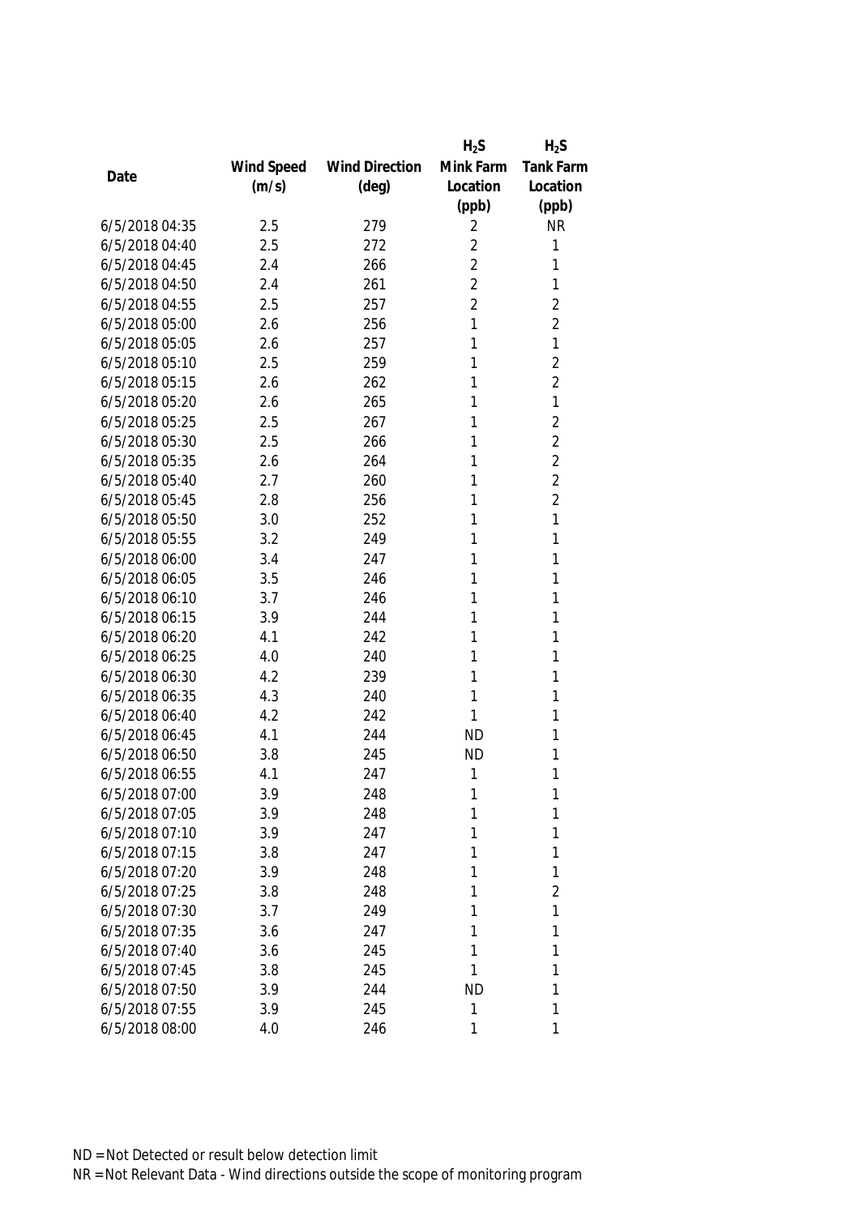| Date | Wind Speed (m/s) | Wind Direction (deg) | $H_2S$ Mink Farm Location (ppb) | $H_2S$ Tank Farm Location (ppb) |
|---|---|---|---|---|
| 6/5/2018 04:35 | 2.5 | 279 | 2 | NR |
| 6/5/2018 04:40 | 2.5 | 272 | 2 | 1 |
| 6/5/2018 04:45 | 2.4 | 266 | 2 | 1 |
| 6/5/2018 04:50 | 2.4 | 261 | 2 | 1 |
| 6/5/2018 04:55 | 2.5 | 257 | 2 | 2 |
| 6/5/2018 05:00 | 2.6 | 256 | 1 | 2 |
| 6/5/2018 05:05 | 2.6 | 257 | 1 | 1 |
| 6/5/2018 05:10 | 2.5 | 259 | 1 | 2 |
| 6/5/2018 05:15 | 2.6 | 262 | 1 | 2 |
| 6/5/2018 05:20 | 2.6 | 265 | 1 | 1 |
| 6/5/2018 05:25 | 2.5 | 267 | 1 | 2 |
| 6/5/2018 05:30 | 2.5 | 266 | 1 | 2 |
| 6/5/2018 05:35 | 2.6 | 264 | 1 | 2 |
| 6/5/2018 05:40 | 2.7 | 260 | 1 | 2 |
| 6/5/2018 05:45 | 2.8 | 256 | 1 | 2 |
| 6/5/2018 05:50 | 3.0 | 252 | 1 | 1 |
| 6/5/2018 05:55 | 3.2 | 249 | 1 | 1 |
| 6/5/2018 06:00 | 3.4 | 247 | 1 | 1 |
| 6/5/2018 06:05 | 3.5 | 246 | 1 | 1 |
| 6/5/2018 06:10 | 3.7 | 246 | 1 | 1 |
| 6/5/2018 06:15 | 3.9 | 244 | 1 | 1 |
| 6/5/2018 06:20 | 4.1 | 242 | 1 | 1 |
| 6/5/2018 06:25 | 4.0 | 240 | 1 | 1 |
| 6/5/2018 06:30 | 4.2 | 239 | 1 | 1 |
| 6/5/2018 06:35 | 4.3 | 240 | 1 | 1 |
| 6/5/2018 06:40 | 4.2 | 242 | 1 | 1 |
| 6/5/2018 06:45 | 4.1 | 244 | ND | 1 |
| 6/5/2018 06:50 | 3.8 | 245 | ND | 1 |
| 6/5/2018 06:55 | 4.1 | 247 | 1 | 1 |
| 6/5/2018 07:00 | 3.9 | 248 | 1 | 1 |
| 6/5/2018 07:05 | 3.9 | 248 | 1 | 1 |
| 6/5/2018 07:10 | 3.9 | 247 | 1 | 1 |
| 6/5/2018 07:15 | 3.8 | 247 | 1 | 1 |
| 6/5/2018 07:20 | 3.9 | 248 | 1 | 1 |
| 6/5/2018 07:25 | 3.8 | 248 | 1 | 2 |
| 6/5/2018 07:30 | 3.7 | 249 | 1 | 1 |
| 6/5/2018 07:35 | 3.6 | 247 | 1 | 1 |
| 6/5/2018 07:40 | 3.6 | 245 | 1 | 1 |
| 6/5/2018 07:45 | 3.8 | 245 | 1 | 1 |
| 6/5/2018 07:50 | 3.9 | 244 | ND | 1 |
| 6/5/2018 07:55 | 3.9 | 245 | 1 | 1 |
| 6/5/2018 08:00 | 4.0 | 246 | 1 | 1 |

ND = Not Detected or result below detection limit

NR = Not Relevant Data - Wind directions outside the scope of monitoring program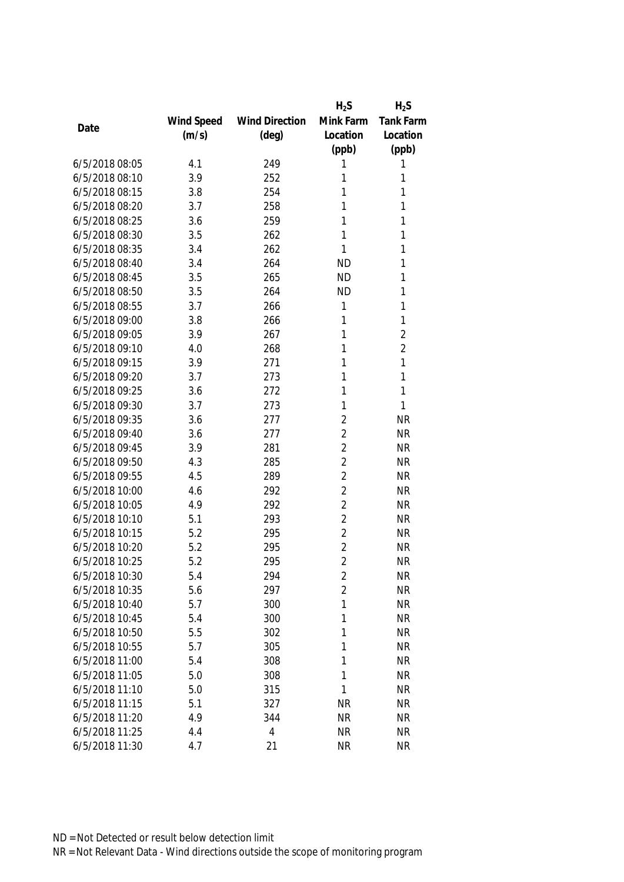| Date | Wind Speed (m/s) | Wind Direction (deg) | $H_2S$ Mink Farm Location (ppb) | $H_2S$ Tank Farm Location (ppb) |
|---|---|---|---|---|
| 6/5/2018 08:05 | 4.1 | 249 | 1 | 1 |
| 6/5/2018 08:10 | 3.9 | 252 | 1 | 1 |
| 6/5/2018 08:15 | 3.8 | 254 | 1 | 1 |
| 6/5/2018 08:20 | 3.7 | 258 | 1 | 1 |
| 6/5/2018 08:25 | 3.6 | 259 | 1 | 1 |
| 6/5/2018 08:30 | 3.5 | 262 | 1 | 1 |
| 6/5/2018 08:35 | 3.4 | 262 | 1 | 1 |
| 6/5/2018 08:40 | 3.4 | 264 | ND | 1 |
| 6/5/2018 08:45 | 3.5 | 265 | ND | 1 |
| 6/5/2018 08:50 | 3.5 | 264 | ND | 1 |
| 6/5/2018 08:55 | 3.7 | 266 | 1 | 1 |
| 6/5/2018 09:00 | 3.8 | 266 | 1 | 1 |
| 6/5/2018 09:05 | 3.9 | 267 | 1 | 2 |
| 6/5/2018 09:10 | 4.0 | 268 | 1 | 2 |
| 6/5/2018 09:15 | 3.9 | 271 | 1 | 1 |
| 6/5/2018 09:20 | 3.7 | 273 | 1 | 1 |
| 6/5/2018 09:25 | 3.6 | 272 | 1 | 1 |
| 6/5/2018 09:30 | 3.7 | 273 | 1 | 1 |
| 6/5/2018 09:35 | 3.6 | 277 | 2 | NR |
| 6/5/2018 09:40 | 3.6 | 277 | 2 | NR |
| 6/5/2018 09:45 | 3.9 | 281 | 2 | NR |
| 6/5/2018 09:50 | 4.3 | 285 | 2 | NR |
| 6/5/2018 09:55 | 4.5 | 289 | 2 | NR |
| 6/5/2018 10:00 | 4.6 | 292 | 2 | NR |
| 6/5/2018 10:05 | 4.9 | 292 | 2 | NR |
| 6/5/2018 10:10 | 5.1 | 293 | 2 | NR |
| 6/5/2018 10:15 | 5.2 | 295 | 2 | NR |
| 6/5/2018 10:20 | 5.2 | 295 | 2 | NR |
| 6/5/2018 10:25 | 5.2 | 295 | 2 | NR |
| 6/5/2018 10:30 | 5.4 | 294 | 2 | NR |
| 6/5/2018 10:35 | 5.6 | 297 | 2 | NR |
| 6/5/2018 10:40 | 5.7 | 300 | 1 | NR |
| 6/5/2018 10:45 | 5.4 | 300 | 1 | NR |
| 6/5/2018 10:50 | 5.5 | 302 | 1 | NR |
| 6/5/2018 10:55 | 5.7 | 305 | 1 | NR |
| 6/5/2018 11:00 | 5.4 | 308 | 1 | NR |
| 6/5/2018 11:05 | 5.0 | 308 | 1 | NR |
| 6/5/2018 11:10 | 5.0 | 315 | 1 | NR |
| 6/5/2018 11:15 | 5.1 | 327 | NR | NR |
| 6/5/2018 11:20 | 4.9 | 344 | NR | NR |
| 6/5/2018 11:25 | 4.4 | 4 | NR | NR |
| 6/5/2018 11:30 | 4.7 | 21 | NR | NR |

ND = Not Detected or result below detection limit

NR = Not Relevant Data - Wind directions outside the scope of monitoring program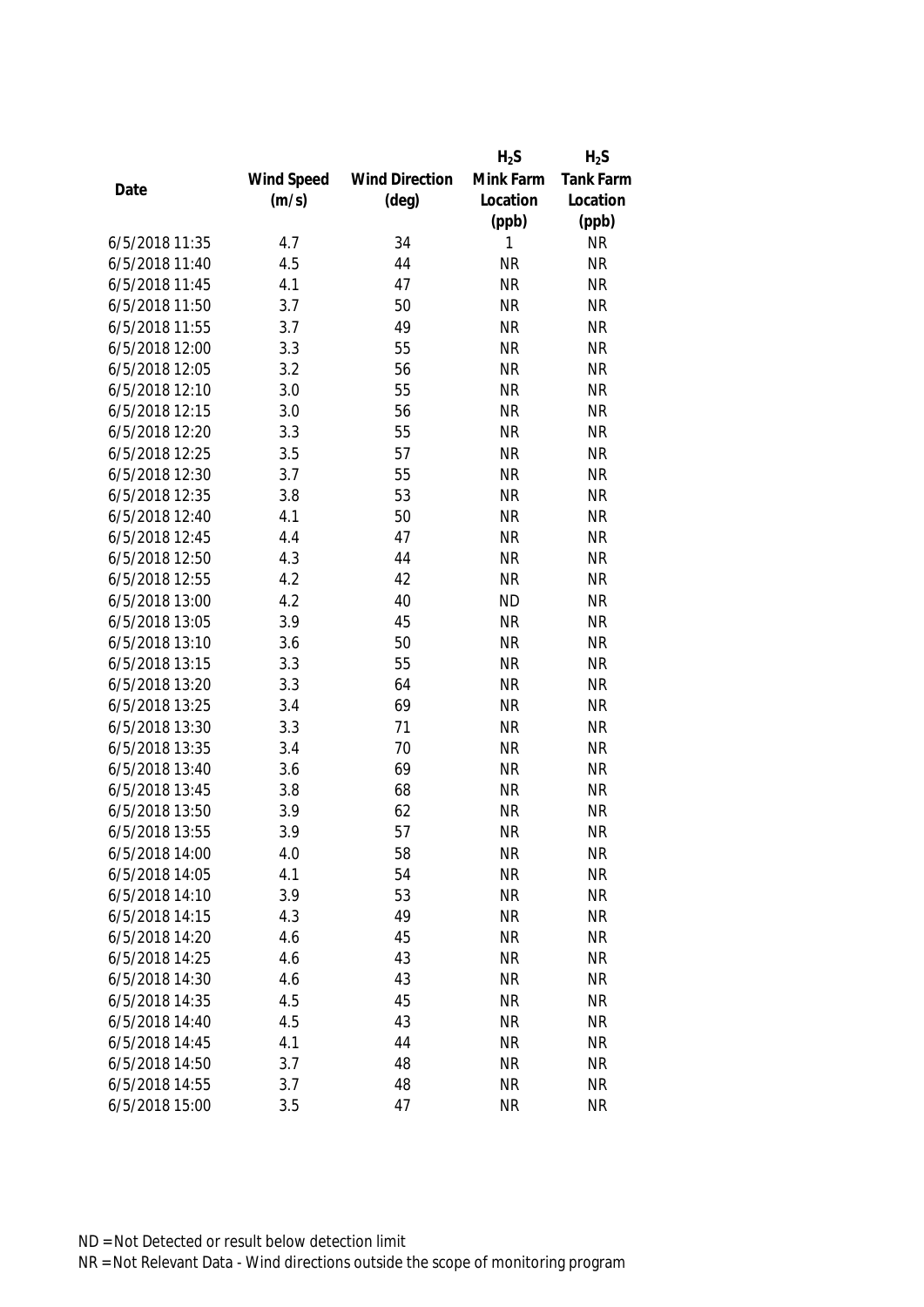| Date | Wind Speed (m/s) | Wind Direction (deg) | $H_2S$ Mink Farm Location (ppb) | $H_2S$ Tank Farm Location (ppb) |
|---|---|---|---|---|
| 6/5/2018 11:35 | 4.7 | 34 | 1 | NR |
| 6/5/2018 11:40 | 4.5 | 44 | NR | NR |
| 6/5/2018 11:45 | 4.1 | 47 | NR | NR |
| 6/5/2018 11:50 | 3.7 | 50 | NR | NR |
| 6/5/2018 11:55 | 3.7 | 49 | NR | NR |
| 6/5/2018 12:00 | 3.3 | 55 | NR | NR |
| 6/5/2018 12:05 | 3.2 | 56 | NR | NR |
| 6/5/2018 12:10 | 3.0 | 55 | NR | NR |
| 6/5/2018 12:15 | 3.0 | 56 | NR | NR |
| 6/5/2018 12:20 | 3.3 | 55 | NR | NR |
| 6/5/2018 12:25 | 3.5 | 57 | NR | NR |
| 6/5/2018 12:30 | 3.7 | 55 | NR | NR |
| 6/5/2018 12:35 | 3.8 | 53 | NR | NR |
| 6/5/2018 12:40 | 4.1 | 50 | NR | NR |
| 6/5/2018 12:45 | 4.4 | 47 | NR | NR |
| 6/5/2018 12:50 | 4.3 | 44 | NR | NR |
| 6/5/2018 12:55 | 4.2 | 42 | NR | NR |
| 6/5/2018 13:00 | 4.2 | 40 | ND | NR |
| 6/5/2018 13:05 | 3.9 | 45 | NR | NR |
| 6/5/2018 13:10 | 3.6 | 50 | NR | NR |
| 6/5/2018 13:15 | 3.3 | 55 | NR | NR |
| 6/5/2018 13:20 | 3.3 | 64 | NR | NR |
| 6/5/2018 13:25 | 3.4 | 69 | NR | NR |
| 6/5/2018 13:30 | 3.3 | 71 | NR | NR |
| 6/5/2018 13:35 | 3.4 | 70 | NR | NR |
| 6/5/2018 13:40 | 3.6 | 69 | NR | NR |
| 6/5/2018 13:45 | 3.8 | 68 | NR | NR |
| 6/5/2018 13:50 | 3.9 | 62 | NR | NR |
| 6/5/2018 13:55 | 3.9 | 57 | NR | NR |
| 6/5/2018 14:00 | 4.0 | 58 | NR | NR |
| 6/5/2018 14:05 | 4.1 | 54 | NR | NR |
| 6/5/2018 14:10 | 3.9 | 53 | NR | NR |
| 6/5/2018 14:15 | 4.3 | 49 | NR | NR |
| 6/5/2018 14:20 | 4.6 | 45 | NR | NR |
| 6/5/2018 14:25 | 4.6 | 43 | NR | NR |
| 6/5/2018 14:30 | 4.6 | 43 | NR | NR |
| 6/5/2018 14:35 | 4.5 | 45 | NR | NR |
| 6/5/2018 14:40 | 4.5 | 43 | NR | NR |
| 6/5/2018 14:45 | 4.1 | 44 | NR | NR |
| 6/5/2018 14:50 | 3.7 | 48 | NR | NR |
| 6/5/2018 14:55 | 3.7 | 48 | NR | NR |
| 6/5/2018 15:00 | 3.5 | 47 | NR | NR |

ND = Not Detected or result below detection limit

NR = Not Relevant Data - Wind directions outside the scope of monitoring program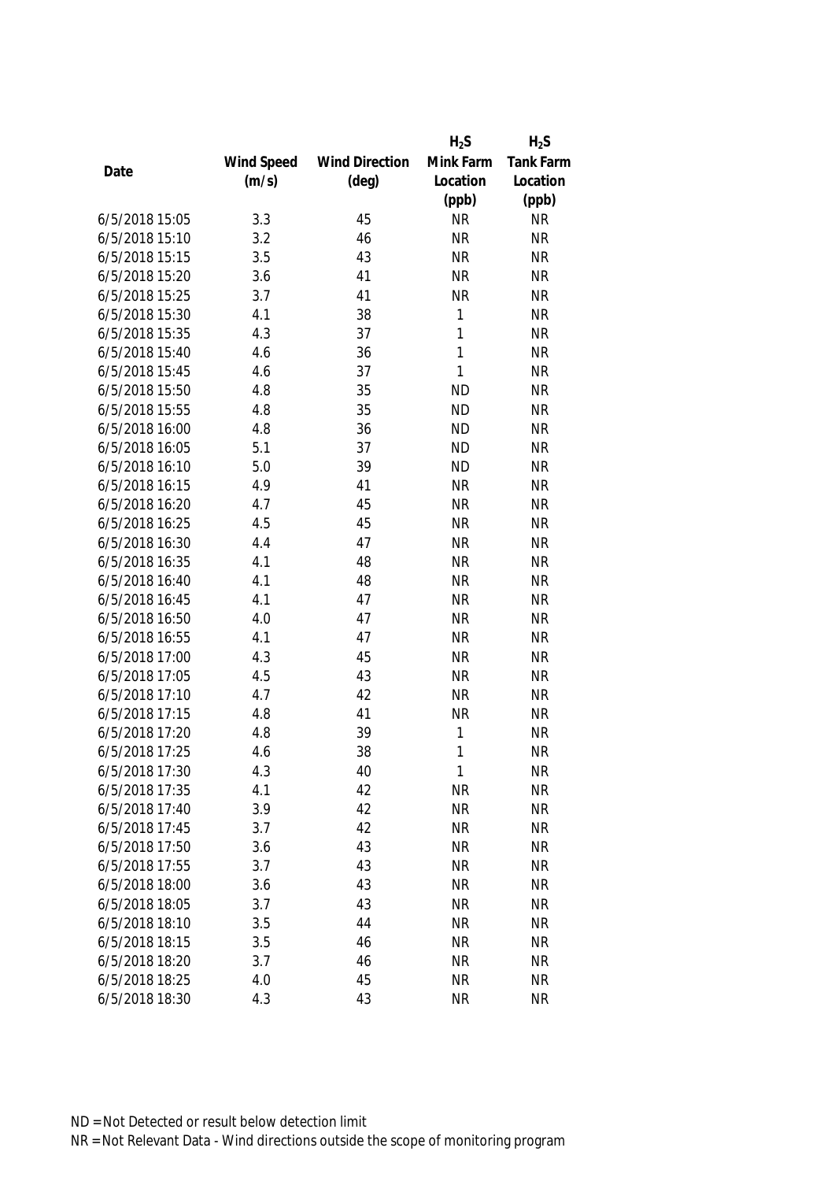| Date | Wind Speed (m/s) | Wind Direction (deg) | $H_2S$ Mink Farm Location (ppb) | $H_2S$ Tank Farm Location (ppb) |
|---|---|---|---|---|
| 6/5/2018 15:05 | 3.3 | 45 | NR | NR |
| 6/5/2018 15:10 | 3.2 | 46 | NR | NR |
| 6/5/2018 15:15 | 3.5 | 43 | NR | NR |
| 6/5/2018 15:20 | 3.6 | 41 | NR | NR |
| 6/5/2018 15:25 | 3.7 | 41 | NR | NR |
| 6/5/2018 15:30 | 4.1 | 38 | 1 | NR |
| 6/5/2018 15:35 | 4.3 | 37 | 1 | NR |
| 6/5/2018 15:40 | 4.6 | 36 | 1 | NR |
| 6/5/2018 15:45 | 4.6 | 37 | 1 | NR |
| 6/5/2018 15:50 | 4.8 | 35 | ND | NR |
| 6/5/2018 15:55 | 4.8 | 35 | ND | NR |
| 6/5/2018 16:00 | 4.8 | 36 | ND | NR |
| 6/5/2018 16:05 | 5.1 | 37 | ND | NR |
| 6/5/2018 16:10 | 5.0 | 39 | ND | NR |
| 6/5/2018 16:15 | 4.9 | 41 | NR | NR |
| 6/5/2018 16:20 | 4.7 | 45 | NR | NR |
| 6/5/2018 16:25 | 4.5 | 45 | NR | NR |
| 6/5/2018 16:30 | 4.4 | 47 | NR | NR |
| 6/5/2018 16:35 | 4.1 | 48 | NR | NR |
| 6/5/2018 16:40 | 4.1 | 48 | NR | NR |
| 6/5/2018 16:45 | 4.1 | 47 | NR | NR |
| 6/5/2018 16:50 | 4.0 | 47 | NR | NR |
| 6/5/2018 16:55 | 4.1 | 47 | NR | NR |
| 6/5/2018 17:00 | 4.3 | 45 | NR | NR |
| 6/5/2018 17:05 | 4.5 | 43 | NR | NR |
| 6/5/2018 17:10 | 4.7 | 42 | NR | NR |
| 6/5/2018 17:15 | 4.8 | 41 | NR | NR |
| 6/5/2018 17:20 | 4.8 | 39 | 1 | NR |
| 6/5/2018 17:25 | 4.6 | 38 | 1 | NR |
| 6/5/2018 17:30 | 4.3 | 40 | 1 | NR |
| 6/5/2018 17:35 | 4.1 | 42 | NR | NR |
| 6/5/2018 17:40 | 3.9 | 42 | NR | NR |
| 6/5/2018 17:45 | 3.7 | 42 | NR | NR |
| 6/5/2018 17:50 | 3.6 | 43 | NR | NR |
| 6/5/2018 17:55 | 3.7 | 43 | NR | NR |
| 6/5/2018 18:00 | 3.6 | 43 | NR | NR |
| 6/5/2018 18:05 | 3.7 | 43 | NR | NR |
| 6/5/2018 18:10 | 3.5 | 44 | NR | NR |
| 6/5/2018 18:15 | 3.5 | 46 | NR | NR |
| 6/5/2018 18:20 | 3.7 | 46 | NR | NR |
| 6/5/2018 18:25 | 4.0 | 45 | NR | NR |
| 6/5/2018 18:30 | 4.3 | 43 | NR | NR |

ND = Not Detected or result below detection limit

NR = Not Relevant Data - Wind directions outside the scope of monitoring program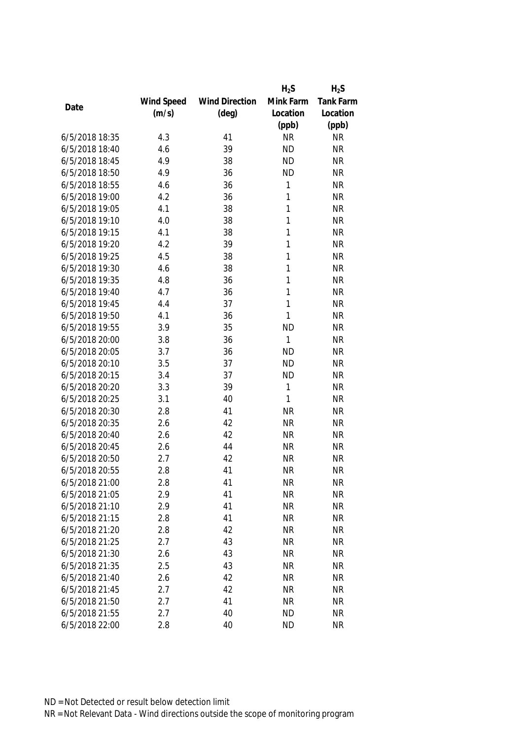| Date | Wind Speed (m/s) | Wind Direction (deg) | $H_2S$ Mink Farm Location (ppb) | $H_2S$ Tank Farm Location (ppb) |
|---|---|---|---|---|
| 6/5/2018 18:35 | 4.3 | 41 | NR | NR |
| 6/5/2018 18:40 | 4.6 | 39 | ND | NR |
| 6/5/2018 18:45 | 4.9 | 38 | ND | NR |
| 6/5/2018 18:50 | 4.9 | 36 | ND | NR |
| 6/5/2018 18:55 | 4.6 | 36 | 1 | NR |
| 6/5/2018 19:00 | 4.2 | 36 | 1 | NR |
| 6/5/2018 19:05 | 4.1 | 38 | 1 | NR |
| 6/5/2018 19:10 | 4.0 | 38 | 1 | NR |
| 6/5/2018 19:15 | 4.1 | 38 | 1 | NR |
| 6/5/2018 19:20 | 4.2 | 39 | 1 | NR |
| 6/5/2018 19:25 | 4.5 | 38 | 1 | NR |
| 6/5/2018 19:30 | 4.6 | 38 | 1 | NR |
| 6/5/2018 19:35 | 4.8 | 36 | 1 | NR |
| 6/5/2018 19:40 | 4.7 | 36 | 1 | NR |
| 6/5/2018 19:45 | 4.4 | 37 | 1 | NR |
| 6/5/2018 19:50 | 4.1 | 36 | 1 | NR |
| 6/5/2018 19:55 | 3.9 | 35 | ND | NR |
| 6/5/2018 20:00 | 3.8 | 36 | 1 | NR |
| 6/5/2018 20:05 | 3.7 | 36 | ND | NR |
| 6/5/2018 20:10 | 3.5 | 37 | ND | NR |
| 6/5/2018 20:15 | 3.4 | 37 | ND | NR |
| 6/5/2018 20:20 | 3.3 | 39 | 1 | NR |
| 6/5/2018 20:25 | 3.1 | 40 | 1 | NR |
| 6/5/2018 20:30 | 2.8 | 41 | NR | NR |
| 6/5/2018 20:35 | 2.6 | 42 | NR | NR |
| 6/5/2018 20:40 | 2.6 | 42 | NR | NR |
| 6/5/2018 20:45 | 2.6 | 44 | NR | NR |
| 6/5/2018 20:50 | 2.7 | 42 | NR | NR |
| 6/5/2018 20:55 | 2.8 | 41 | NR | NR |
| 6/5/2018 21:00 | 2.8 | 41 | NR | NR |
| 6/5/2018 21:05 | 2.9 | 41 | NR | NR |
| 6/5/2018 21:10 | 2.9 | 41 | NR | NR |
| 6/5/2018 21:15 | 2.8 | 41 | NR | NR |
| 6/5/2018 21:20 | 2.8 | 42 | NR | NR |
| 6/5/2018 21:25 | 2.7 | 43 | NR | NR |
| 6/5/2018 21:30 | 2.6 | 43 | NR | NR |
| 6/5/2018 21:35 | 2.5 | 43 | NR | NR |
| 6/5/2018 21:40 | 2.6 | 42 | NR | NR |
| 6/5/2018 21:45 | 2.7 | 42 | NR | NR |
| 6/5/2018 21:50 | 2.7 | 41 | NR | NR |
| 6/5/2018 21:55 | 2.7 | 40 | ND | NR |
| 6/5/2018 22:00 | 2.8 | 40 | ND | NR |

ND = Not Detected or result below detection limit

NR = Not Relevant Data - Wind directions outside the scope of monitoring program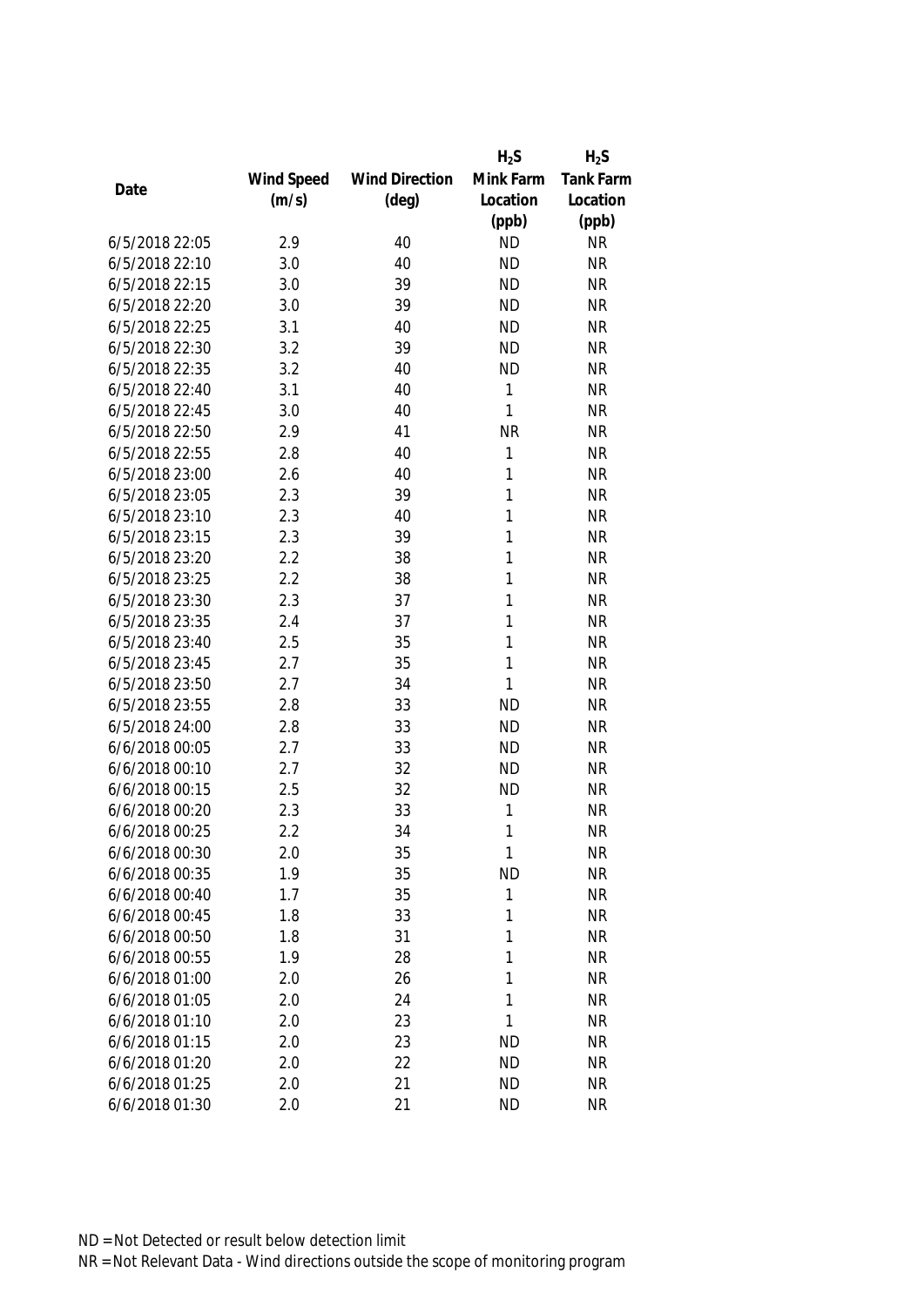| Date | Wind Speed (m/s) | Wind Direction (deg) | $H_2S$ Mink Farm Location (ppb) | $H_2S$ Tank Farm Location (ppb) |
|---|---|---|---|---|
| 6/5/2018 22:05 | 2.9 | 40 | ND | NR |
| 6/5/2018 22:10 | 3.0 | 40 | ND | NR |
| 6/5/2018 22:15 | 3.0 | 39 | ND | NR |
| 6/5/2018 22:20 | 3.0 | 39 | ND | NR |
| 6/5/2018 22:25 | 3.1 | 40 | ND | NR |
| 6/5/2018 22:30 | 3.2 | 39 | ND | NR |
| 6/5/2018 22:35 | 3.2 | 40 | ND | NR |
| 6/5/2018 22:40 | 3.1 | 40 | 1 | NR |
| 6/5/2018 22:45 | 3.0 | 40 | 1 | NR |
| 6/5/2018 22:50 | 2.9 | 41 | NR | NR |
| 6/5/2018 22:55 | 2.8 | 40 | 1 | NR |
| 6/5/2018 23:00 | 2.6 | 40 | 1 | NR |
| 6/5/2018 23:05 | 2.3 | 39 | 1 | NR |
| 6/5/2018 23:10 | 2.3 | 40 | 1 | NR |
| 6/5/2018 23:15 | 2.3 | 39 | 1 | NR |
| 6/5/2018 23:20 | 2.2 | 38 | 1 | NR |
| 6/5/2018 23:25 | 2.2 | 38 | 1 | NR |
| 6/5/2018 23:30 | 2.3 | 37 | 1 | NR |
| 6/5/2018 23:35 | 2.4 | 37 | 1 | NR |
| 6/5/2018 23:40 | 2.5 | 35 | 1 | NR |
| 6/5/2018 23:45 | 2.7 | 35 | 1 | NR |
| 6/5/2018 23:50 | 2.7 | 34 | 1 | NR |
| 6/5/2018 23:55 | 2.8 | 33 | ND | NR |
| 6/5/2018 24:00 | 2.8 | 33 | ND | NR |
| 6/6/2018 00:05 | 2.7 | 33 | ND | NR |
| 6/6/2018 00:10 | 2.7 | 32 | ND | NR |
| 6/6/2018 00:15 | 2.5 | 32 | ND | NR |
| 6/6/2018 00:20 | 2.3 | 33 | 1 | NR |
| 6/6/2018 00:25 | 2.2 | 34 | 1 | NR |
| 6/6/2018 00:30 | 2.0 | 35 | 1 | NR |
| 6/6/2018 00:35 | 1.9 | 35 | ND | NR |
| 6/6/2018 00:40 | 1.7 | 35 | 1 | NR |
| 6/6/2018 00:45 | 1.8 | 33 | 1 | NR |
| 6/6/2018 00:50 | 1.8 | 31 | 1 | NR |
| 6/6/2018 00:55 | 1.9 | 28 | 1 | NR |
| 6/6/2018 01:00 | 2.0 | 26 | 1 | NR |
| 6/6/2018 01:05 | 2.0 | 24 | 1 | NR |
| 6/6/2018 01:10 | 2.0 | 23 | 1 | NR |
| 6/6/2018 01:15 | 2.0 | 23 | ND | NR |
| 6/6/2018 01:20 | 2.0 | 22 | ND | NR |
| 6/6/2018 01:25 | 2.0 | 21 | ND | NR |
| 6/6/2018 01:30 | 2.0 | 21 | ND | NR |

ND = Not Detected or result below detection limit

NR = Not Relevant Data - Wind directions outside the scope of monitoring program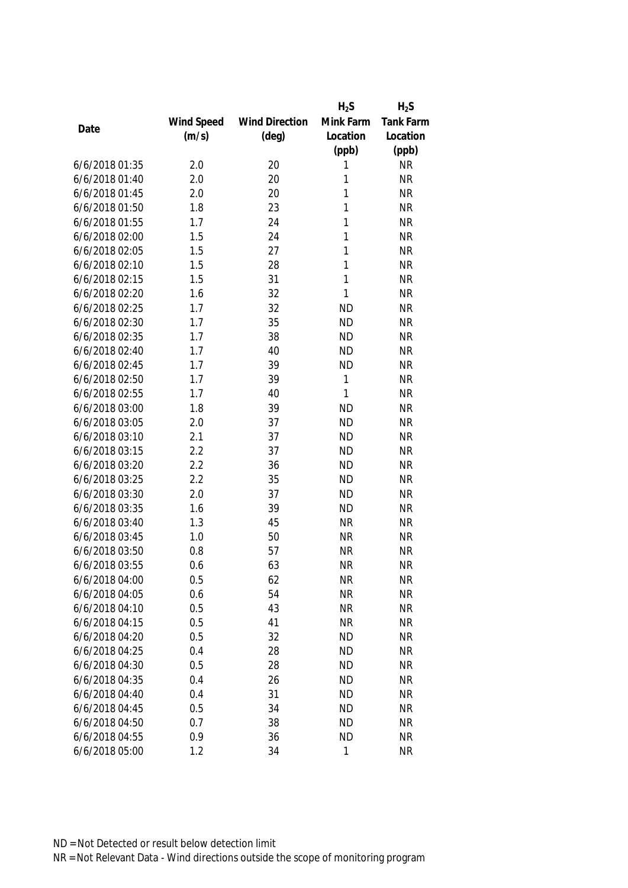| Date | Wind Speed (m/s) | Wind Direction (deg) | $H_2S$ Mink Farm Location (ppb) | $H_2S$ Tank Farm Location (ppb) |
|---|---|---|---|---|
| 6/6/2018 01:35 | 2.0 | 20 | 1 | NR |
| 6/6/2018 01:40 | 2.0 | 20 | 1 | NR |
| 6/6/2018 01:45 | 2.0 | 20 | 1 | NR |
| 6/6/2018 01:50 | 1.8 | 23 | 1 | NR |
| 6/6/2018 01:55 | 1.7 | 24 | 1 | NR |
| 6/6/2018 02:00 | 1.5 | 24 | 1 | NR |
| 6/6/2018 02:05 | 1.5 | 27 | 1 | NR |
| 6/6/2018 02:10 | 1.5 | 28 | 1 | NR |
| 6/6/2018 02:15 | 1.5 | 31 | 1 | NR |
| 6/6/2018 02:20 | 1.6 | 32 | 1 | NR |
| 6/6/2018 02:25 | 1.7 | 32 | ND | NR |
| 6/6/2018 02:30 | 1.7 | 35 | ND | NR |
| 6/6/2018 02:35 | 1.7 | 38 | ND | NR |
| 6/6/2018 02:40 | 1.7 | 40 | ND | NR |
| 6/6/2018 02:45 | 1.7 | 39 | ND | NR |
| 6/6/2018 02:50 | 1.7 | 39 | 1 | NR |
| 6/6/2018 02:55 | 1.7 | 40 | 1 | NR |
| 6/6/2018 03:00 | 1.8 | 39 | ND | NR |
| 6/6/2018 03:05 | 2.0 | 37 | ND | NR |
| 6/6/2018 03:10 | 2.1 | 37 | ND | NR |
| 6/6/2018 03:15 | 2.2 | 37 | ND | NR |
| 6/6/2018 03:20 | 2.2 | 36 | ND | NR |
| 6/6/2018 03:25 | 2.2 | 35 | ND | NR |
| 6/6/2018 03:30 | 2.0 | 37 | ND | NR |
| 6/6/2018 03:35 | 1.6 | 39 | ND | NR |
| 6/6/2018 03:40 | 1.3 | 45 | NR | NR |
| 6/6/2018 03:45 | 1.0 | 50 | NR | NR |
| 6/6/2018 03:50 | 0.8 | 57 | NR | NR |
| 6/6/2018 03:55 | 0.6 | 63 | NR | NR |
| 6/6/2018 04:00 | 0.5 | 62 | NR | NR |
| 6/6/2018 04:05 | 0.6 | 54 | NR | NR |
| 6/6/2018 04:10 | 0.5 | 43 | NR | NR |
| 6/6/2018 04:15 | 0.5 | 41 | NR | NR |
| 6/6/2018 04:20 | 0.5 | 32 | ND | NR |
| 6/6/2018 04:25 | 0.4 | 28 | ND | NR |
| 6/6/2018 04:30 | 0.5 | 28 | ND | NR |
| 6/6/2018 04:35 | 0.4 | 26 | ND | NR |
| 6/6/2018 04:40 | 0.4 | 31 | ND | NR |
| 6/6/2018 04:45 | 0.5 | 34 | ND | NR |
| 6/6/2018 04:50 | 0.7 | 38 | ND | NR |
| 6/6/2018 04:55 | 0.9 | 36 | ND | NR |
| 6/6/2018 05:00 | 1.2 | 34 | 1 | NR |

ND = Not Detected or result below detection limit

NR = Not Relevant Data - Wind directions outside the scope of monitoring program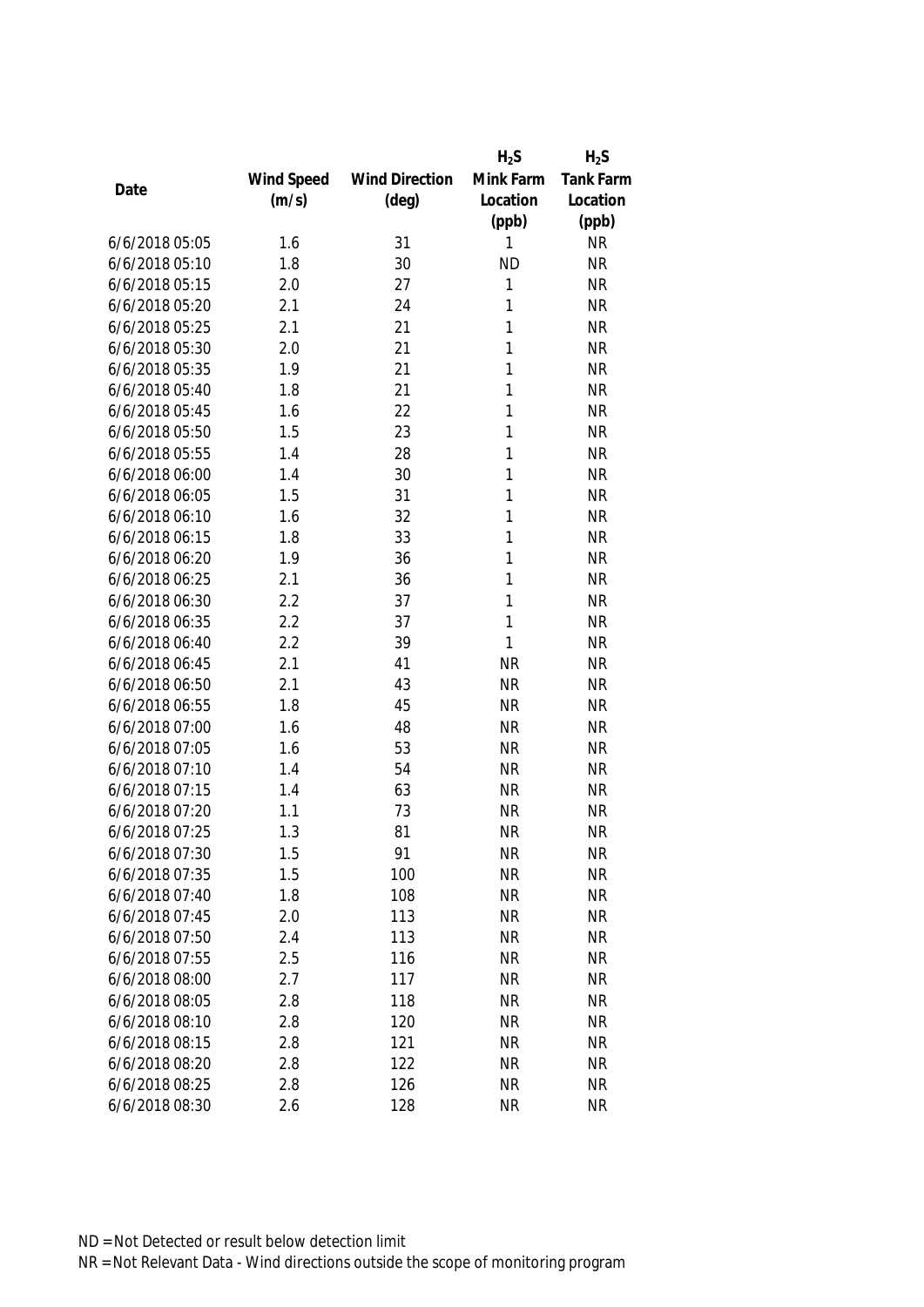| Date | Wind Speed (m/s) | Wind Direction (deg) | $H_2S$ Mink Farm Location (ppb) | $H_2S$ Tank Farm Location (ppb) |
|---|---|---|---|---|
| 6/6/2018 05:05 | 1.6 | 31 | 1 | NR |
| 6/6/2018 05:10 | 1.8 | 30 | ND | NR |
| 6/6/2018 05:15 | 2.0 | 27 | 1 | NR |
| 6/6/2018 05:20 | 2.1 | 24 | 1 | NR |
| 6/6/2018 05:25 | 2.1 | 21 | 1 | NR |
| 6/6/2018 05:30 | 2.0 | 21 | 1 | NR |
| 6/6/2018 05:35 | 1.9 | 21 | 1 | NR |
| 6/6/2018 05:40 | 1.8 | 21 | 1 | NR |
| 6/6/2018 05:45 | 1.6 | 22 | 1 | NR |
| 6/6/2018 05:50 | 1.5 | 23 | 1 | NR |
| 6/6/2018 05:55 | 1.4 | 28 | 1 | NR |
| 6/6/2018 06:00 | 1.4 | 30 | 1 | NR |
| 6/6/2018 06:05 | 1.5 | 31 | 1 | NR |
| 6/6/2018 06:10 | 1.6 | 32 | 1 | NR |
| 6/6/2018 06:15 | 1.8 | 33 | 1 | NR |
| 6/6/2018 06:20 | 1.9 | 36 | 1 | NR |
| 6/6/2018 06:25 | 2.1 | 36 | 1 | NR |
| 6/6/2018 06:30 | 2.2 | 37 | 1 | NR |
| 6/6/2018 06:35 | 2.2 | 37 | 1 | NR |
| 6/6/2018 06:40 | 2.2 | 39 | 1 | NR |
| 6/6/2018 06:45 | 2.1 | 41 | NR | NR |
| 6/6/2018 06:50 | 2.1 | 43 | NR | NR |
| 6/6/2018 06:55 | 1.8 | 45 | NR | NR |
| 6/6/2018 07:00 | 1.6 | 48 | NR | NR |
| 6/6/2018 07:05 | 1.6 | 53 | NR | NR |
| 6/6/2018 07:10 | 1.4 | 54 | NR | NR |
| 6/6/2018 07:15 | 1.4 | 63 | NR | NR |
| 6/6/2018 07:20 | 1.1 | 73 | NR | NR |
| 6/6/2018 07:25 | 1.3 | 81 | NR | NR |
| 6/6/2018 07:30 | 1.5 | 91 | NR | NR |
| 6/6/2018 07:35 | 1.5 | 100 | NR | NR |
| 6/6/2018 07:40 | 1.8 | 108 | NR | NR |
| 6/6/2018 07:45 | 2.0 | 113 | NR | NR |
| 6/6/2018 07:50 | 2.4 | 113 | NR | NR |
| 6/6/2018 07:55 | 2.5 | 116 | NR | NR |
| 6/6/2018 08:00 | 2.7 | 117 | NR | NR |
| 6/6/2018 08:05 | 2.8 | 118 | NR | NR |
| 6/6/2018 08:10 | 2.8 | 120 | NR | NR |
| 6/6/2018 08:15 | 2.8 | 121 | NR | NR |
| 6/6/2018 08:20 | 2.8 | 122 | NR | NR |
| 6/6/2018 08:25 | 2.8 | 126 | NR | NR |
| 6/6/2018 08:30 | 2.6 | 128 | NR | NR |

ND = Not Detected or result below detection limit

NR = Not Relevant Data - Wind directions outside the scope of monitoring program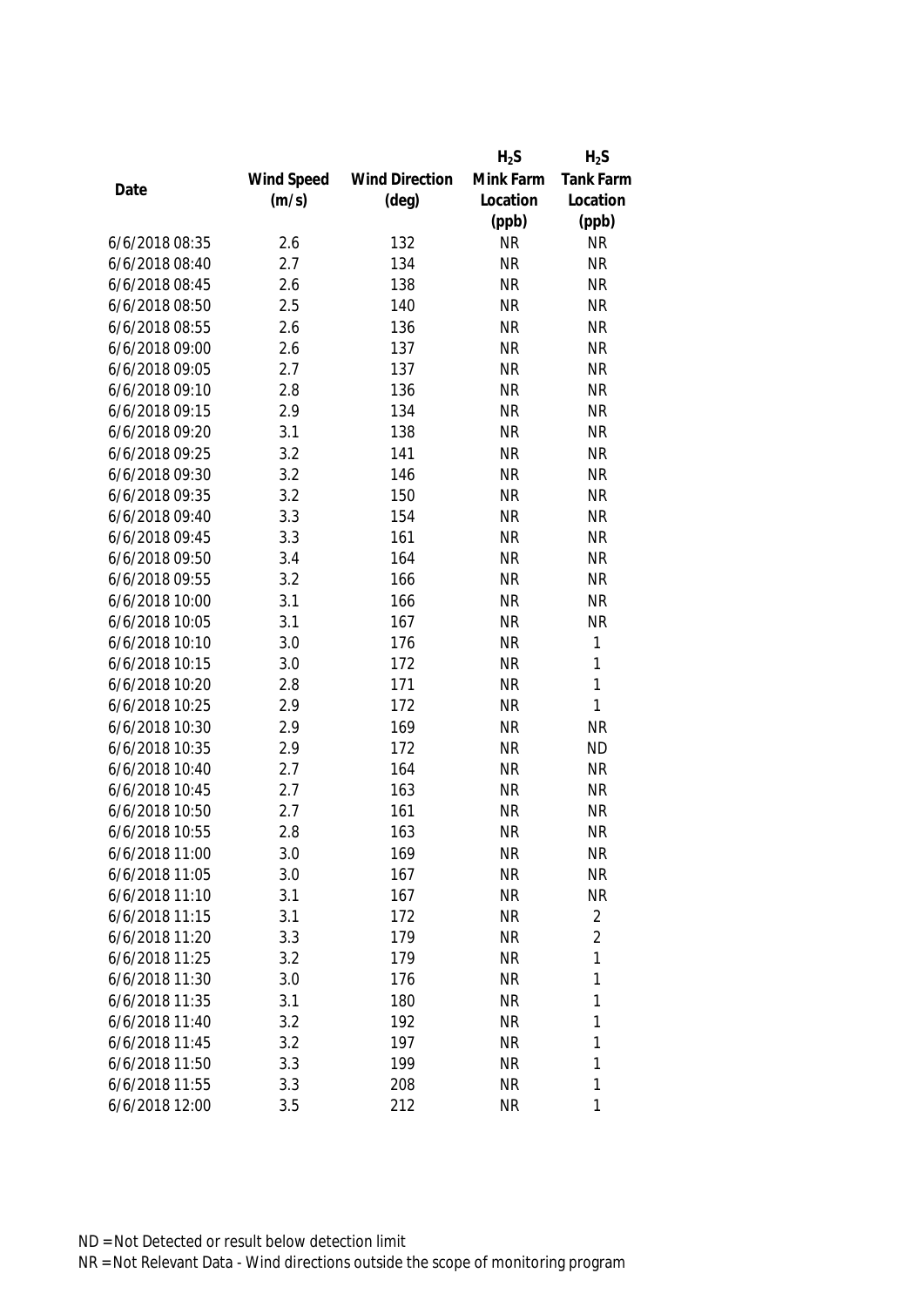| Date | Wind Speed (m/s) | Wind Direction (deg) | $H_2S$ Mink Farm Location (ppb) | $H_2S$ Tank Farm Location (ppb) |
|---|---|---|---|---|
| 6/6/2018 08:35 | 2.6 | 132 | NR | NR |
| 6/6/2018 08:40 | 2.7 | 134 | NR | NR |
| 6/6/2018 08:45 | 2.6 | 138 | NR | NR |
| 6/6/2018 08:50 | 2.5 | 140 | NR | NR |
| 6/6/2018 08:55 | 2.6 | 136 | NR | NR |
| 6/6/2018 09:00 | 2.6 | 137 | NR | NR |
| 6/6/2018 09:05 | 2.7 | 137 | NR | NR |
| 6/6/2018 09:10 | 2.8 | 136 | NR | NR |
| 6/6/2018 09:15 | 2.9 | 134 | NR | NR |
| 6/6/2018 09:20 | 3.1 | 138 | NR | NR |
| 6/6/2018 09:25 | 3.2 | 141 | NR | NR |
| 6/6/2018 09:30 | 3.2 | 146 | NR | NR |
| 6/6/2018 09:35 | 3.2 | 150 | NR | NR |
| 6/6/2018 09:40 | 3.3 | 154 | NR | NR |
| 6/6/2018 09:45 | 3.3 | 161 | NR | NR |
| 6/6/2018 09:50 | 3.4 | 164 | NR | NR |
| 6/6/2018 09:55 | 3.2 | 166 | NR | NR |
| 6/6/2018 10:00 | 3.1 | 166 | NR | NR |
| 6/6/2018 10:05 | 3.1 | 167 | NR | NR |
| 6/6/2018 10:10 | 3.0 | 176 | NR | 1 |
| 6/6/2018 10:15 | 3.0 | 172 | NR | 1 |
| 6/6/2018 10:20 | 2.8 | 171 | NR | 1 |
| 6/6/2018 10:25 | 2.9 | 172 | NR | 1 |
| 6/6/2018 10:30 | 2.9 | 169 | NR | NR |
| 6/6/2018 10:35 | 2.9 | 172 | NR | ND |
| 6/6/2018 10:40 | 2.7 | 164 | NR | NR |
| 6/6/2018 10:45 | 2.7 | 163 | NR | NR |
| 6/6/2018 10:50 | 2.7 | 161 | NR | NR |
| 6/6/2018 10:55 | 2.8 | 163 | NR | NR |
| 6/6/2018 11:00 | 3.0 | 169 | NR | NR |
| 6/6/2018 11:05 | 3.0 | 167 | NR | NR |
| 6/6/2018 11:10 | 3.1 | 167 | NR | NR |
| 6/6/2018 11:15 | 3.1 | 172 | NR | 2 |
| 6/6/2018 11:20 | 3.3 | 179 | NR | 2 |
| 6/6/2018 11:25 | 3.2 | 179 | NR | 1 |
| 6/6/2018 11:30 | 3.0 | 176 | NR | 1 |
| 6/6/2018 11:35 | 3.1 | 180 | NR | 1 |
| 6/6/2018 11:40 | 3.2 | 192 | NR | 1 |
| 6/6/2018 11:45 | 3.2 | 197 | NR | 1 |
| 6/6/2018 11:50 | 3.3 | 199 | NR | 1 |
| 6/6/2018 11:55 | 3.3 | 208 | NR | 1 |
| 6/6/2018 12:00 | 3.5 | 212 | NR | 1 |

ND = Not Detected or result below detection limit

NR = Not Relevant Data - Wind directions outside the scope of monitoring program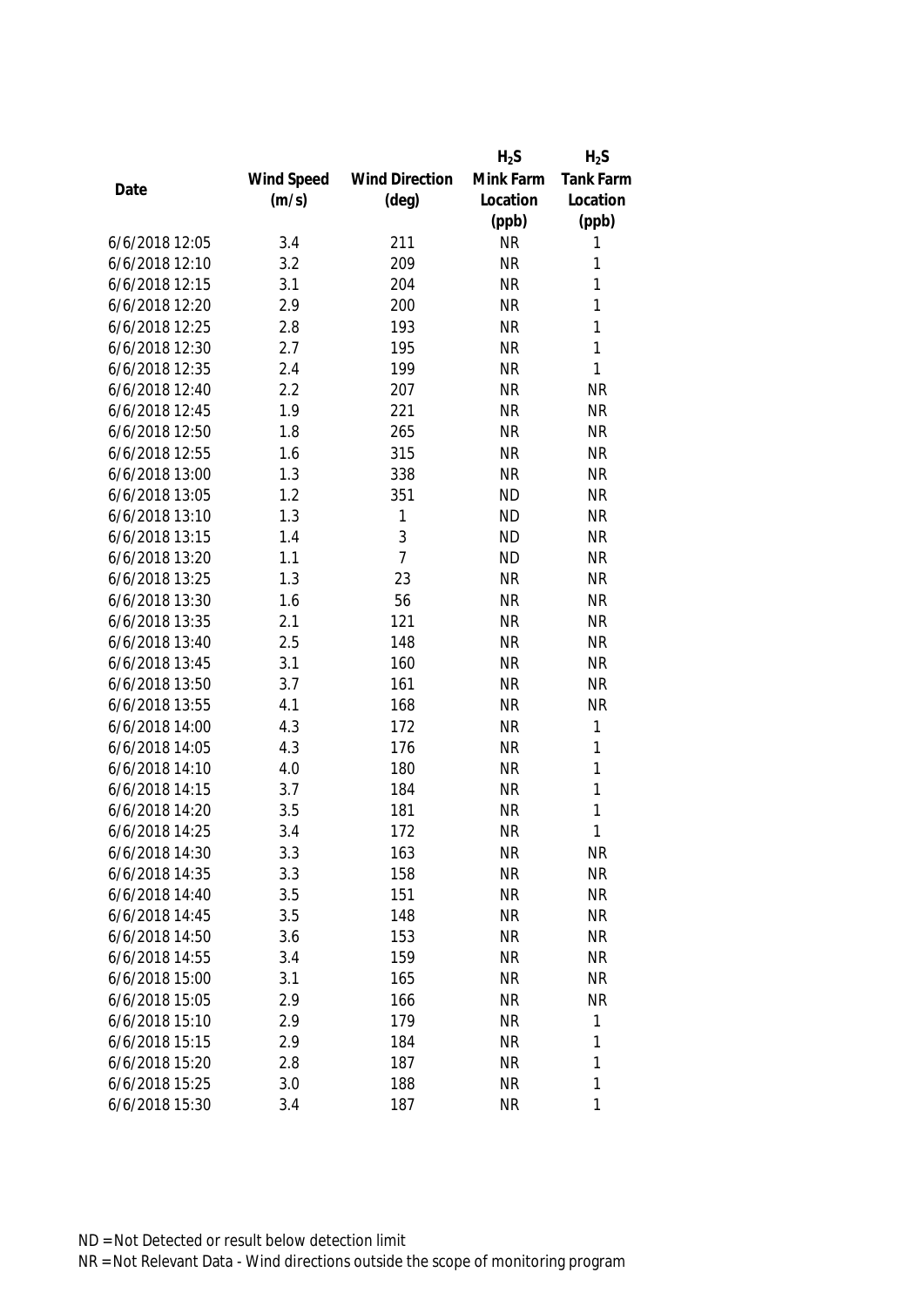| Date | Wind Speed (m/s) | Wind Direction (deg) | $H_2S$ Mink Farm Location (ppb) | $H_2S$ Tank Farm Location (ppb) |
|---|---|---|---|---|
| 6/6/2018 12:05 | 3.4 | 211 | NR | 1 |
| 6/6/2018 12:10 | 3.2 | 209 | NR | 1 |
| 6/6/2018 12:15 | 3.1 | 204 | NR | 1 |
| 6/6/2018 12:20 | 2.9 | 200 | NR | 1 |
| 6/6/2018 12:25 | 2.8 | 193 | NR | 1 |
| 6/6/2018 12:30 | 2.7 | 195 | NR | 1 |
| 6/6/2018 12:35 | 2.4 | 199 | NR | 1 |
| 6/6/2018 12:40 | 2.2 | 207 | NR | NR |
| 6/6/2018 12:45 | 1.9 | 221 | NR | NR |
| 6/6/2018 12:50 | 1.8 | 265 | NR | NR |
| 6/6/2018 12:55 | 1.6 | 315 | NR | NR |
| 6/6/2018 13:00 | 1.3 | 338 | NR | NR |
| 6/6/2018 13:05 | 1.2 | 351 | ND | NR |
| 6/6/2018 13:10 | 1.3 | 1 | ND | NR |
| 6/6/2018 13:15 | 1.4 | 3 | ND | NR |
| 6/6/2018 13:20 | 1.1 | 7 | ND | NR |
| 6/6/2018 13:25 | 1.3 | 23 | NR | NR |
| 6/6/2018 13:30 | 1.6 | 56 | NR | NR |
| 6/6/2018 13:35 | 2.1 | 121 | NR | NR |
| 6/6/2018 13:40 | 2.5 | 148 | NR | NR |
| 6/6/2018 13:45 | 3.1 | 160 | NR | NR |
| 6/6/2018 13:50 | 3.7 | 161 | NR | NR |
| 6/6/2018 13:55 | 4.1 | 168 | NR | NR |
| 6/6/2018 14:00 | 4.3 | 172 | NR | 1 |
| 6/6/2018 14:05 | 4.3 | 176 | NR | 1 |
| 6/6/2018 14:10 | 4.0 | 180 | NR | 1 |
| 6/6/2018 14:15 | 3.7 | 184 | NR | 1 |
| 6/6/2018 14:20 | 3.5 | 181 | NR | 1 |
| 6/6/2018 14:25 | 3.4 | 172 | NR | 1 |
| 6/6/2018 14:30 | 3.3 | 163 | NR | NR |
| 6/6/2018 14:35 | 3.3 | 158 | NR | NR |
| 6/6/2018 14:40 | 3.5 | 151 | NR | NR |
| 6/6/2018 14:45 | 3.5 | 148 | NR | NR |
| 6/6/2018 14:50 | 3.6 | 153 | NR | NR |
| 6/6/2018 14:55 | 3.4 | 159 | NR | NR |
| 6/6/2018 15:00 | 3.1 | 165 | NR | NR |
| 6/6/2018 15:05 | 2.9 | 166 | NR | NR |
| 6/6/2018 15:10 | 2.9 | 179 | NR | 1 |
| 6/6/2018 15:15 | 2.9 | 184 | NR | 1 |
| 6/6/2018 15:20 | 2.8 | 187 | NR | 1 |
| 6/6/2018 15:25 | 3.0 | 188 | NR | 1 |
| 6/6/2018 15:30 | 3.4 | 187 | NR | 1 |

ND = Not Detected or result below detection limit

NR = Not Relevant Data - Wind directions outside the scope of monitoring program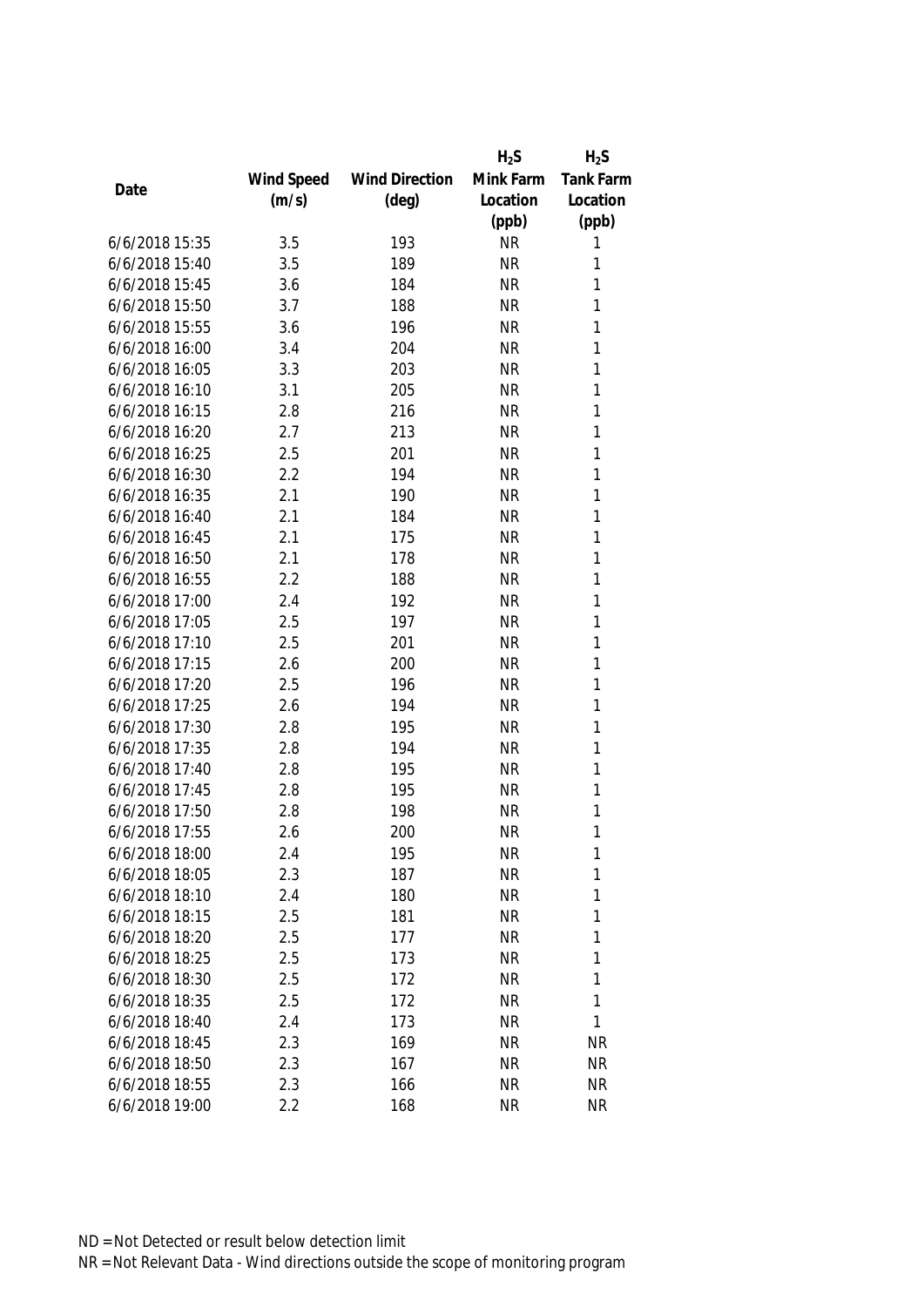| Date | Wind Speed (m/s) | Wind Direction (deg) | $H_2S$ Mink Farm Location (ppb) | $H_2S$ Tank Farm Location (ppb) |
|---|---|---|---|---|
| 6/6/2018 15:35 | 3.5 | 193 | NR | 1 |
| 6/6/2018 15:40 | 3.5 | 189 | NR | 1 |
| 6/6/2018 15:45 | 3.6 | 184 | NR | 1 |
| 6/6/2018 15:50 | 3.7 | 188 | NR | 1 |
| 6/6/2018 15:55 | 3.6 | 196 | NR | 1 |
| 6/6/2018 16:00 | 3.4 | 204 | NR | 1 |
| 6/6/2018 16:05 | 3.3 | 203 | NR | 1 |
| 6/6/2018 16:10 | 3.1 | 205 | NR | 1 |
| 6/6/2018 16:15 | 2.8 | 216 | NR | 1 |
| 6/6/2018 16:20 | 2.7 | 213 | NR | 1 |
| 6/6/2018 16:25 | 2.5 | 201 | NR | 1 |
| 6/6/2018 16:30 | 2.2 | 194 | NR | 1 |
| 6/6/2018 16:35 | 2.1 | 190 | NR | 1 |
| 6/6/2018 16:40 | 2.1 | 184 | NR | 1 |
| 6/6/2018 16:45 | 2.1 | 175 | NR | 1 |
| 6/6/2018 16:50 | 2.1 | 178 | NR | 1 |
| 6/6/2018 16:55 | 2.2 | 188 | NR | 1 |
| 6/6/2018 17:00 | 2.4 | 192 | NR | 1 |
| 6/6/2018 17:05 | 2.5 | 197 | NR | 1 |
| 6/6/2018 17:10 | 2.5 | 201 | NR | 1 |
| 6/6/2018 17:15 | 2.6 | 200 | NR | 1 |
| 6/6/2018 17:20 | 2.5 | 196 | NR | 1 |
| 6/6/2018 17:25 | 2.6 | 194 | NR | 1 |
| 6/6/2018 17:30 | 2.8 | 195 | NR | 1 |
| 6/6/2018 17:35 | 2.8 | 194 | NR | 1 |
| 6/6/2018 17:40 | 2.8 | 195 | NR | 1 |
| 6/6/2018 17:45 | 2.8 | 195 | NR | 1 |
| 6/6/2018 17:50 | 2.8 | 198 | NR | 1 |
| 6/6/2018 17:55 | 2.6 | 200 | NR | 1 |
| 6/6/2018 18:00 | 2.4 | 195 | NR | 1 |
| 6/6/2018 18:05 | 2.3 | 187 | NR | 1 |
| 6/6/2018 18:10 | 2.4 | 180 | NR | 1 |
| 6/6/2018 18:15 | 2.5 | 181 | NR | 1 |
| 6/6/2018 18:20 | 2.5 | 177 | NR | 1 |
| 6/6/2018 18:25 | 2.5 | 173 | NR | 1 |
| 6/6/2018 18:30 | 2.5 | 172 | NR | 1 |
| 6/6/2018 18:35 | 2.5 | 172 | NR | 1 |
| 6/6/2018 18:40 | 2.4 | 173 | NR | 1 |
| 6/6/2018 18:45 | 2.3 | 169 | NR | NR |
| 6/6/2018 18:50 | 2.3 | 167 | NR | NR |
| 6/6/2018 18:55 | 2.3 | 166 | NR | NR |
| 6/6/2018 19:00 | 2.2 | 168 | NR | NR |

ND = Not Detected or result below detection limit

NR = Not Relevant Data - Wind directions outside the scope of monitoring program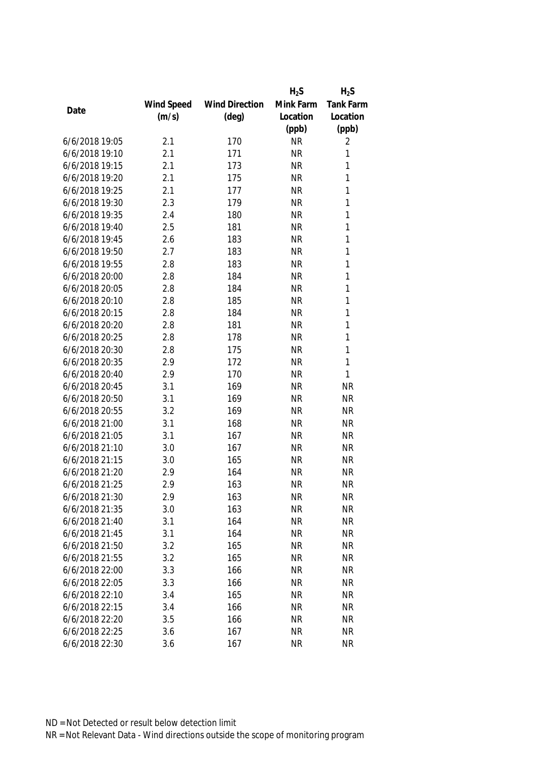| Date | Wind Speed (m/s) | Wind Direction (deg) | $H_2S$ Mink Farm Location (ppb) | $H_2S$ Tank Farm Location (ppb) |
|---|---|---|---|---|
| 6/6/2018 19:05 | 2.1 | 170 | NR | 2 |
| 6/6/2018 19:10 | 2.1 | 171 | NR | 1 |
| 6/6/2018 19:15 | 2.1 | 173 | NR | 1 |
| 6/6/2018 19:20 | 2.1 | 175 | NR | 1 |
| 6/6/2018 19:25 | 2.1 | 177 | NR | 1 |
| 6/6/2018 19:30 | 2.3 | 179 | NR | 1 |
| 6/6/2018 19:35 | 2.4 | 180 | NR | 1 |
| 6/6/2018 19:40 | 2.5 | 181 | NR | 1 |
| 6/6/2018 19:45 | 2.6 | 183 | NR | 1 |
| 6/6/2018 19:50 | 2.7 | 183 | NR | 1 |
| 6/6/2018 19:55 | 2.8 | 183 | NR | 1 |
| 6/6/2018 20:00 | 2.8 | 184 | NR | 1 |
| 6/6/2018 20:05 | 2.8 | 184 | NR | 1 |
| 6/6/2018 20:10 | 2.8 | 185 | NR | 1 |
| 6/6/2018 20:15 | 2.8 | 184 | NR | 1 |
| 6/6/2018 20:20 | 2.8 | 181 | NR | 1 |
| 6/6/2018 20:25 | 2.8 | 178 | NR | 1 |
| 6/6/2018 20:30 | 2.8 | 175 | NR | 1 |
| 6/6/2018 20:35 | 2.9 | 172 | NR | 1 |
| 6/6/2018 20:40 | 2.9 | 170 | NR | 1 |
| 6/6/2018 20:45 | 3.1 | 169 | NR | NR |
| 6/6/2018 20:50 | 3.1 | 169 | NR | NR |
| 6/6/2018 20:55 | 3.2 | 169 | NR | NR |
| 6/6/2018 21:00 | 3.1 | 168 | NR | NR |
| 6/6/2018 21:05 | 3.1 | 167 | NR | NR |
| 6/6/2018 21:10 | 3.0 | 167 | NR | NR |
| 6/6/2018 21:15 | 3.0 | 165 | NR | NR |
| 6/6/2018 21:20 | 2.9 | 164 | NR | NR |
| 6/6/2018 21:25 | 2.9 | 163 | NR | NR |
| 6/6/2018 21:30 | 2.9 | 163 | NR | NR |
| 6/6/2018 21:35 | 3.0 | 163 | NR | NR |
| 6/6/2018 21:40 | 3.1 | 164 | NR | NR |
| 6/6/2018 21:45 | 3.1 | 164 | NR | NR |
| 6/6/2018 21:50 | 3.2 | 165 | NR | NR |
| 6/6/2018 21:55 | 3.2 | 165 | NR | NR |
| 6/6/2018 22:00 | 3.3 | 166 | NR | NR |
| 6/6/2018 22:05 | 3.3 | 166 | NR | NR |
| 6/6/2018 22:10 | 3.4 | 165 | NR | NR |
| 6/6/2018 22:15 | 3.4 | 166 | NR | NR |
| 6/6/2018 22:20 | 3.5 | 166 | NR | NR |
| 6/6/2018 22:25 | 3.6 | 167 | NR | NR |
| 6/6/2018 22:30 | 3.6 | 167 | NR | NR |

ND = Not Detected or result below detection limit

NR = Not Relevant Data - Wind directions outside the scope of monitoring program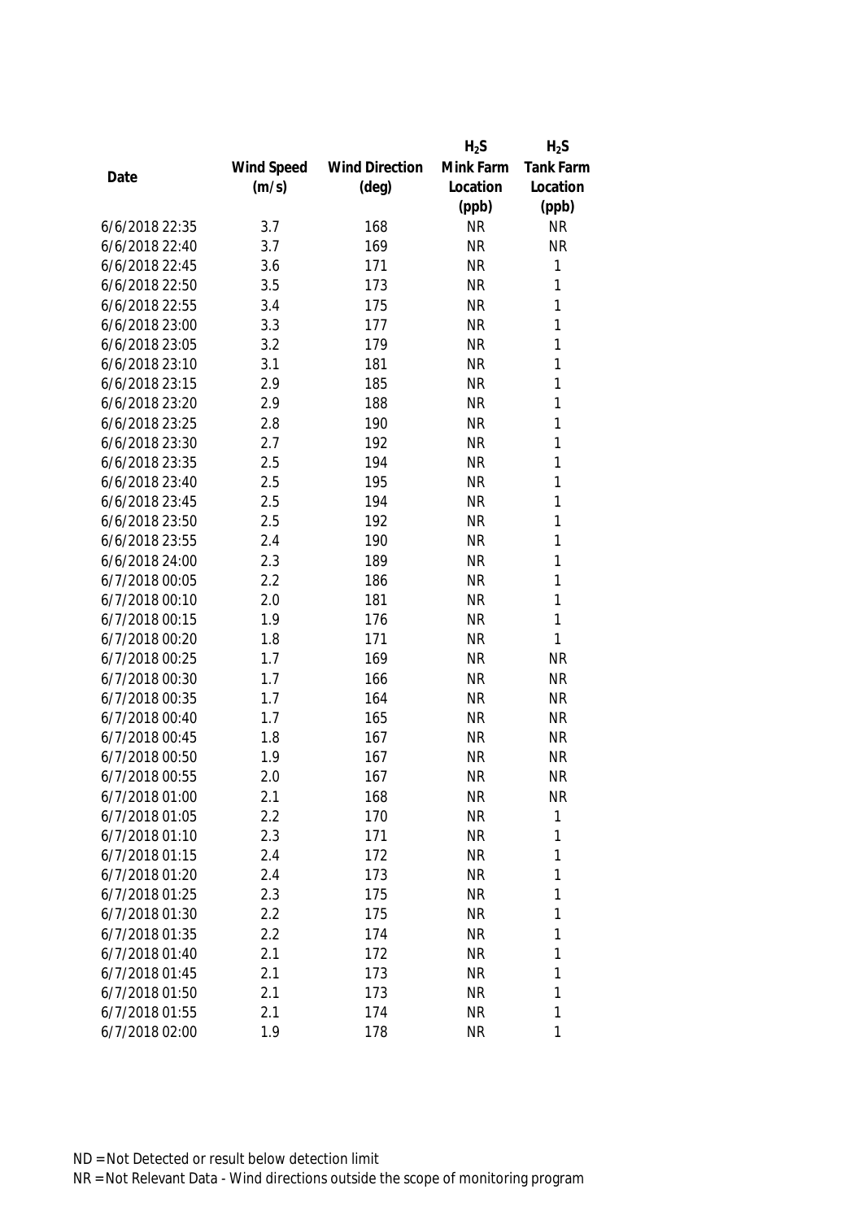| Date | Wind Speed (m/s) | Wind Direction (deg) | $H_2S$ Mink Farm Location (ppb) | $H_2S$ Tank Farm Location (ppb) |
|---|---|---|---|---|
| 6/6/2018 22:35 | 3.7 | 168 | NR | NR |
| 6/6/2018 22:40 | 3.7 | 169 | NR | NR |
| 6/6/2018 22:45 | 3.6 | 171 | NR | 1 |
| 6/6/2018 22:50 | 3.5 | 173 | NR | 1 |
| 6/6/2018 22:55 | 3.4 | 175 | NR | 1 |
| 6/6/2018 23:00 | 3.3 | 177 | NR | 1 |
| 6/6/2018 23:05 | 3.2 | 179 | NR | 1 |
| 6/6/2018 23:10 | 3.1 | 181 | NR | 1 |
| 6/6/2018 23:15 | 2.9 | 185 | NR | 1 |
| 6/6/2018 23:20 | 2.9 | 188 | NR | 1 |
| 6/6/2018 23:25 | 2.8 | 190 | NR | 1 |
| 6/6/2018 23:30 | 2.7 | 192 | NR | 1 |
| 6/6/2018 23:35 | 2.5 | 194 | NR | 1 |
| 6/6/2018 23:40 | 2.5 | 195 | NR | 1 |
| 6/6/2018 23:45 | 2.5 | 194 | NR | 1 |
| 6/6/2018 23:50 | 2.5 | 192 | NR | 1 |
| 6/6/2018 23:55 | 2.4 | 190 | NR | 1 |
| 6/6/2018 24:00 | 2.3 | 189 | NR | 1 |
| 6/7/2018 00:05 | 2.2 | 186 | NR | 1 |
| 6/7/2018 00:10 | 2.0 | 181 | NR | 1 |
| 6/7/2018 00:15 | 1.9 | 176 | NR | 1 |
| 6/7/2018 00:20 | 1.8 | 171 | NR | 1 |
| 6/7/2018 00:25 | 1.7 | 169 | NR | NR |
| 6/7/2018 00:30 | 1.7 | 166 | NR | NR |
| 6/7/2018 00:35 | 1.7 | 164 | NR | NR |
| 6/7/2018 00:40 | 1.7 | 165 | NR | NR |
| 6/7/2018 00:45 | 1.8 | 167 | NR | NR |
| 6/7/2018 00:50 | 1.9 | 167 | NR | NR |
| 6/7/2018 00:55 | 2.0 | 167 | NR | NR |
| 6/7/2018 01:00 | 2.1 | 168 | NR | NR |
| 6/7/2018 01:05 | 2.2 | 170 | NR | 1 |
| 6/7/2018 01:10 | 2.3 | 171 | NR | 1 |
| 6/7/2018 01:15 | 2.4 | 172 | NR | 1 |
| 6/7/2018 01:20 | 2.4 | 173 | NR | 1 |
| 6/7/2018 01:25 | 2.3 | 175 | NR | 1 |
| 6/7/2018 01:30 | 2.2 | 175 | NR | 1 |
| 6/7/2018 01:35 | 2.2 | 174 | NR | 1 |
| 6/7/2018 01:40 | 2.1 | 172 | NR | 1 |
| 6/7/2018 01:45 | 2.1 | 173 | NR | 1 |
| 6/7/2018 01:50 | 2.1 | 173 | NR | 1 |
| 6/7/2018 01:55 | 2.1 | 174 | NR | 1 |
| 6/7/2018 02:00 | 1.9 | 178 | NR | 1 |

ND = Not Detected or result below detection limit

NR = Not Relevant Data - Wind directions outside the scope of monitoring program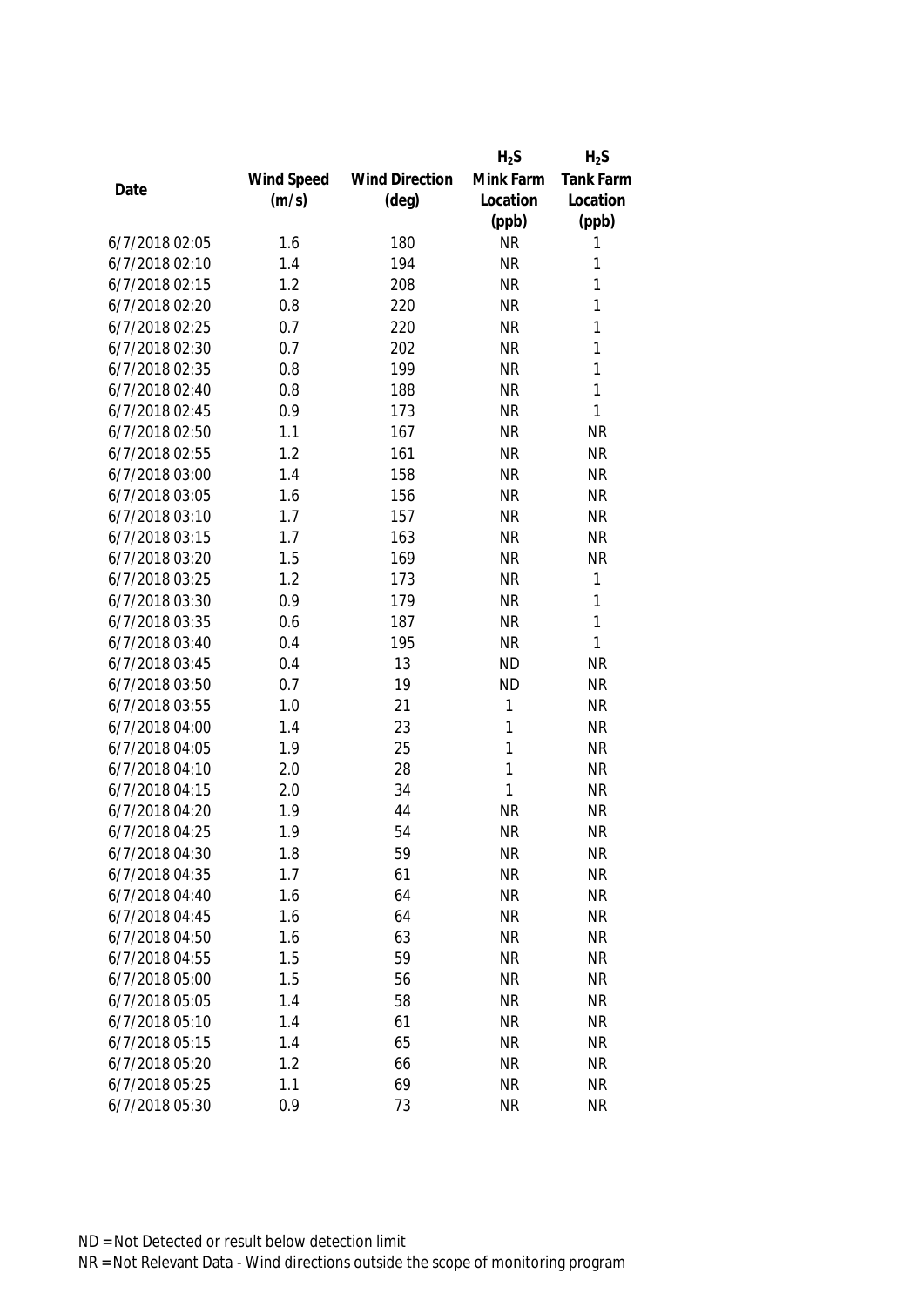| Date | Wind Speed (m/s) | Wind Direction (deg) | $H_2S$ Mink Farm Location (ppb) | $H_2S$ Tank Farm Location (ppb) |
|---|---|---|---|---|
| 6/7/2018 02:05 | 1.6 | 180 | NR | 1 |
| 6/7/2018 02:10 | 1.4 | 194 | NR | 1 |
| 6/7/2018 02:15 | 1.2 | 208 | NR | 1 |
| 6/7/2018 02:20 | 0.8 | 220 | NR | 1 |
| 6/7/2018 02:25 | 0.7 | 220 | NR | 1 |
| 6/7/2018 02:30 | 0.7 | 202 | NR | 1 |
| 6/7/2018 02:35 | 0.8 | 199 | NR | 1 |
| 6/7/2018 02:40 | 0.8 | 188 | NR | 1 |
| 6/7/2018 02:45 | 0.9 | 173 | NR | 1 |
| 6/7/2018 02:50 | 1.1 | 167 | NR | NR |
| 6/7/2018 02:55 | 1.2 | 161 | NR | NR |
| 6/7/2018 03:00 | 1.4 | 158 | NR | NR |
| 6/7/2018 03:05 | 1.6 | 156 | NR | NR |
| 6/7/2018 03:10 | 1.7 | 157 | NR | NR |
| 6/7/2018 03:15 | 1.7 | 163 | NR | NR |
| 6/7/2018 03:20 | 1.5 | 169 | NR | NR |
| 6/7/2018 03:25 | 1.2 | 173 | NR | 1 |
| 6/7/2018 03:30 | 0.9 | 179 | NR | 1 |
| 6/7/2018 03:35 | 0.6 | 187 | NR | 1 |
| 6/7/2018 03:40 | 0.4 | 195 | NR | 1 |
| 6/7/2018 03:45 | 0.4 | 13 | ND | NR |
| 6/7/2018 03:50 | 0.7 | 19 | ND | NR |
| 6/7/2018 03:55 | 1.0 | 21 | 1 | NR |
| 6/7/2018 04:00 | 1.4 | 23 | 1 | NR |
| 6/7/2018 04:05 | 1.9 | 25 | 1 | NR |
| 6/7/2018 04:10 | 2.0 | 28 | 1 | NR |
| 6/7/2018 04:15 | 2.0 | 34 | 1 | NR |
| 6/7/2018 04:20 | 1.9 | 44 | NR | NR |
| 6/7/2018 04:25 | 1.9 | 54 | NR | NR |
| 6/7/2018 04:30 | 1.8 | 59 | NR | NR |
| 6/7/2018 04:35 | 1.7 | 61 | NR | NR |
| 6/7/2018 04:40 | 1.6 | 64 | NR | NR |
| 6/7/2018 04:45 | 1.6 | 64 | NR | NR |
| 6/7/2018 04:50 | 1.6 | 63 | NR | NR |
| 6/7/2018 04:55 | 1.5 | 59 | NR | NR |
| 6/7/2018 05:00 | 1.5 | 56 | NR | NR |
| 6/7/2018 05:05 | 1.4 | 58 | NR | NR |
| 6/7/2018 05:10 | 1.4 | 61 | NR | NR |
| 6/7/2018 05:15 | 1.4 | 65 | NR | NR |
| 6/7/2018 05:20 | 1.2 | 66 | NR | NR |
| 6/7/2018 05:25 | 1.1 | 69 | NR | NR |
| 6/7/2018 05:30 | 0.9 | 73 | NR | NR |

ND = Not Detected or result below detection limit
NR = Not Relevant Data - Wind directions outside the scope of monitoring program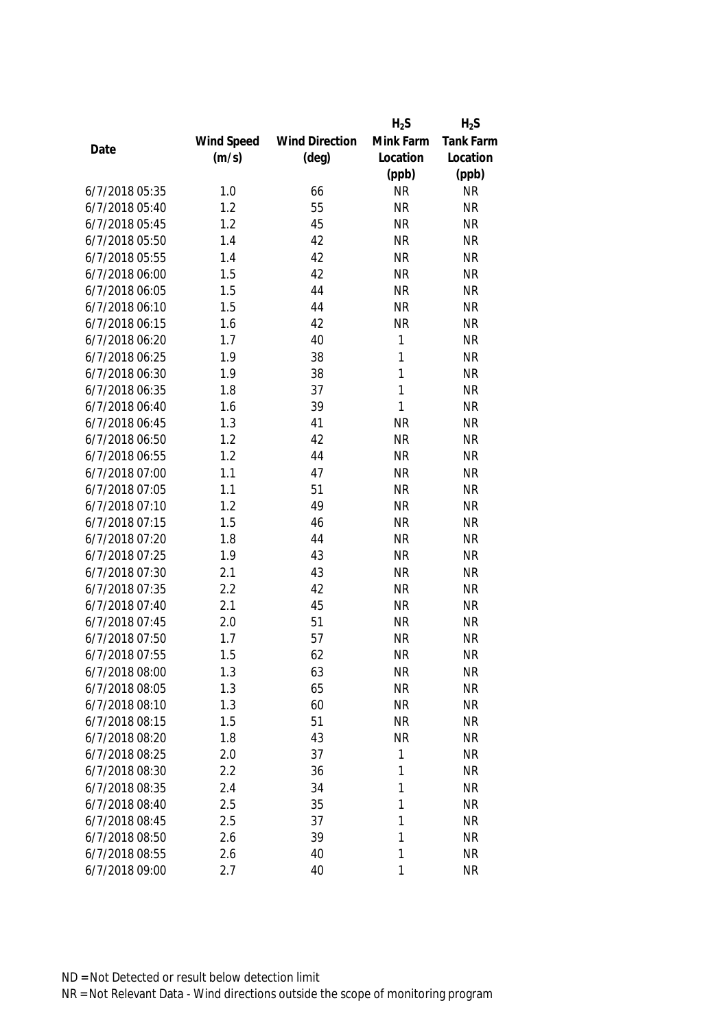| Date | Wind Speed (m/s) | Wind Direction (deg) | $H_2S$ Mink Farm Location (ppb) | $H_2S$ Tank Farm Location (ppb) |
|---|---|---|---|---|
| 6/7/2018 05:35 | 1.0 | 66 | NR | NR |
| 6/7/2018 05:40 | 1.2 | 55 | NR | NR |
| 6/7/2018 05:45 | 1.2 | 45 | NR | NR |
| 6/7/2018 05:50 | 1.4 | 42 | NR | NR |
| 6/7/2018 05:55 | 1.4 | 42 | NR | NR |
| 6/7/2018 06:00 | 1.5 | 42 | NR | NR |
| 6/7/2018 06:05 | 1.5 | 44 | NR | NR |
| 6/7/2018 06:10 | 1.5 | 44 | NR | NR |
| 6/7/2018 06:15 | 1.6 | 42 | NR | NR |
| 6/7/2018 06:20 | 1.7 | 40 | 1 | NR |
| 6/7/2018 06:25 | 1.9 | 38 | 1 | NR |
| 6/7/2018 06:30 | 1.9 | 38 | 1 | NR |
| 6/7/2018 06:35 | 1.8 | 37 | 1 | NR |
| 6/7/2018 06:40 | 1.6 | 39 | 1 | NR |
| 6/7/2018 06:45 | 1.3 | 41 | NR | NR |
| 6/7/2018 06:50 | 1.2 | 42 | NR | NR |
| 6/7/2018 06:55 | 1.2 | 44 | NR | NR |
| 6/7/2018 07:00 | 1.1 | 47 | NR | NR |
| 6/7/2018 07:05 | 1.1 | 51 | NR | NR |
| 6/7/2018 07:10 | 1.2 | 49 | NR | NR |
| 6/7/2018 07:15 | 1.5 | 46 | NR | NR |
| 6/7/2018 07:20 | 1.8 | 44 | NR | NR |
| 6/7/2018 07:25 | 1.9 | 43 | NR | NR |
| 6/7/2018 07:30 | 2.1 | 43 | NR | NR |
| 6/7/2018 07:35 | 2.2 | 42 | NR | NR |
| 6/7/2018 07:40 | 2.1 | 45 | NR | NR |
| 6/7/2018 07:45 | 2.0 | 51 | NR | NR |
| 6/7/2018 07:50 | 1.7 | 57 | NR | NR |
| 6/7/2018 07:55 | 1.5 | 62 | NR | NR |
| 6/7/2018 08:00 | 1.3 | 63 | NR | NR |
| 6/7/2018 08:05 | 1.3 | 65 | NR | NR |
| 6/7/2018 08:10 | 1.3 | 60 | NR | NR |
| 6/7/2018 08:15 | 1.5 | 51 | NR | NR |
| 6/7/2018 08:20 | 1.8 | 43 | NR | NR |
| 6/7/2018 08:25 | 2.0 | 37 | 1 | NR |
| 6/7/2018 08:30 | 2.2 | 36 | 1 | NR |
| 6/7/2018 08:35 | 2.4 | 34 | 1 | NR |
| 6/7/2018 08:40 | 2.5 | 35 | 1 | NR |
| 6/7/2018 08:45 | 2.5 | 37 | 1 | NR |
| 6/7/2018 08:50 | 2.6 | 39 | 1 | NR |
| 6/7/2018 08:55 | 2.6 | 40 | 1 | NR |
| 6/7/2018 09:00 | 2.7 | 40 | 1 | NR |

ND = Not Detected or result below detection limit

NR = Not Relevant Data - Wind directions outside the scope of monitoring program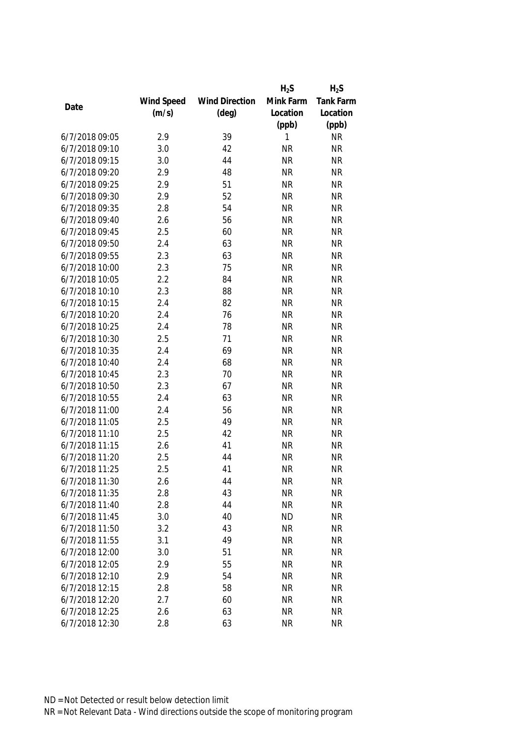| Date | Wind Speed (m/s) | Wind Direction (deg) | $H_2S$ Mink Farm Location (ppb) | $H_2S$ Tank Farm Location (ppb) |
|---|---|---|---|---|
| 6/7/2018 09:05 | 2.9 | 39 | 1 | NR |
| 6/7/2018 09:10 | 3.0 | 42 | NR | NR |
| 6/7/2018 09:15 | 3.0 | 44 | NR | NR |
| 6/7/2018 09:20 | 2.9 | 48 | NR | NR |
| 6/7/2018 09:25 | 2.9 | 51 | NR | NR |
| 6/7/2018 09:30 | 2.9 | 52 | NR | NR |
| 6/7/2018 09:35 | 2.8 | 54 | NR | NR |
| 6/7/2018 09:40 | 2.6 | 56 | NR | NR |
| 6/7/2018 09:45 | 2.5 | 60 | NR | NR |
| 6/7/2018 09:50 | 2.4 | 63 | NR | NR |
| 6/7/2018 09:55 | 2.3 | 63 | NR | NR |
| 6/7/2018 10:00 | 2.3 | 75 | NR | NR |
| 6/7/2018 10:05 | 2.2 | 84 | NR | NR |
| 6/7/2018 10:10 | 2.3 | 88 | NR | NR |
| 6/7/2018 10:15 | 2.4 | 82 | NR | NR |
| 6/7/2018 10:20 | 2.4 | 76 | NR | NR |
| 6/7/2018 10:25 | 2.4 | 78 | NR | NR |
| 6/7/2018 10:30 | 2.5 | 71 | NR | NR |
| 6/7/2018 10:35 | 2.4 | 69 | NR | NR |
| 6/7/2018 10:40 | 2.4 | 68 | NR | NR |
| 6/7/2018 10:45 | 2.3 | 70 | NR | NR |
| 6/7/2018 10:50 | 2.3 | 67 | NR | NR |
| 6/7/2018 10:55 | 2.4 | 63 | NR | NR |
| 6/7/2018 11:00 | 2.4 | 56 | NR | NR |
| 6/7/2018 11:05 | 2.5 | 49 | NR | NR |
| 6/7/2018 11:10 | 2.5 | 42 | NR | NR |
| 6/7/2018 11:15 | 2.6 | 41 | NR | NR |
| 6/7/2018 11:20 | 2.5 | 44 | NR | NR |
| 6/7/2018 11:25 | 2.5 | 41 | NR | NR |
| 6/7/2018 11:30 | 2.6 | 44 | NR | NR |
| 6/7/2018 11:35 | 2.8 | 43 | NR | NR |
| 6/7/2018 11:40 | 2.8 | 44 | NR | NR |
| 6/7/2018 11:45 | 3.0 | 40 | ND | NR |
| 6/7/2018 11:50 | 3.2 | 43 | NR | NR |
| 6/7/2018 11:55 | 3.1 | 49 | NR | NR |
| 6/7/2018 12:00 | 3.0 | 51 | NR | NR |
| 6/7/2018 12:05 | 2.9 | 55 | NR | NR |
| 6/7/2018 12:10 | 2.9 | 54 | NR | NR |
| 6/7/2018 12:15 | 2.8 | 58 | NR | NR |
| 6/7/2018 12:20 | 2.7 | 60 | NR | NR |
| 6/7/2018 12:25 | 2.6 | 63 | NR | NR |
| 6/7/2018 12:30 | 2.8 | 63 | NR | NR |

ND = Not Detected or result below detection limit

NR = Not Relevant Data - Wind directions outside the scope of monitoring program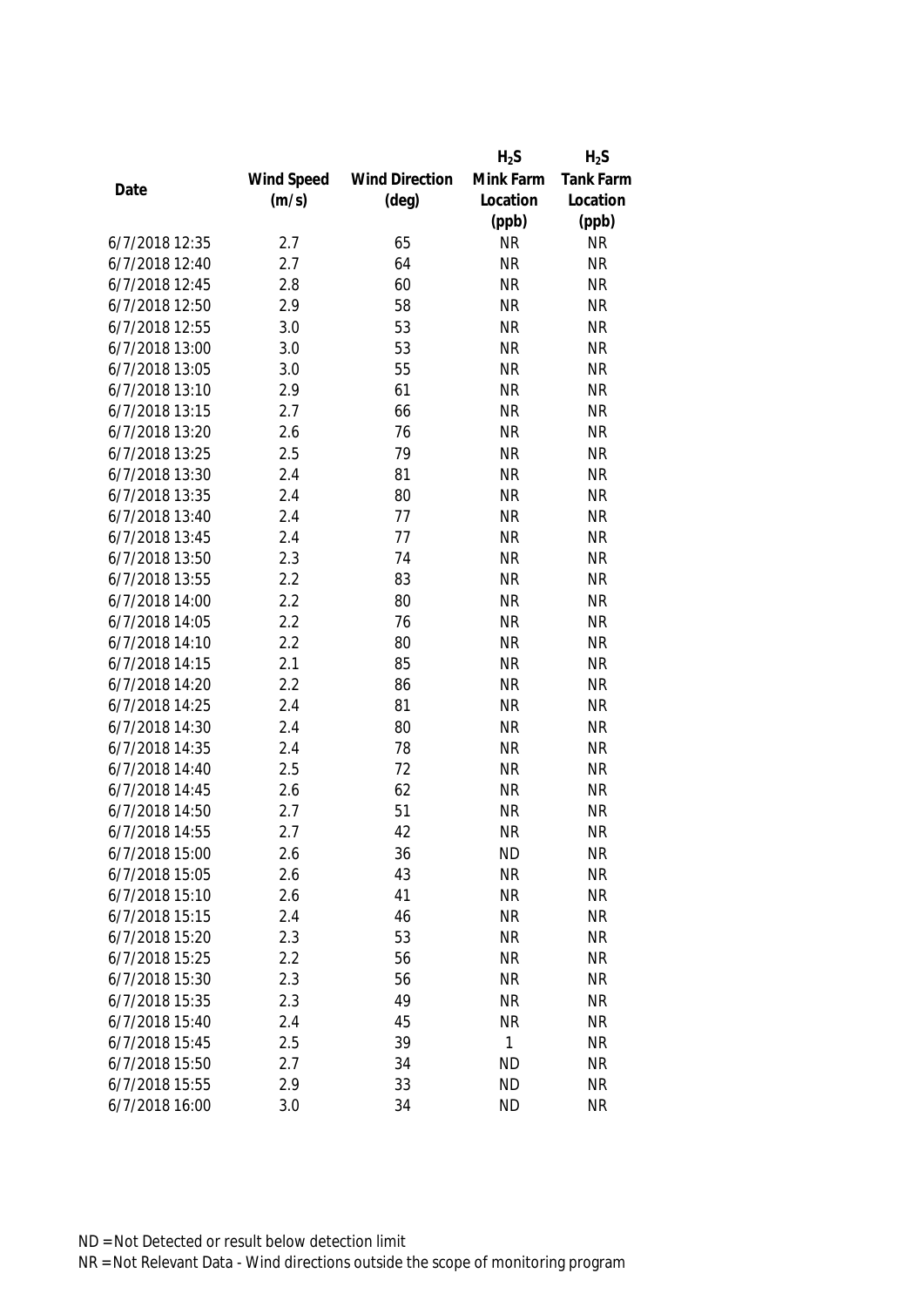| Date | Wind Speed (m/s) | Wind Direction (deg) | $H_2S$ Mink Farm Location (ppb) | $H_2S$ Tank Farm Location (ppb) |
|---|---|---|---|---|
| 6/7/2018 12:35 | 2.7 | 65 | NR | NR |
| 6/7/2018 12:40 | 2.7 | 64 | NR | NR |
| 6/7/2018 12:45 | 2.8 | 60 | NR | NR |
| 6/7/2018 12:50 | 2.9 | 58 | NR | NR |
| 6/7/2018 12:55 | 3.0 | 53 | NR | NR |
| 6/7/2018 13:00 | 3.0 | 53 | NR | NR |
| 6/7/2018 13:05 | 3.0 | 55 | NR | NR |
| 6/7/2018 13:10 | 2.9 | 61 | NR | NR |
| 6/7/2018 13:15 | 2.7 | 66 | NR | NR |
| 6/7/2018 13:20 | 2.6 | 76 | NR | NR |
| 6/7/2018 13:25 | 2.5 | 79 | NR | NR |
| 6/7/2018 13:30 | 2.4 | 81 | NR | NR |
| 6/7/2018 13:35 | 2.4 | 80 | NR | NR |
| 6/7/2018 13:40 | 2.4 | 77 | NR | NR |
| 6/7/2018 13:45 | 2.4 | 77 | NR | NR |
| 6/7/2018 13:50 | 2.3 | 74 | NR | NR |
| 6/7/2018 13:55 | 2.2 | 83 | NR | NR |
| 6/7/2018 14:00 | 2.2 | 80 | NR | NR |
| 6/7/2018 14:05 | 2.2 | 76 | NR | NR |
| 6/7/2018 14:10 | 2.2 | 80 | NR | NR |
| 6/7/2018 14:15 | 2.1 | 85 | NR | NR |
| 6/7/2018 14:20 | 2.2 | 86 | NR | NR |
| 6/7/2018 14:25 | 2.4 | 81 | NR | NR |
| 6/7/2018 14:30 | 2.4 | 80 | NR | NR |
| 6/7/2018 14:35 | 2.4 | 78 | NR | NR |
| 6/7/2018 14:40 | 2.5 | 72 | NR | NR |
| 6/7/2018 14:45 | 2.6 | 62 | NR | NR |
| 6/7/2018 14:50 | 2.7 | 51 | NR | NR |
| 6/7/2018 14:55 | 2.7 | 42 | NR | NR |
| 6/7/2018 15:00 | 2.6 | 36 | ND | NR |
| 6/7/2018 15:05 | 2.6 | 43 | NR | NR |
| 6/7/2018 15:10 | 2.6 | 41 | NR | NR |
| 6/7/2018 15:15 | 2.4 | 46 | NR | NR |
| 6/7/2018 15:20 | 2.3 | 53 | NR | NR |
| 6/7/2018 15:25 | 2.2 | 56 | NR | NR |
| 6/7/2018 15:30 | 2.3 | 56 | NR | NR |
| 6/7/2018 15:35 | 2.3 | 49 | NR | NR |
| 6/7/2018 15:40 | 2.4 | 45 | NR | NR |
| 6/7/2018 15:45 | 2.5 | 39 | 1 | NR |
| 6/7/2018 15:50 | 2.7 | 34 | ND | NR |
| 6/7/2018 15:55 | 2.9 | 33 | ND | NR |
| 6/7/2018 16:00 | 3.0 | 34 | ND | NR |

ND = Not Detected or result below detection limit

NR = Not Relevant Data - Wind directions outside the scope of monitoring program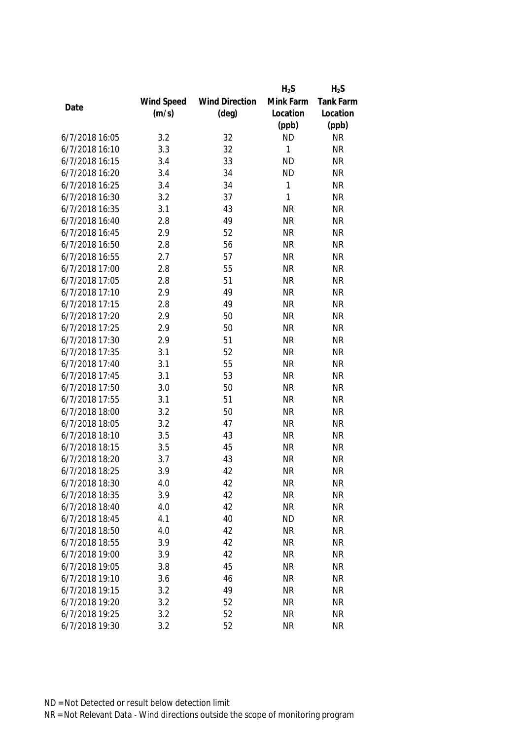| Date | Wind Speed (m/s) | Wind Direction (deg) | $H_2S$ Mink Farm Location (ppb) | $H_2S$ Tank Farm Location (ppb) |
|---|---|---|---|---|
| 6/7/2018 16:05 | 3.2 | 32 | ND | NR |
| 6/7/2018 16:10 | 3.3 | 32 | 1 | NR |
| 6/7/2018 16:15 | 3.4 | 33 | ND | NR |
| 6/7/2018 16:20 | 3.4 | 34 | ND | NR |
| 6/7/2018 16:25 | 3.4 | 34 | 1 | NR |
| 6/7/2018 16:30 | 3.2 | 37 | 1 | NR |
| 6/7/2018 16:35 | 3.1 | 43 | NR | NR |
| 6/7/2018 16:40 | 2.8 | 49 | NR | NR |
| 6/7/2018 16:45 | 2.9 | 52 | NR | NR |
| 6/7/2018 16:50 | 2.8 | 56 | NR | NR |
| 6/7/2018 16:55 | 2.7 | 57 | NR | NR |
| 6/7/2018 17:00 | 2.8 | 55 | NR | NR |
| 6/7/2018 17:05 | 2.8 | 51 | NR | NR |
| 6/7/2018 17:10 | 2.9 | 49 | NR | NR |
| 6/7/2018 17:15 | 2.8 | 49 | NR | NR |
| 6/7/2018 17:20 | 2.9 | 50 | NR | NR |
| 6/7/2018 17:25 | 2.9 | 50 | NR | NR |
| 6/7/2018 17:30 | 2.9 | 51 | NR | NR |
| 6/7/2018 17:35 | 3.1 | 52 | NR | NR |
| 6/7/2018 17:40 | 3.1 | 55 | NR | NR |
| 6/7/2018 17:45 | 3.1 | 53 | NR | NR |
| 6/7/2018 17:50 | 3.0 | 50 | NR | NR |
| 6/7/2018 17:55 | 3.1 | 51 | NR | NR |
| 6/7/2018 18:00 | 3.2 | 50 | NR | NR |
| 6/7/2018 18:05 | 3.2 | 47 | NR | NR |
| 6/7/2018 18:10 | 3.5 | 43 | NR | NR |
| 6/7/2018 18:15 | 3.5 | 45 | NR | NR |
| 6/7/2018 18:20 | 3.7 | 43 | NR | NR |
| 6/7/2018 18:25 | 3.9 | 42 | NR | NR |
| 6/7/2018 18:30 | 4.0 | 42 | NR | NR |
| 6/7/2018 18:35 | 3.9 | 42 | NR | NR |
| 6/7/2018 18:40 | 4.0 | 42 | NR | NR |
| 6/7/2018 18:45 | 4.1 | 40 | ND | NR |
| 6/7/2018 18:50 | 4.0 | 42 | NR | NR |
| 6/7/2018 18:55 | 3.9 | 42 | NR | NR |
| 6/7/2018 19:00 | 3.9 | 42 | NR | NR |
| 6/7/2018 19:05 | 3.8 | 45 | NR | NR |
| 6/7/2018 19:10 | 3.6 | 46 | NR | NR |
| 6/7/2018 19:15 | 3.2 | 49 | NR | NR |
| 6/7/2018 19:20 | 3.2 | 52 | NR | NR |
| 6/7/2018 19:25 | 3.2 | 52 | NR | NR |
| 6/7/2018 19:30 | 3.2 | 52 | NR | NR |

ND = Not Detected or result below detection limit

NR = Not Relevant Data - Wind directions outside the scope of monitoring program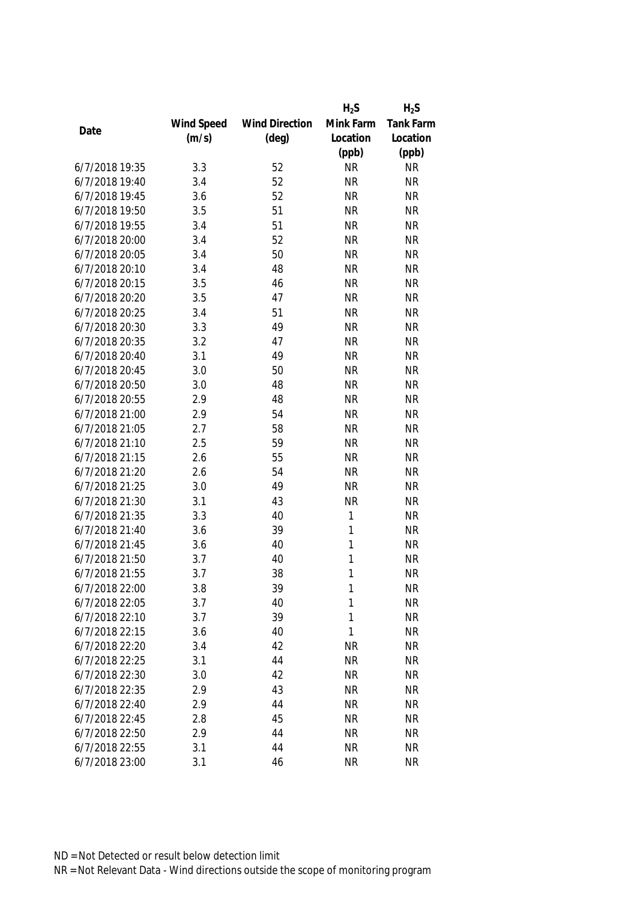| Date | Wind Speed (m/s) | Wind Direction (deg) | $H_2S$ Mink Farm Location (ppb) | $H_2S$ Tank Farm Location (ppb) |
|---|---|---|---|---|
| 6/7/2018 19:35 | 3.3 | 52 | NR | NR |
| 6/7/2018 19:40 | 3.4 | 52 | NR | NR |
| 6/7/2018 19:45 | 3.6 | 52 | NR | NR |
| 6/7/2018 19:50 | 3.5 | 51 | NR | NR |
| 6/7/2018 19:55 | 3.4 | 51 | NR | NR |
| 6/7/2018 20:00 | 3.4 | 52 | NR | NR |
| 6/7/2018 20:05 | 3.4 | 50 | NR | NR |
| 6/7/2018 20:10 | 3.4 | 48 | NR | NR |
| 6/7/2018 20:15 | 3.5 | 46 | NR | NR |
| 6/7/2018 20:20 | 3.5 | 47 | NR | NR |
| 6/7/2018 20:25 | 3.4 | 51 | NR | NR |
| 6/7/2018 20:30 | 3.3 | 49 | NR | NR |
| 6/7/2018 20:35 | 3.2 | 47 | NR | NR |
| 6/7/2018 20:40 | 3.1 | 49 | NR | NR |
| 6/7/2018 20:45 | 3.0 | 50 | NR | NR |
| 6/7/2018 20:50 | 3.0 | 48 | NR | NR |
| 6/7/2018 20:55 | 2.9 | 48 | NR | NR |
| 6/7/2018 21:00 | 2.9 | 54 | NR | NR |
| 6/7/2018 21:05 | 2.7 | 58 | NR | NR |
| 6/7/2018 21:10 | 2.5 | 59 | NR | NR |
| 6/7/2018 21:15 | 2.6 | 55 | NR | NR |
| 6/7/2018 21:20 | 2.6 | 54 | NR | NR |
| 6/7/2018 21:25 | 3.0 | 49 | NR | NR |
| 6/7/2018 21:30 | 3.1 | 43 | NR | NR |
| 6/7/2018 21:35 | 3.3 | 40 | 1 | NR |
| 6/7/2018 21:40 | 3.6 | 39 | 1 | NR |
| 6/7/2018 21:45 | 3.6 | 40 | 1 | NR |
| 6/7/2018 21:50 | 3.7 | 40 | 1 | NR |
| 6/7/2018 21:55 | 3.7 | 38 | 1 | NR |
| 6/7/2018 22:00 | 3.8 | 39 | 1 | NR |
| 6/7/2018 22:05 | 3.7 | 40 | 1 | NR |
| 6/7/2018 22:10 | 3.7 | 39 | 1 | NR |
| 6/7/2018 22:15 | 3.6 | 40 | 1 | NR |
| 6/7/2018 22:20 | 3.4 | 42 | NR | NR |
| 6/7/2018 22:25 | 3.1 | 44 | NR | NR |
| 6/7/2018 22:30 | 3.0 | 42 | NR | NR |
| 6/7/2018 22:35 | 2.9 | 43 | NR | NR |
| 6/7/2018 22:40 | 2.9 | 44 | NR | NR |
| 6/7/2018 22:45 | 2.8 | 45 | NR | NR |
| 6/7/2018 22:50 | 2.9 | 44 | NR | NR |
| 6/7/2018 22:55 | 3.1 | 44 | NR | NR |
| 6/7/2018 23:00 | 3.1 | 46 | NR | NR |

ND = Not Detected or result below detection limit
NR = Not Relevant Data - Wind directions outside the scope of monitoring program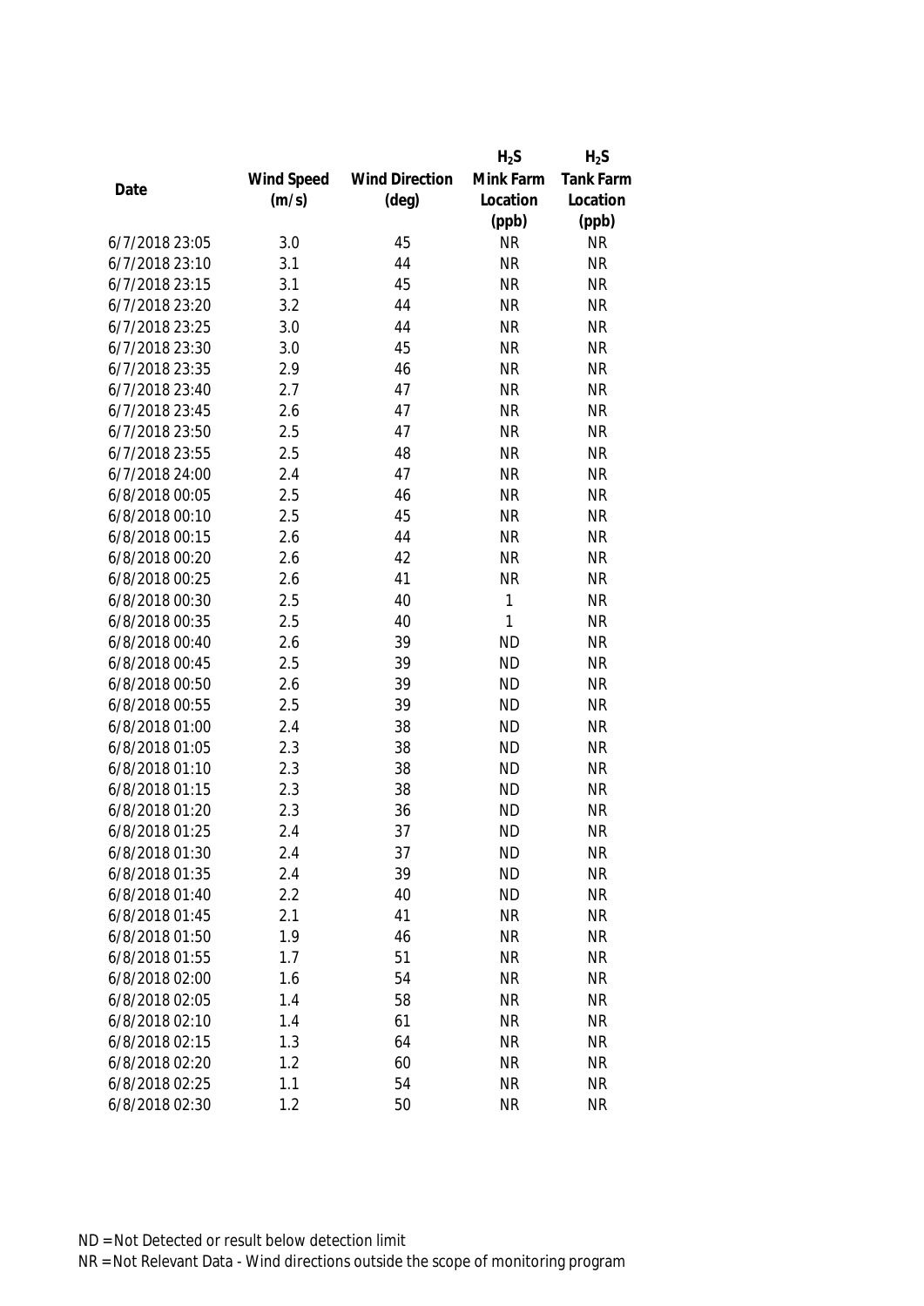| Date | Wind Speed (m/s) | Wind Direction (deg) | $H_2S$ Mink Farm Location (ppb) | $H_2S$ Tank Farm Location (ppb) |
|---|---|---|---|---|
| 6/7/2018 23:05 | 3.0 | 45 | NR | NR |
| 6/7/2018 23:10 | 3.1 | 44 | NR | NR |
| 6/7/2018 23:15 | 3.1 | 45 | NR | NR |
| 6/7/2018 23:20 | 3.2 | 44 | NR | NR |
| 6/7/2018 23:25 | 3.0 | 44 | NR | NR |
| 6/7/2018 23:30 | 3.0 | 45 | NR | NR |
| 6/7/2018 23:35 | 2.9 | 46 | NR | NR |
| 6/7/2018 23:40 | 2.7 | 47 | NR | NR |
| 6/7/2018 23:45 | 2.6 | 47 | NR | NR |
| 6/7/2018 23:50 | 2.5 | 47 | NR | NR |
| 6/7/2018 23:55 | 2.5 | 48 | NR | NR |
| 6/7/2018 24:00 | 2.4 | 47 | NR | NR |
| 6/8/2018 00:05 | 2.5 | 46 | NR | NR |
| 6/8/2018 00:10 | 2.5 | 45 | NR | NR |
| 6/8/2018 00:15 | 2.6 | 44 | NR | NR |
| 6/8/2018 00:20 | 2.6 | 42 | NR | NR |
| 6/8/2018 00:25 | 2.6 | 41 | NR | NR |
| 6/8/2018 00:30 | 2.5 | 40 | 1 | NR |
| 6/8/2018 00:35 | 2.5 | 40 | 1 | NR |
| 6/8/2018 00:40 | 2.6 | 39 | ND | NR |
| 6/8/2018 00:45 | 2.5 | 39 | ND | NR |
| 6/8/2018 00:50 | 2.6 | 39 | ND | NR |
| 6/8/2018 00:55 | 2.5 | 39 | ND | NR |
| 6/8/2018 01:00 | 2.4 | 38 | ND | NR |
| 6/8/2018 01:05 | 2.3 | 38 | ND | NR |
| 6/8/2018 01:10 | 2.3 | 38 | ND | NR |
| 6/8/2018 01:15 | 2.3 | 38 | ND | NR |
| 6/8/2018 01:20 | 2.3 | 36 | ND | NR |
| 6/8/2018 01:25 | 2.4 | 37 | ND | NR |
| 6/8/2018 01:30 | 2.4 | 37 | ND | NR |
| 6/8/2018 01:35 | 2.4 | 39 | ND | NR |
| 6/8/2018 01:40 | 2.2 | 40 | ND | NR |
| 6/8/2018 01:45 | 2.1 | 41 | NR | NR |
| 6/8/2018 01:50 | 1.9 | 46 | NR | NR |
| 6/8/2018 01:55 | 1.7 | 51 | NR | NR |
| 6/8/2018 02:00 | 1.6 | 54 | NR | NR |
| 6/8/2018 02:05 | 1.4 | 58 | NR | NR |
| 6/8/2018 02:10 | 1.4 | 61 | NR | NR |
| 6/8/2018 02:15 | 1.3 | 64 | NR | NR |
| 6/8/2018 02:20 | 1.2 | 60 | NR | NR |
| 6/8/2018 02:25 | 1.1 | 54 | NR | NR |
| 6/8/2018 02:30 | 1.2 | 50 | NR | NR |

ND = Not Detected or result below detection limit

NR = Not Relevant Data - Wind directions outside the scope of monitoring program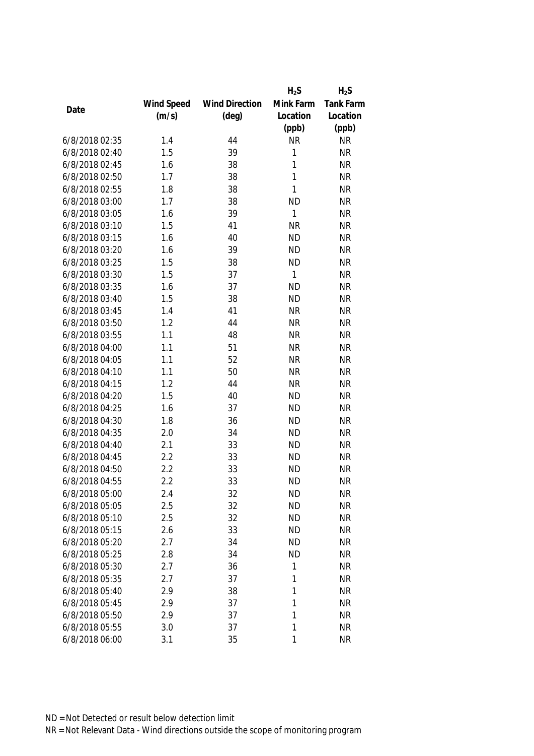| Date | Wind Speed (m/s) | Wind Direction (deg) | $H_2S$ Mink Farm Location (ppb) | $H_2S$ Tank Farm Location (ppb) |
|---|---|---|---|---|
| 6/8/2018 02:35 | 1.4 | 44 | NR | NR |
| 6/8/2018 02:40 | 1.5 | 39 | 1 | NR |
| 6/8/2018 02:45 | 1.6 | 38 | 1 | NR |
| 6/8/2018 02:50 | 1.7 | 38 | 1 | NR |
| 6/8/2018 02:55 | 1.8 | 38 | 1 | NR |
| 6/8/2018 03:00 | 1.7 | 38 | ND | NR |
| 6/8/2018 03:05 | 1.6 | 39 | 1 | NR |
| 6/8/2018 03:10 | 1.5 | 41 | NR | NR |
| 6/8/2018 03:15 | 1.6 | 40 | ND | NR |
| 6/8/2018 03:20 | 1.6 | 39 | ND | NR |
| 6/8/2018 03:25 | 1.5 | 38 | ND | NR |
| 6/8/2018 03:30 | 1.5 | 37 | 1 | NR |
| 6/8/2018 03:35 | 1.6 | 37 | ND | NR |
| 6/8/2018 03:40 | 1.5 | 38 | ND | NR |
| 6/8/2018 03:45 | 1.4 | 41 | NR | NR |
| 6/8/2018 03:50 | 1.2 | 44 | NR | NR |
| 6/8/2018 03:55 | 1.1 | 48 | NR | NR |
| 6/8/2018 04:00 | 1.1 | 51 | NR | NR |
| 6/8/2018 04:05 | 1.1 | 52 | NR | NR |
| 6/8/2018 04:10 | 1.1 | 50 | NR | NR |
| 6/8/2018 04:15 | 1.2 | 44 | NR | NR |
| 6/8/2018 04:20 | 1.5 | 40 | ND | NR |
| 6/8/2018 04:25 | 1.6 | 37 | ND | NR |
| 6/8/2018 04:30 | 1.8 | 36 | ND | NR |
| 6/8/2018 04:35 | 2.0 | 34 | ND | NR |
| 6/8/2018 04:40 | 2.1 | 33 | ND | NR |
| 6/8/2018 04:45 | 2.2 | 33 | ND | NR |
| 6/8/2018 04:50 | 2.2 | 33 | ND | NR |
| 6/8/2018 04:55 | 2.2 | 33 | ND | NR |
| 6/8/2018 05:00 | 2.4 | 32 | ND | NR |
| 6/8/2018 05:05 | 2.5 | 32 | ND | NR |
| 6/8/2018 05:10 | 2.5 | 32 | ND | NR |
| 6/8/2018 05:15 | 2.6 | 33 | ND | NR |
| 6/8/2018 05:20 | 2.7 | 34 | ND | NR |
| 6/8/2018 05:25 | 2.8 | 34 | ND | NR |
| 6/8/2018 05:30 | 2.7 | 36 | 1 | NR |
| 6/8/2018 05:35 | 2.7 | 37 | 1 | NR |
| 6/8/2018 05:40 | 2.9 | 38 | 1 | NR |
| 6/8/2018 05:45 | 2.9 | 37 | 1 | NR |
| 6/8/2018 05:50 | 2.9 | 37 | 1 | NR |
| 6/8/2018 05:55 | 3.0 | 37 | 1 | NR |
| 6/8/2018 06:00 | 3.1 | 35 | 1 | NR |

ND = Not Detected or result below detection limit

NR = Not Relevant Data - Wind directions outside the scope of monitoring program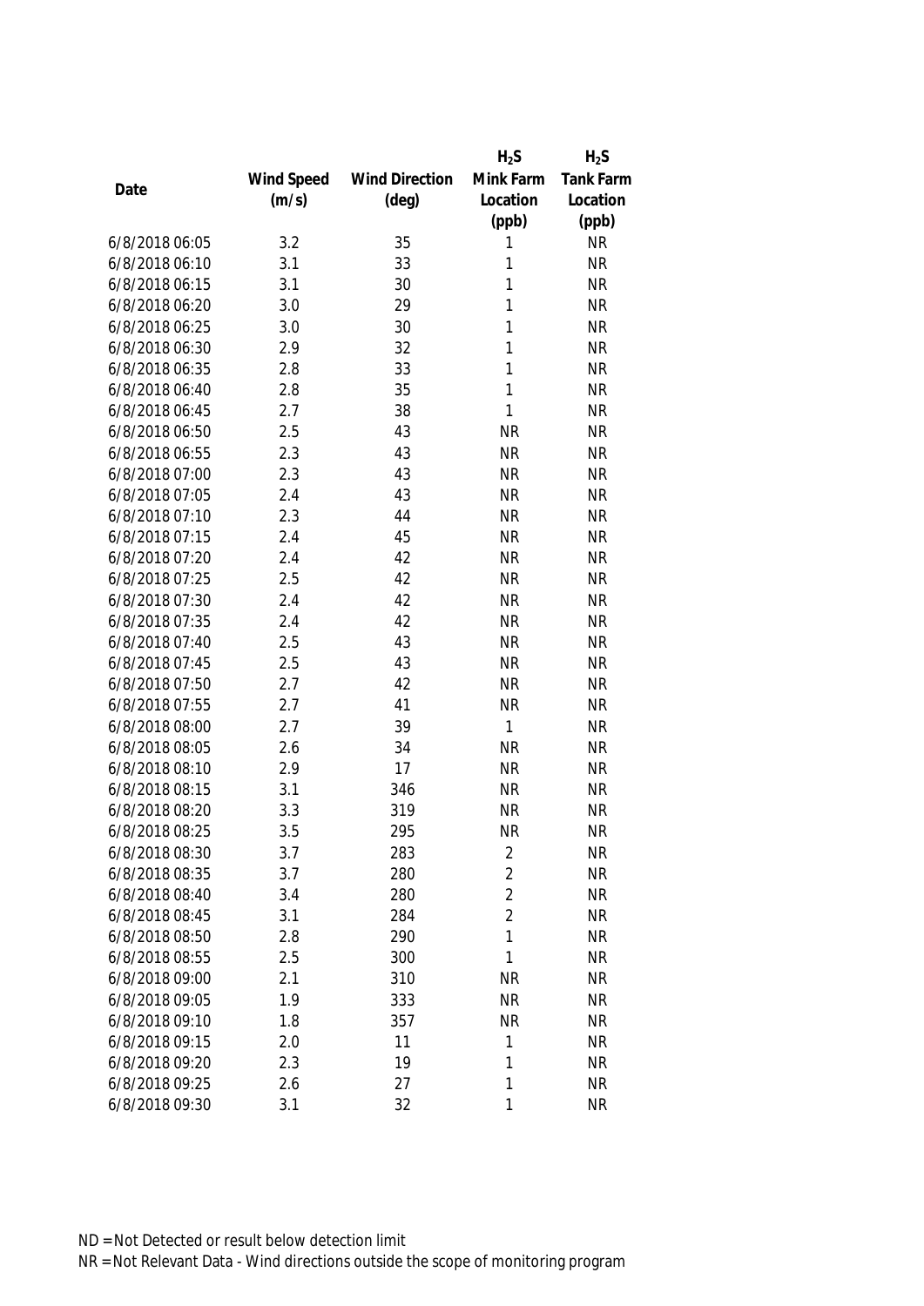| Date | Wind Speed (m/s) | Wind Direction (deg) | $H_2S$ Mink Farm Location (ppb) | $H_2S$ Tank Farm Location (ppb) |
|---|---|---|---|---|
| 6/8/2018 06:05 | 3.2 | 35 | 1 | NR |
| 6/8/2018 06:10 | 3.1 | 33 | 1 | NR |
| 6/8/2018 06:15 | 3.1 | 30 | 1 | NR |
| 6/8/2018 06:20 | 3.0 | 29 | 1 | NR |
| 6/8/2018 06:25 | 3.0 | 30 | 1 | NR |
| 6/8/2018 06:30 | 2.9 | 32 | 1 | NR |
| 6/8/2018 06:35 | 2.8 | 33 | 1 | NR |
| 6/8/2018 06:40 | 2.8 | 35 | 1 | NR |
| 6/8/2018 06:45 | 2.7 | 38 | 1 | NR |
| 6/8/2018 06:50 | 2.5 | 43 | NR | NR |
| 6/8/2018 06:55 | 2.3 | 43 | NR | NR |
| 6/8/2018 07:00 | 2.3 | 43 | NR | NR |
| 6/8/2018 07:05 | 2.4 | 43 | NR | NR |
| 6/8/2018 07:10 | 2.3 | 44 | NR | NR |
| 6/8/2018 07:15 | 2.4 | 45 | NR | NR |
| 6/8/2018 07:20 | 2.4 | 42 | NR | NR |
| 6/8/2018 07:25 | 2.5 | 42 | NR | NR |
| 6/8/2018 07:30 | 2.4 | 42 | NR | NR |
| 6/8/2018 07:35 | 2.4 | 42 | NR | NR |
| 6/8/2018 07:40 | 2.5 | 43 | NR | NR |
| 6/8/2018 07:45 | 2.5 | 43 | NR | NR |
| 6/8/2018 07:50 | 2.7 | 42 | NR | NR |
| 6/8/2018 07:55 | 2.7 | 41 | NR | NR |
| 6/8/2018 08:00 | 2.7 | 39 | 1 | NR |
| 6/8/2018 08:05 | 2.6 | 34 | NR | NR |
| 6/8/2018 08:10 | 2.9 | 17 | NR | NR |
| 6/8/2018 08:15 | 3.1 | 346 | NR | NR |
| 6/8/2018 08:20 | 3.3 | 319 | NR | NR |
| 6/8/2018 08:25 | 3.5 | 295 | NR | NR |
| 6/8/2018 08:30 | 3.7 | 283 | 2 | NR |
| 6/8/2018 08:35 | 3.7 | 280 | 2 | NR |
| 6/8/2018 08:40 | 3.4 | 280 | 2 | NR |
| 6/8/2018 08:45 | 3.1 | 284 | 2 | NR |
| 6/8/2018 08:50 | 2.8 | 290 | 1 | NR |
| 6/8/2018 08:55 | 2.5 | 300 | 1 | NR |
| 6/8/2018 09:00 | 2.1 | 310 | NR | NR |
| 6/8/2018 09:05 | 1.9 | 333 | NR | NR |
| 6/8/2018 09:10 | 1.8 | 357 | NR | NR |
| 6/8/2018 09:15 | 2.0 | 11 | 1 | NR |
| 6/8/2018 09:20 | 2.3 | 19 | 1 | NR |
| 6/8/2018 09:25 | 2.6 | 27 | 1 | NR |
| 6/8/2018 09:30 | 3.1 | 32 | 1 | NR |

ND = Not Detected or result below detection limit

NR = Not Relevant Data - Wind directions outside the scope of monitoring program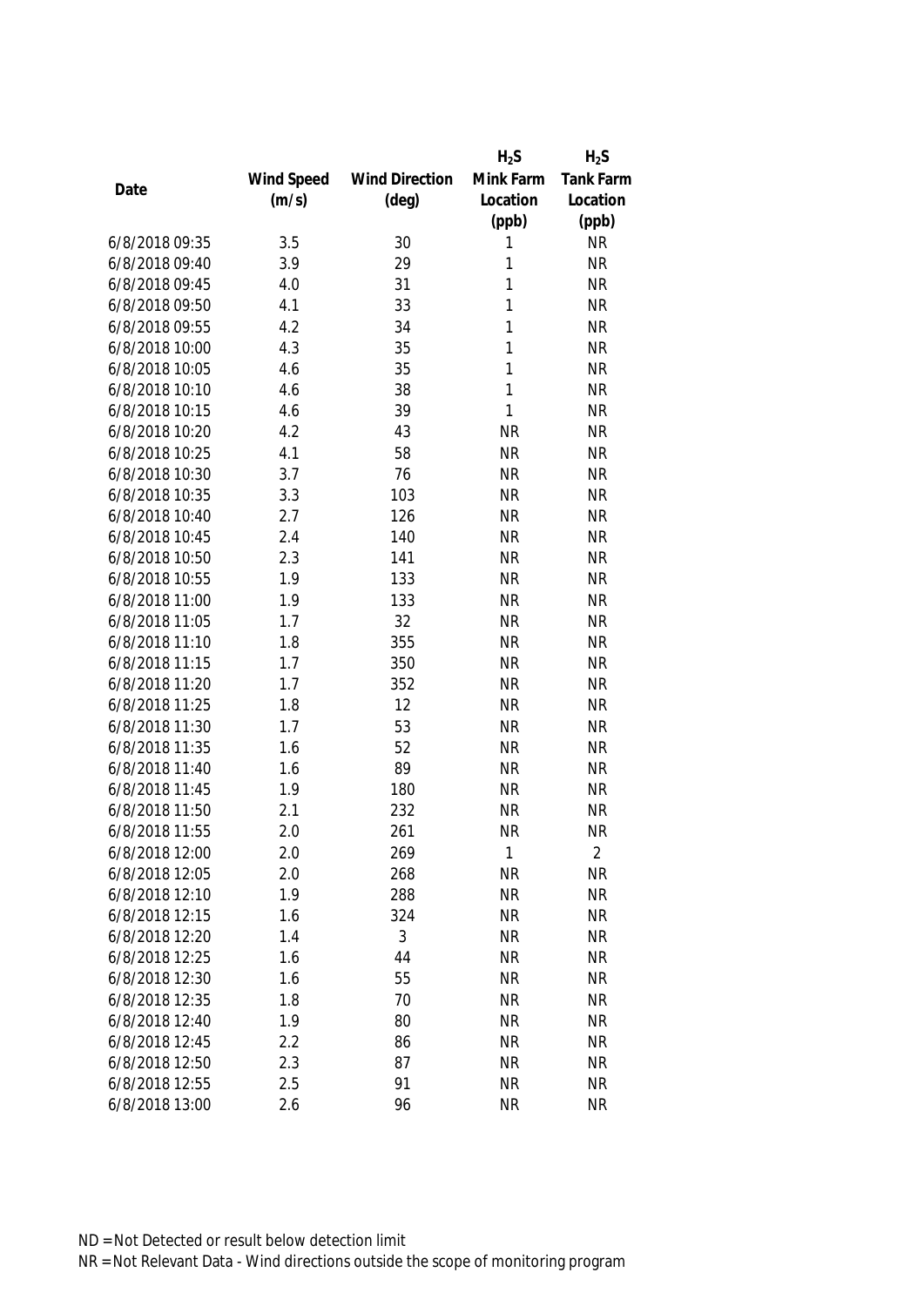| Date | Wind Speed (m/s) | Wind Direction (deg) | $H_2S$ Mink Farm Location (ppb) | $H_2S$ Tank Farm Location (ppb) |
|---|---|---|---|---|
| 6/8/2018 09:35 | 3.5 | 30 | 1 | NR |
| 6/8/2018 09:40 | 3.9 | 29 | 1 | NR |
| 6/8/2018 09:45 | 4.0 | 31 | 1 | NR |
| 6/8/2018 09:50 | 4.1 | 33 | 1 | NR |
| 6/8/2018 09:55 | 4.2 | 34 | 1 | NR |
| 6/8/2018 10:00 | 4.3 | 35 | 1 | NR |
| 6/8/2018 10:05 | 4.6 | 35 | 1 | NR |
| 6/8/2018 10:10 | 4.6 | 38 | 1 | NR |
| 6/8/2018 10:15 | 4.6 | 39 | 1 | NR |
| 6/8/2018 10:20 | 4.2 | 43 | NR | NR |
| 6/8/2018 10:25 | 4.1 | 58 | NR | NR |
| 6/8/2018 10:30 | 3.7 | 76 | NR | NR |
| 6/8/2018 10:35 | 3.3 | 103 | NR | NR |
| 6/8/2018 10:40 | 2.7 | 126 | NR | NR |
| 6/8/2018 10:45 | 2.4 | 140 | NR | NR |
| 6/8/2018 10:50 | 2.3 | 141 | NR | NR |
| 6/8/2018 10:55 | 1.9 | 133 | NR | NR |
| 6/8/2018 11:00 | 1.9 | 133 | NR | NR |
| 6/8/2018 11:05 | 1.7 | 32 | NR | NR |
| 6/8/2018 11:10 | 1.8 | 355 | NR | NR |
| 6/8/2018 11:15 | 1.7 | 350 | NR | NR |
| 6/8/2018 11:20 | 1.7 | 352 | NR | NR |
| 6/8/2018 11:25 | 1.8 | 12 | NR | NR |
| 6/8/2018 11:30 | 1.7 | 53 | NR | NR |
| 6/8/2018 11:35 | 1.6 | 52 | NR | NR |
| 6/8/2018 11:40 | 1.6 | 89 | NR | NR |
| 6/8/2018 11:45 | 1.9 | 180 | NR | NR |
| 6/8/2018 11:50 | 2.1 | 232 | NR | NR |
| 6/8/2018 11:55 | 2.0 | 261 | NR | NR |
| 6/8/2018 12:00 | 2.0 | 269 | 1 | 2 |
| 6/8/2018 12:05 | 2.0 | 268 | NR | NR |
| 6/8/2018 12:10 | 1.9 | 288 | NR | NR |
| 6/8/2018 12:15 | 1.6 | 324 | NR | NR |
| 6/8/2018 12:20 | 1.4 | 3 | NR | NR |
| 6/8/2018 12:25 | 1.6 | 44 | NR | NR |
| 6/8/2018 12:30 | 1.6 | 55 | NR | NR |
| 6/8/2018 12:35 | 1.8 | 70 | NR | NR |
| 6/8/2018 12:40 | 1.9 | 80 | NR | NR |
| 6/8/2018 12:45 | 2.2 | 86 | NR | NR |
| 6/8/2018 12:50 | 2.3 | 87 | NR | NR |
| 6/8/2018 12:55 | 2.5 | 91 | NR | NR |
| 6/8/2018 13:00 | 2.6 | 96 | NR | NR |

ND = Not Detected or result below detection limit

NR = Not Relevant Data - Wind directions outside the scope of monitoring program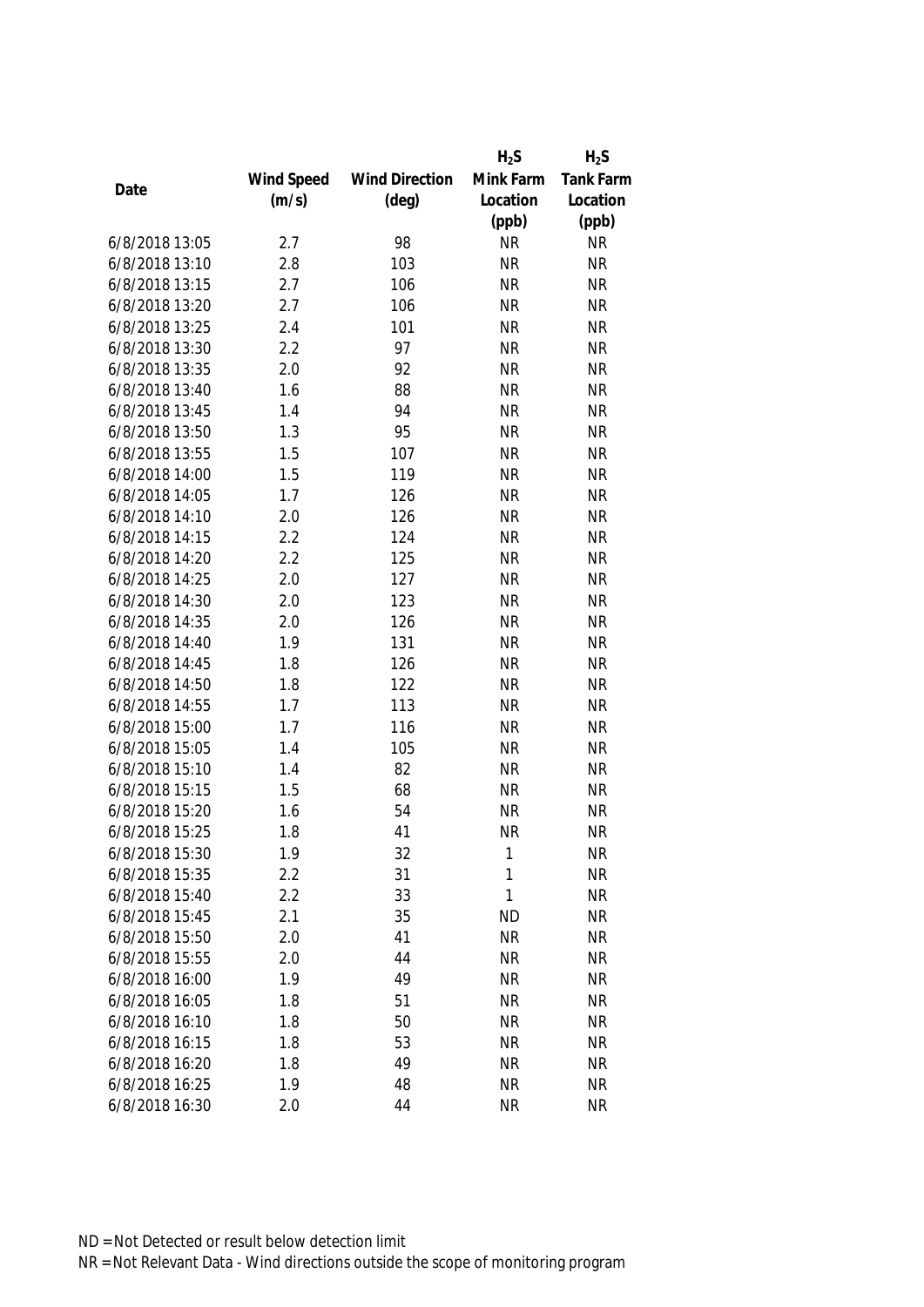| Date | Wind Speed (m/s) | Wind Direction (deg) | $H_2S$ Mink Farm Location (ppb) | $H_2S$ Tank Farm Location (ppb) |
|---|---|---|---|---|
| 6/8/2018 13:05 | 2.7 | 98 | NR | NR |
| 6/8/2018 13:10 | 2.8 | 103 | NR | NR |
| 6/8/2018 13:15 | 2.7 | 106 | NR | NR |
| 6/8/2018 13:20 | 2.7 | 106 | NR | NR |
| 6/8/2018 13:25 | 2.4 | 101 | NR | NR |
| 6/8/2018 13:30 | 2.2 | 97 | NR | NR |
| 6/8/2018 13:35 | 2.0 | 92 | NR | NR |
| 6/8/2018 13:40 | 1.6 | 88 | NR | NR |
| 6/8/2018 13:45 | 1.4 | 94 | NR | NR |
| 6/8/2018 13:50 | 1.3 | 95 | NR | NR |
| 6/8/2018 13:55 | 1.5 | 107 | NR | NR |
| 6/8/2018 14:00 | 1.5 | 119 | NR | NR |
| 6/8/2018 14:05 | 1.7 | 126 | NR | NR |
| 6/8/2018 14:10 | 2.0 | 126 | NR | NR |
| 6/8/2018 14:15 | 2.2 | 124 | NR | NR |
| 6/8/2018 14:20 | 2.2 | 125 | NR | NR |
| 6/8/2018 14:25 | 2.0 | 127 | NR | NR |
| 6/8/2018 14:30 | 2.0 | 123 | NR | NR |
| 6/8/2018 14:35 | 2.0 | 126 | NR | NR |
| 6/8/2018 14:40 | 1.9 | 131 | NR | NR |
| 6/8/2018 14:45 | 1.8 | 126 | NR | NR |
| 6/8/2018 14:50 | 1.8 | 122 | NR | NR |
| 6/8/2018 14:55 | 1.7 | 113 | NR | NR |
| 6/8/2018 15:00 | 1.7 | 116 | NR | NR |
| 6/8/2018 15:05 | 1.4 | 105 | NR | NR |
| 6/8/2018 15:10 | 1.4 | 82 | NR | NR |
| 6/8/2018 15:15 | 1.5 | 68 | NR | NR |
| 6/8/2018 15:20 | 1.6 | 54 | NR | NR |
| 6/8/2018 15:25 | 1.8 | 41 | NR | NR |
| 6/8/2018 15:30 | 1.9 | 32 | 1 | NR |
| 6/8/2018 15:35 | 2.2 | 31 | 1 | NR |
| 6/8/2018 15:40 | 2.2 | 33 | 1 | NR |
| 6/8/2018 15:45 | 2.1 | 35 | ND | NR |
| 6/8/2018 15:50 | 2.0 | 41 | NR | NR |
| 6/8/2018 15:55 | 2.0 | 44 | NR | NR |
| 6/8/2018 16:00 | 1.9 | 49 | NR | NR |
| 6/8/2018 16:05 | 1.8 | 51 | NR | NR |
| 6/8/2018 16:10 | 1.8 | 50 | NR | NR |
| 6/8/2018 16:15 | 1.8 | 53 | NR | NR |
| 6/8/2018 16:20 | 1.8 | 49 | NR | NR |
| 6/8/2018 16:25 | 1.9 | 48 | NR | NR |
| 6/8/2018 16:30 | 2.0 | 44 | NR | NR |

ND = Not Detected or result below detection limit

NR = Not Relevant Data - Wind directions outside the scope of monitoring program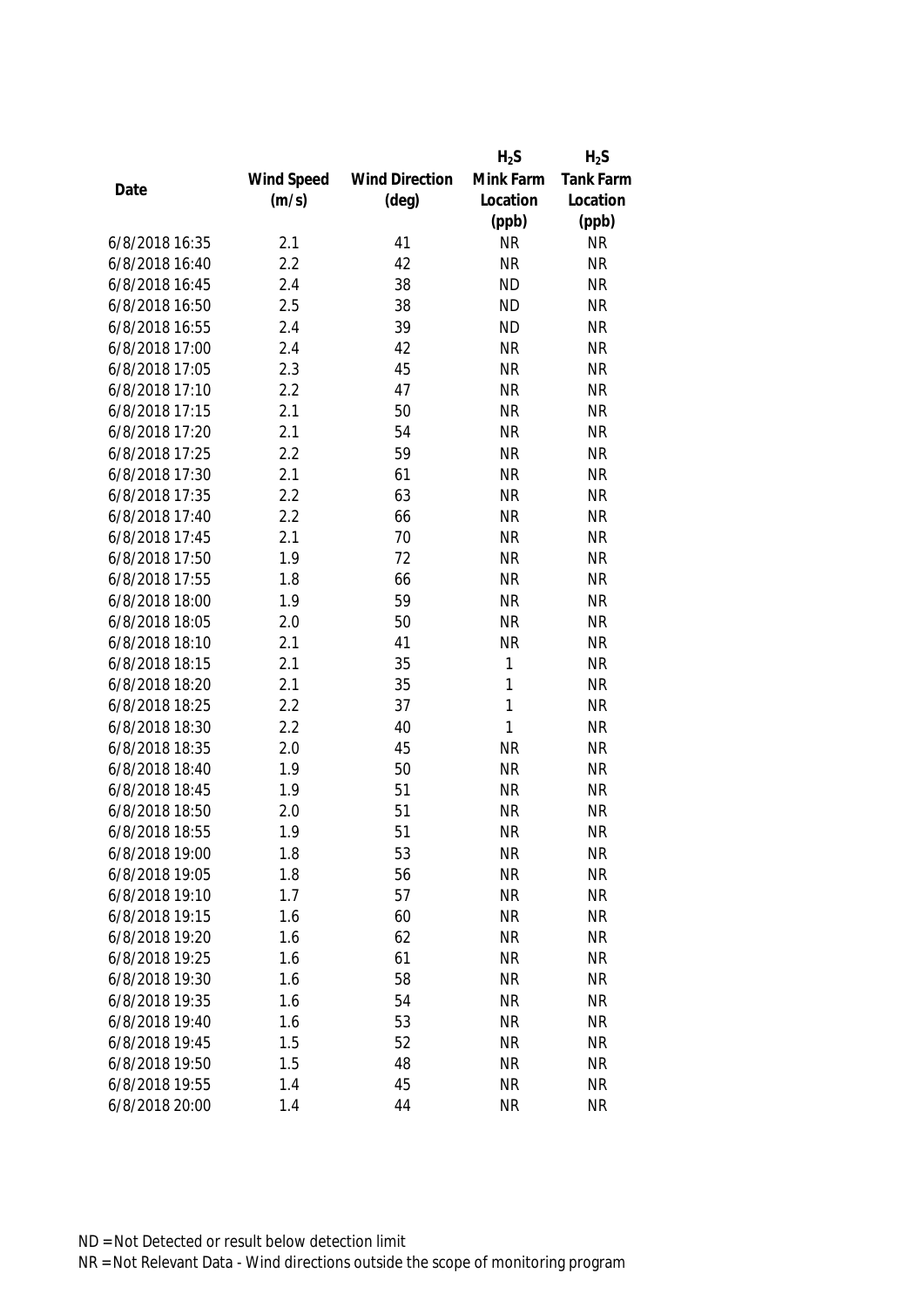| Date | Wind Speed (m/s) | Wind Direction (deg) | $H_2S$ Mink Farm Location (ppb) | $H_2S$ Tank Farm Location (ppb) |
|---|---|---|---|---|
| 6/8/2018 16:35 | 2.1 | 41 | NR | NR |
| 6/8/2018 16:40 | 2.2 | 42 | NR | NR |
| 6/8/2018 16:45 | 2.4 | 38 | ND | NR |
| 6/8/2018 16:50 | 2.5 | 38 | ND | NR |
| 6/8/2018 16:55 | 2.4 | 39 | ND | NR |
| 6/8/2018 17:00 | 2.4 | 42 | NR | NR |
| 6/8/2018 17:05 | 2.3 | 45 | NR | NR |
| 6/8/2018 17:10 | 2.2 | 47 | NR | NR |
| 6/8/2018 17:15 | 2.1 | 50 | NR | NR |
| 6/8/2018 17:20 | 2.1 | 54 | NR | NR |
| 6/8/2018 17:25 | 2.2 | 59 | NR | NR |
| 6/8/2018 17:30 | 2.1 | 61 | NR | NR |
| 6/8/2018 17:35 | 2.2 | 63 | NR | NR |
| 6/8/2018 17:40 | 2.2 | 66 | NR | NR |
| 6/8/2018 17:45 | 2.1 | 70 | NR | NR |
| 6/8/2018 17:50 | 1.9 | 72 | NR | NR |
| 6/8/2018 17:55 | 1.8 | 66 | NR | NR |
| 6/8/2018 18:00 | 1.9 | 59 | NR | NR |
| 6/8/2018 18:05 | 2.0 | 50 | NR | NR |
| 6/8/2018 18:10 | 2.1 | 41 | NR | NR |
| 6/8/2018 18:15 | 2.1 | 35 | 1 | NR |
| 6/8/2018 18:20 | 2.1 | 35 | 1 | NR |
| 6/8/2018 18:25 | 2.2 | 37 | 1 | NR |
| 6/8/2018 18:30 | 2.2 | 40 | 1 | NR |
| 6/8/2018 18:35 | 2.0 | 45 | NR | NR |
| 6/8/2018 18:40 | 1.9 | 50 | NR | NR |
| 6/8/2018 18:45 | 1.9 | 51 | NR | NR |
| 6/8/2018 18:50 | 2.0 | 51 | NR | NR |
| 6/8/2018 18:55 | 1.9 | 51 | NR | NR |
| 6/8/2018 19:00 | 1.8 | 53 | NR | NR |
| 6/8/2018 19:05 | 1.8 | 56 | NR | NR |
| 6/8/2018 19:10 | 1.7 | 57 | NR | NR |
| 6/8/2018 19:15 | 1.6 | 60 | NR | NR |
| 6/8/2018 19:20 | 1.6 | 62 | NR | NR |
| 6/8/2018 19:25 | 1.6 | 61 | NR | NR |
| 6/8/2018 19:30 | 1.6 | 58 | NR | NR |
| 6/8/2018 19:35 | 1.6 | 54 | NR | NR |
| 6/8/2018 19:40 | 1.6 | 53 | NR | NR |
| 6/8/2018 19:45 | 1.5 | 52 | NR | NR |
| 6/8/2018 19:50 | 1.5 | 48 | NR | NR |
| 6/8/2018 19:55 | 1.4 | 45 | NR | NR |
| 6/8/2018 20:00 | 1.4 | 44 | NR | NR |

ND = Not Detected or result below detection limit

NR = Not Relevant Data - Wind directions outside the scope of monitoring program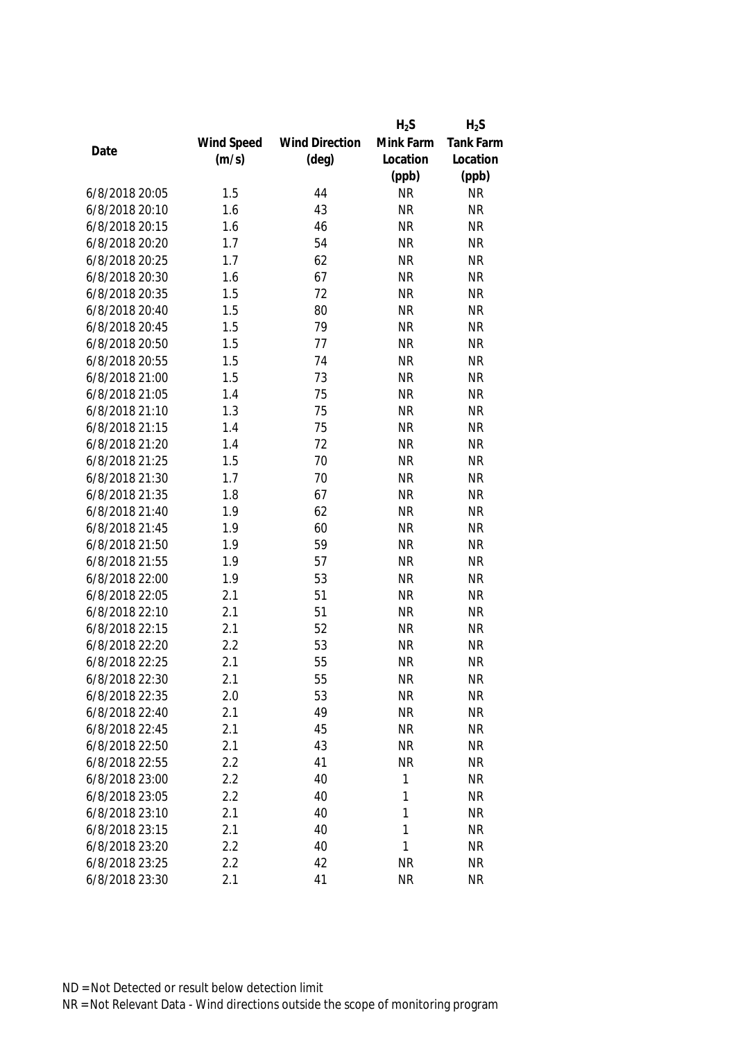| Date | Wind Speed (m/s) | Wind Direction (deg) | $H_2S$ Mink Farm Location (ppb) | $H_2S$ Tank Farm Location (ppb) |
|---|---|---|---|---|
| 6/8/2018 20:05 | 1.5 | 44 | NR | NR |
| 6/8/2018 20:10 | 1.6 | 43 | NR | NR |
| 6/8/2018 20:15 | 1.6 | 46 | NR | NR |
| 6/8/2018 20:20 | 1.7 | 54 | NR | NR |
| 6/8/2018 20:25 | 1.7 | 62 | NR | NR |
| 6/8/2018 20:30 | 1.6 | 67 | NR | NR |
| 6/8/2018 20:35 | 1.5 | 72 | NR | NR |
| 6/8/2018 20:40 | 1.5 | 80 | NR | NR |
| 6/8/2018 20:45 | 1.5 | 79 | NR | NR |
| 6/8/2018 20:50 | 1.5 | 77 | NR | NR |
| 6/8/2018 20:55 | 1.5 | 74 | NR | NR |
| 6/8/2018 21:00 | 1.5 | 73 | NR | NR |
| 6/8/2018 21:05 | 1.4 | 75 | NR | NR |
| 6/8/2018 21:10 | 1.3 | 75 | NR | NR |
| 6/8/2018 21:15 | 1.4 | 75 | NR | NR |
| 6/8/2018 21:20 | 1.4 | 72 | NR | NR |
| 6/8/2018 21:25 | 1.5 | 70 | NR | NR |
| 6/8/2018 21:30 | 1.7 | 70 | NR | NR |
| 6/8/2018 21:35 | 1.8 | 67 | NR | NR |
| 6/8/2018 21:40 | 1.9 | 62 | NR | NR |
| 6/8/2018 21:45 | 1.9 | 60 | NR | NR |
| 6/8/2018 21:50 | 1.9 | 59 | NR | NR |
| 6/8/2018 21:55 | 1.9 | 57 | NR | NR |
| 6/8/2018 22:00 | 1.9 | 53 | NR | NR |
| 6/8/2018 22:05 | 2.1 | 51 | NR | NR |
| 6/8/2018 22:10 | 2.1 | 51 | NR | NR |
| 6/8/2018 22:15 | 2.1 | 52 | NR | NR |
| 6/8/2018 22:20 | 2.2 | 53 | NR | NR |
| 6/8/2018 22:25 | 2.1 | 55 | NR | NR |
| 6/8/2018 22:30 | 2.1 | 55 | NR | NR |
| 6/8/2018 22:35 | 2.0 | 53 | NR | NR |
| 6/8/2018 22:40 | 2.1 | 49 | NR | NR |
| 6/8/2018 22:45 | 2.1 | 45 | NR | NR |
| 6/8/2018 22:50 | 2.1 | 43 | NR | NR |
| 6/8/2018 22:55 | 2.2 | 41 | NR | NR |
| 6/8/2018 23:00 | 2.2 | 40 | 1 | NR |
| 6/8/2018 23:05 | 2.2 | 40 | 1 | NR |
| 6/8/2018 23:10 | 2.1 | 40 | 1 | NR |
| 6/8/2018 23:15 | 2.1 | 40 | 1 | NR |
| 6/8/2018 23:20 | 2.2 | 40 | 1 | NR |
| 6/8/2018 23:25 | 2.2 | 42 | NR | NR |
| 6/8/2018 23:30 | 2.1 | 41 | NR | NR |

ND = Not Detected or result below detection limit

NR = Not Relevant Data - Wind directions outside the scope of monitoring program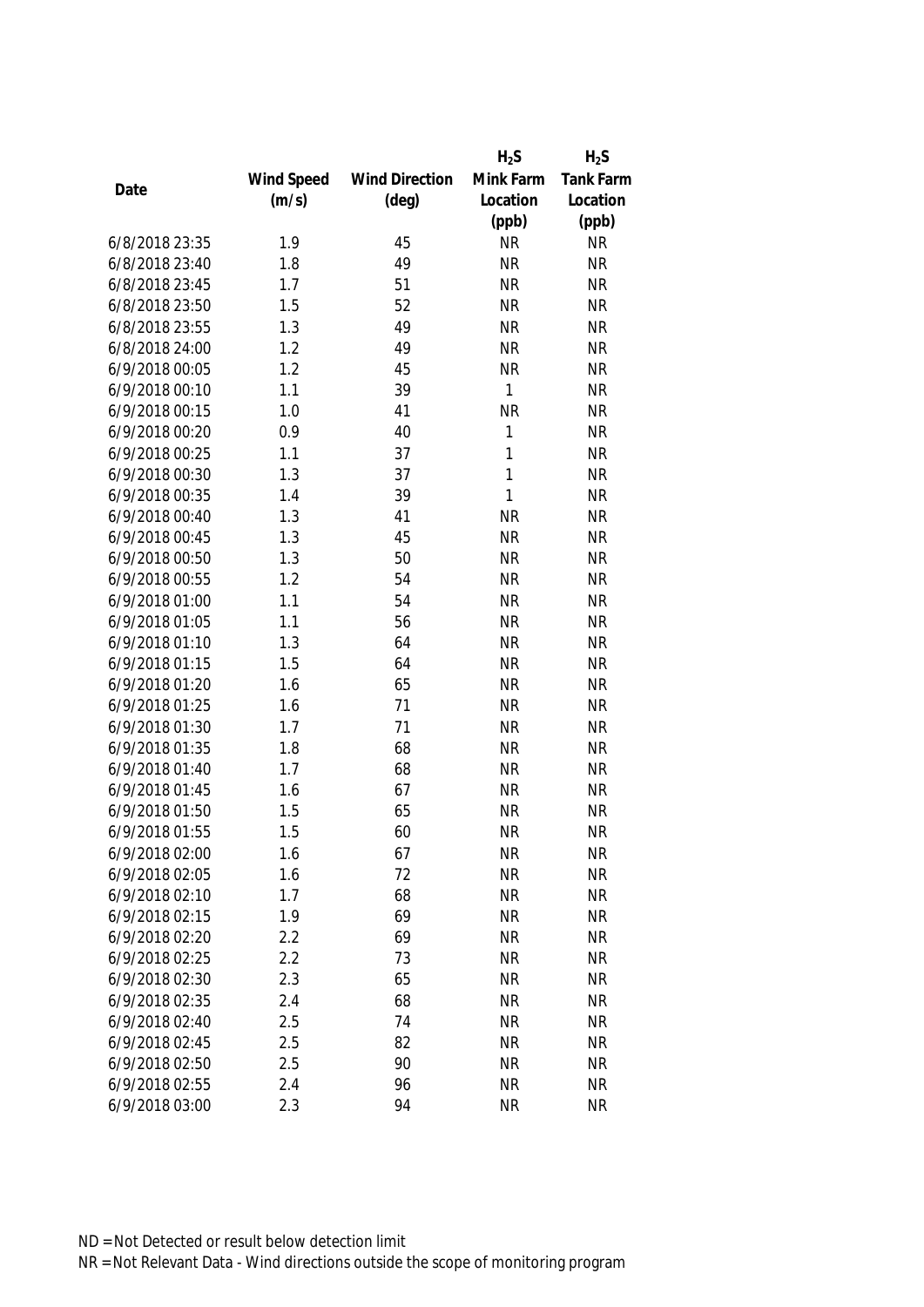| Date | Wind Speed (m/s) | Wind Direction (deg) | $H_2S$ Mink Farm Location (ppb) | $H_2S$ Tank Farm Location (ppb) |
|---|---|---|---|---|
| 6/8/2018 23:35 | 1.9 | 45 | NR | NR |
| 6/8/2018 23:40 | 1.8 | 49 | NR | NR |
| 6/8/2018 23:45 | 1.7 | 51 | NR | NR |
| 6/8/2018 23:50 | 1.5 | 52 | NR | NR |
| 6/8/2018 23:55 | 1.3 | 49 | NR | NR |
| 6/8/2018 24:00 | 1.2 | 49 | NR | NR |
| 6/9/2018 00:05 | 1.2 | 45 | NR | NR |
| 6/9/2018 00:10 | 1.1 | 39 | 1 | NR |
| 6/9/2018 00:15 | 1.0 | 41 | NR | NR |
| 6/9/2018 00:20 | 0.9 | 40 | 1 | NR |
| 6/9/2018 00:25 | 1.1 | 37 | 1 | NR |
| 6/9/2018 00:30 | 1.3 | 37 | 1 | NR |
| 6/9/2018 00:35 | 1.4 | 39 | 1 | NR |
| 6/9/2018 00:40 | 1.3 | 41 | NR | NR |
| 6/9/2018 00:45 | 1.3 | 45 | NR | NR |
| 6/9/2018 00:50 | 1.3 | 50 | NR | NR |
| 6/9/2018 00:55 | 1.2 | 54 | NR | NR |
| 6/9/2018 01:00 | 1.1 | 54 | NR | NR |
| 6/9/2018 01:05 | 1.1 | 56 | NR | NR |
| 6/9/2018 01:10 | 1.3 | 64 | NR | NR |
| 6/9/2018 01:15 | 1.5 | 64 | NR | NR |
| 6/9/2018 01:20 | 1.6 | 65 | NR | NR |
| 6/9/2018 01:25 | 1.6 | 71 | NR | NR |
| 6/9/2018 01:30 | 1.7 | 71 | NR | NR |
| 6/9/2018 01:35 | 1.8 | 68 | NR | NR |
| 6/9/2018 01:40 | 1.7 | 68 | NR | NR |
| 6/9/2018 01:45 | 1.6 | 67 | NR | NR |
| 6/9/2018 01:50 | 1.5 | 65 | NR | NR |
| 6/9/2018 01:55 | 1.5 | 60 | NR | NR |
| 6/9/2018 02:00 | 1.6 | 67 | NR | NR |
| 6/9/2018 02:05 | 1.6 | 72 | NR | NR |
| 6/9/2018 02:10 | 1.7 | 68 | NR | NR |
| 6/9/2018 02:15 | 1.9 | 69 | NR | NR |
| 6/9/2018 02:20 | 2.2 | 69 | NR | NR |
| 6/9/2018 02:25 | 2.2 | 73 | NR | NR |
| 6/9/2018 02:30 | 2.3 | 65 | NR | NR |
| 6/9/2018 02:35 | 2.4 | 68 | NR | NR |
| 6/9/2018 02:40 | 2.5 | 74 | NR | NR |
| 6/9/2018 02:45 | 2.5 | 82 | NR | NR |
| 6/9/2018 02:50 | 2.5 | 90 | NR | NR |
| 6/9/2018 02:55 | 2.4 | 96 | NR | NR |
| 6/9/2018 03:00 | 2.3 | 94 | NR | NR |

ND = Not Detected or result below detection limit

NR = Not Relevant Data - Wind directions outside the scope of monitoring program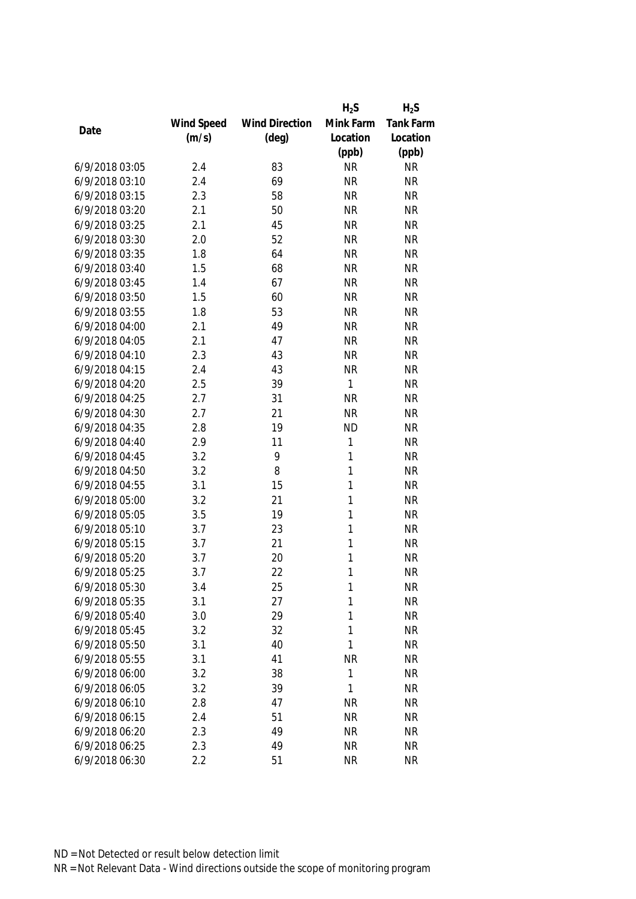| Date | Wind Speed (m/s) | Wind Direction (deg) | $H_2S$ Mink Farm Location (ppb) | $H_2S$ Tank Farm Location (ppb) |
|---|---|---|---|---|
| 6/9/2018 03:05 | 2.4 | 83 | NR | NR |
| 6/9/2018 03:10 | 2.4 | 69 | NR | NR |
| 6/9/2018 03:15 | 2.3 | 58 | NR | NR |
| 6/9/2018 03:20 | 2.1 | 50 | NR | NR |
| 6/9/2018 03:25 | 2.1 | 45 | NR | NR |
| 6/9/2018 03:30 | 2.0 | 52 | NR | NR |
| 6/9/2018 03:35 | 1.8 | 64 | NR | NR |
| 6/9/2018 03:40 | 1.5 | 68 | NR | NR |
| 6/9/2018 03:45 | 1.4 | 67 | NR | NR |
| 6/9/2018 03:50 | 1.5 | 60 | NR | NR |
| 6/9/2018 03:55 | 1.8 | 53 | NR | NR |
| 6/9/2018 04:00 | 2.1 | 49 | NR | NR |
| 6/9/2018 04:05 | 2.1 | 47 | NR | NR |
| 6/9/2018 04:10 | 2.3 | 43 | NR | NR |
| 6/9/2018 04:15 | 2.4 | 43 | NR | NR |
| 6/9/2018 04:20 | 2.5 | 39 | 1 | NR |
| 6/9/2018 04:25 | 2.7 | 31 | NR | NR |
| 6/9/2018 04:30 | 2.7 | 21 | NR | NR |
| 6/9/2018 04:35 | 2.8 | 19 | ND | NR |
| 6/9/2018 04:40 | 2.9 | 11 | 1 | NR |
| 6/9/2018 04:45 | 3.2 | 9 | 1 | NR |
| 6/9/2018 04:50 | 3.2 | 8 | 1 | NR |
| 6/9/2018 04:55 | 3.1 | 15 | 1 | NR |
| 6/9/2018 05:00 | 3.2 | 21 | 1 | NR |
| 6/9/2018 05:05 | 3.5 | 19 | 1 | NR |
| 6/9/2018 05:10 | 3.7 | 23 | 1 | NR |
| 6/9/2018 05:15 | 3.7 | 21 | 1 | NR |
| 6/9/2018 05:20 | 3.7 | 20 | 1 | NR |
| 6/9/2018 05:25 | 3.7 | 22 | 1 | NR |
| 6/9/2018 05:30 | 3.4 | 25 | 1 | NR |
| 6/9/2018 05:35 | 3.1 | 27 | 1 | NR |
| 6/9/2018 05:40 | 3.0 | 29 | 1 | NR |
| 6/9/2018 05:45 | 3.2 | 32 | 1 | NR |
| 6/9/2018 05:50 | 3.1 | 40 | 1 | NR |
| 6/9/2018 05:55 | 3.1 | 41 | NR | NR |
| 6/9/2018 06:00 | 3.2 | 38 | 1 | NR |
| 6/9/2018 06:05 | 3.2 | 39 | 1 | NR |
| 6/9/2018 06:10 | 2.8 | 47 | NR | NR |
| 6/9/2018 06:15 | 2.4 | 51 | NR | NR |
| 6/9/2018 06:20 | 2.3 | 49 | NR | NR |
| 6/9/2018 06:25 | 2.3 | 49 | NR | NR |
| 6/9/2018 06:30 | 2.2 | 51 | NR | NR |

ND = Not Detected or result below detection limit

NR = Not Relevant Data - Wind directions outside the scope of monitoring program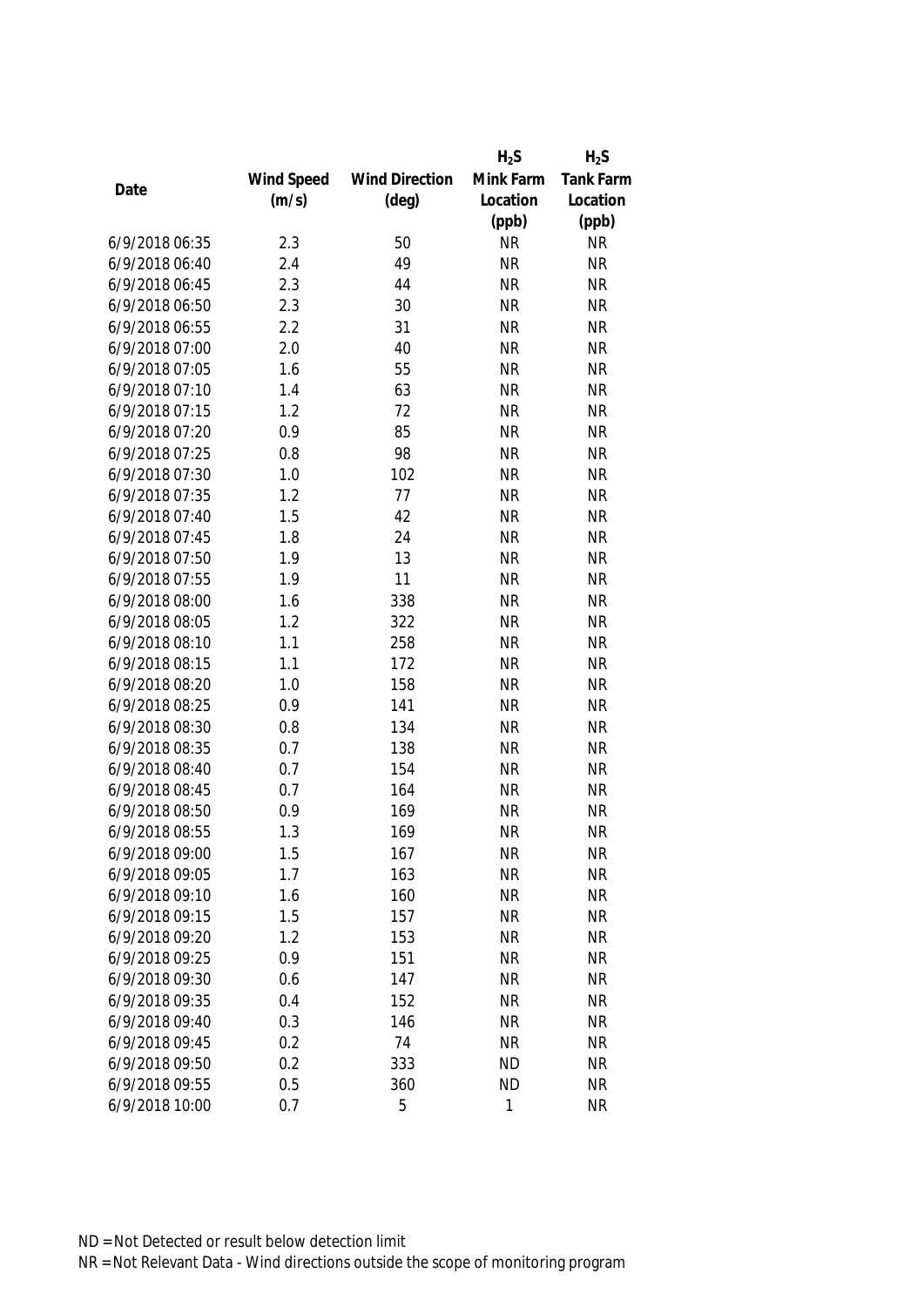| Date | Wind Speed (m/s) | Wind Direction (deg) | $H_2S$ Mink Farm Location (ppb) | $H_2S$ Tank Farm Location (ppb) |
|---|---|---|---|---|
| 6/9/2018 06:35 | 2.3 | 50 | NR | NR |
| 6/9/2018 06:40 | 2.4 | 49 | NR | NR |
| 6/9/2018 06:45 | 2.3 | 44 | NR | NR |
| 6/9/2018 06:50 | 2.3 | 30 | NR | NR |
| 6/9/2018 06:55 | 2.2 | 31 | NR | NR |
| 6/9/2018 07:00 | 2.0 | 40 | NR | NR |
| 6/9/2018 07:05 | 1.6 | 55 | NR | NR |
| 6/9/2018 07:10 | 1.4 | 63 | NR | NR |
| 6/9/2018 07:15 | 1.2 | 72 | NR | NR |
| 6/9/2018 07:20 | 0.9 | 85 | NR | NR |
| 6/9/2018 07:25 | 0.8 | 98 | NR | NR |
| 6/9/2018 07:30 | 1.0 | 102 | NR | NR |
| 6/9/2018 07:35 | 1.2 | 77 | NR | NR |
| 6/9/2018 07:40 | 1.5 | 42 | NR | NR |
| 6/9/2018 07:45 | 1.8 | 24 | NR | NR |
| 6/9/2018 07:50 | 1.9 | 13 | NR | NR |
| 6/9/2018 07:55 | 1.9 | 11 | NR | NR |
| 6/9/2018 08:00 | 1.6 | 338 | NR | NR |
| 6/9/2018 08:05 | 1.2 | 322 | NR | NR |
| 6/9/2018 08:10 | 1.1 | 258 | NR | NR |
| 6/9/2018 08:15 | 1.1 | 172 | NR | NR |
| 6/9/2018 08:20 | 1.0 | 158 | NR | NR |
| 6/9/2018 08:25 | 0.9 | 141 | NR | NR |
| 6/9/2018 08:30 | 0.8 | 134 | NR | NR |
| 6/9/2018 08:35 | 0.7 | 138 | NR | NR |
| 6/9/2018 08:40 | 0.7 | 154 | NR | NR |
| 6/9/2018 08:45 | 0.7 | 164 | NR | NR |
| 6/9/2018 08:50 | 0.9 | 169 | NR | NR |
| 6/9/2018 08:55 | 1.3 | 169 | NR | NR |
| 6/9/2018 09:00 | 1.5 | 167 | NR | NR |
| 6/9/2018 09:05 | 1.7 | 163 | NR | NR |
| 6/9/2018 09:10 | 1.6 | 160 | NR | NR |
| 6/9/2018 09:15 | 1.5 | 157 | NR | NR |
| 6/9/2018 09:20 | 1.2 | 153 | NR | NR |
| 6/9/2018 09:25 | 0.9 | 151 | NR | NR |
| 6/9/2018 09:30 | 0.6 | 147 | NR | NR |
| 6/9/2018 09:35 | 0.4 | 152 | NR | NR |
| 6/9/2018 09:40 | 0.3 | 146 | NR | NR |
| 6/9/2018 09:45 | 0.2 | 74 | NR | NR |
| 6/9/2018 09:50 | 0.2 | 333 | ND | NR |
| 6/9/2018 09:55 | 0.5 | 360 | ND | NR |
| 6/9/2018 10:00 | 0.7 | 5 | 1 | NR |

ND = Not Detected or result below detection limit

NR = Not Relevant Data - Wind directions outside the scope of monitoring program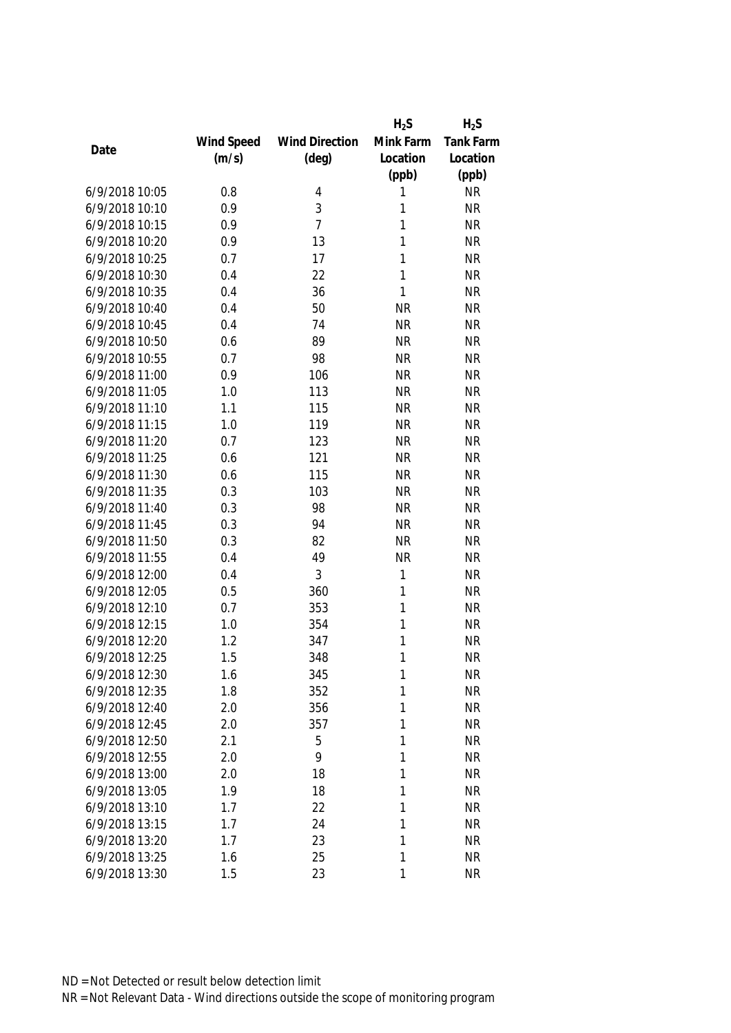| Date | Wind Speed (m/s) | Wind Direction (deg) | $H_2S$ Mink Farm Location (ppb) | $H_2S$ Tank Farm Location (ppb) |
|---|---|---|---|---|
| 6/9/2018 10:05 | 0.8 | 4 | 1 | NR |
| 6/9/2018 10:10 | 0.9 | 3 | 1 | NR |
| 6/9/2018 10:15 | 0.9 | 7 | 1 | NR |
| 6/9/2018 10:20 | 0.9 | 13 | 1 | NR |
| 6/9/2018 10:25 | 0.7 | 17 | 1 | NR |
| 6/9/2018 10:30 | 0.4 | 22 | 1 | NR |
| 6/9/2018 10:35 | 0.4 | 36 | 1 | NR |
| 6/9/2018 10:40 | 0.4 | 50 | NR | NR |
| 6/9/2018 10:45 | 0.4 | 74 | NR | NR |
| 6/9/2018 10:50 | 0.6 | 89 | NR | NR |
| 6/9/2018 10:55 | 0.7 | 98 | NR | NR |
| 6/9/2018 11:00 | 0.9 | 106 | NR | NR |
| 6/9/2018 11:05 | 1.0 | 113 | NR | NR |
| 6/9/2018 11:10 | 1.1 | 115 | NR | NR |
| 6/9/2018 11:15 | 1.0 | 119 | NR | NR |
| 6/9/2018 11:20 | 0.7 | 123 | NR | NR |
| 6/9/2018 11:25 | 0.6 | 121 | NR | NR |
| 6/9/2018 11:30 | 0.6 | 115 | NR | NR |
| 6/9/2018 11:35 | 0.3 | 103 | NR | NR |
| 6/9/2018 11:40 | 0.3 | 98 | NR | NR |
| 6/9/2018 11:45 | 0.3 | 94 | NR | NR |
| 6/9/2018 11:50 | 0.3 | 82 | NR | NR |
| 6/9/2018 11:55 | 0.4 | 49 | NR | NR |
| 6/9/2018 12:00 | 0.4 | 3 | 1 | NR |
| 6/9/2018 12:05 | 0.5 | 360 | 1 | NR |
| 6/9/2018 12:10 | 0.7 | 353 | 1 | NR |
| 6/9/2018 12:15 | 1.0 | 354 | 1 | NR |
| 6/9/2018 12:20 | 1.2 | 347 | 1 | NR |
| 6/9/2018 12:25 | 1.5 | 348 | 1 | NR |
| 6/9/2018 12:30 | 1.6 | 345 | 1 | NR |
| 6/9/2018 12:35 | 1.8 | 352 | 1 | NR |
| 6/9/2018 12:40 | 2.0 | 356 | 1 | NR |
| 6/9/2018 12:45 | 2.0 | 357 | 1 | NR |
| 6/9/2018 12:50 | 2.1 | 5 | 1 | NR |
| 6/9/2018 12:55 | 2.0 | 9 | 1 | NR |
| 6/9/2018 13:00 | 2.0 | 18 | 1 | NR |
| 6/9/2018 13:05 | 1.9 | 18 | 1 | NR |
| 6/9/2018 13:10 | 1.7 | 22 | 1 | NR |
| 6/9/2018 13:15 | 1.7 | 24 | 1 | NR |
| 6/9/2018 13:20 | 1.7 | 23 | 1 | NR |
| 6/9/2018 13:25 | 1.6 | 25 | 1 | NR |
| 6/9/2018 13:30 | 1.5 | 23 | 1 | NR |

ND = Not Detected or result below detection limit

NR = Not Relevant Data - Wind directions outside the scope of monitoring program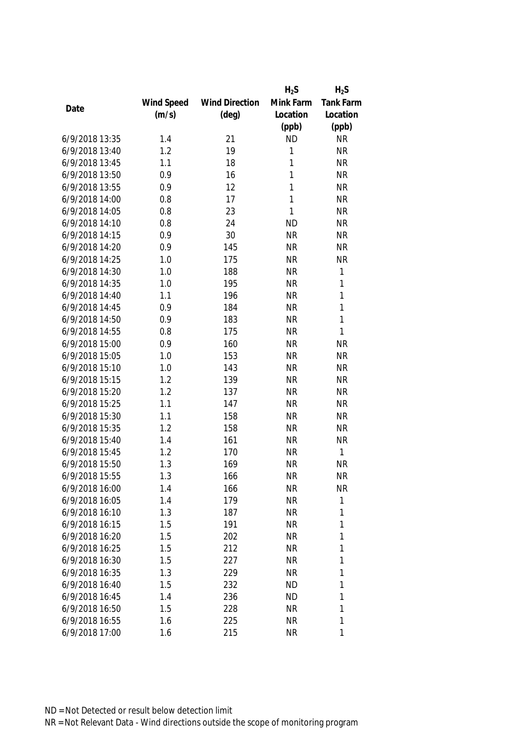| Date | Wind Speed (m/s) | Wind Direction (deg) | $H_2S$ Mink Farm Location (ppb) | $H_2S$ Tank Farm Location (ppb) |
|---|---|---|---|---|
| 6/9/2018 13:35 | 1.4 | 21 | ND | NR |
| 6/9/2018 13:40 | 1.2 | 19 | 1 | NR |
| 6/9/2018 13:45 | 1.1 | 18 | 1 | NR |
| 6/9/2018 13:50 | 0.9 | 16 | 1 | NR |
| 6/9/2018 13:55 | 0.9 | 12 | 1 | NR |
| 6/9/2018 14:00 | 0.8 | 17 | 1 | NR |
| 6/9/2018 14:05 | 0.8 | 23 | 1 | NR |
| 6/9/2018 14:10 | 0.8 | 24 | ND | NR |
| 6/9/2018 14:15 | 0.9 | 30 | NR | NR |
| 6/9/2018 14:20 | 0.9 | 145 | NR | NR |
| 6/9/2018 14:25 | 1.0 | 175 | NR | NR |
| 6/9/2018 14:30 | 1.0 | 188 | NR | 1 |
| 6/9/2018 14:35 | 1.0 | 195 | NR | 1 |
| 6/9/2018 14:40 | 1.1 | 196 | NR | 1 |
| 6/9/2018 14:45 | 0.9 | 184 | NR | 1 |
| 6/9/2018 14:50 | 0.9 | 183 | NR | 1 |
| 6/9/2018 14:55 | 0.8 | 175 | NR | 1 |
| 6/9/2018 15:00 | 0.9 | 160 | NR | NR |
| 6/9/2018 15:05 | 1.0 | 153 | NR | NR |
| 6/9/2018 15:10 | 1.0 | 143 | NR | NR |
| 6/9/2018 15:15 | 1.2 | 139 | NR | NR |
| 6/9/2018 15:20 | 1.2 | 137 | NR | NR |
| 6/9/2018 15:25 | 1.1 | 147 | NR | NR |
| 6/9/2018 15:30 | 1.1 | 158 | NR | NR |
| 6/9/2018 15:35 | 1.2 | 158 | NR | NR |
| 6/9/2018 15:40 | 1.4 | 161 | NR | NR |
| 6/9/2018 15:45 | 1.2 | 170 | NR | 1 |
| 6/9/2018 15:50 | 1.3 | 169 | NR | NR |
| 6/9/2018 15:55 | 1.3 | 166 | NR | NR |
| 6/9/2018 16:00 | 1.4 | 166 | NR | NR |
| 6/9/2018 16:05 | 1.4 | 179 | NR | 1 |
| 6/9/2018 16:10 | 1.3 | 187 | NR | 1 |
| 6/9/2018 16:15 | 1.5 | 191 | NR | 1 |
| 6/9/2018 16:20 | 1.5 | 202 | NR | 1 |
| 6/9/2018 16:25 | 1.5 | 212 | NR | 1 |
| 6/9/2018 16:30 | 1.5 | 227 | NR | 1 |
| 6/9/2018 16:35 | 1.3 | 229 | NR | 1 |
| 6/9/2018 16:40 | 1.5 | 232 | ND | 1 |
| 6/9/2018 16:45 | 1.4 | 236 | ND | 1 |
| 6/9/2018 16:50 | 1.5 | 228 | NR | 1 |
| 6/9/2018 16:55 | 1.6 | 225 | NR | 1 |
| 6/9/2018 17:00 | 1.6 | 215 | NR | 1 |

ND = Not Detected or result below detection limit
NR = Not Relevant Data - Wind directions outside the scope of monitoring program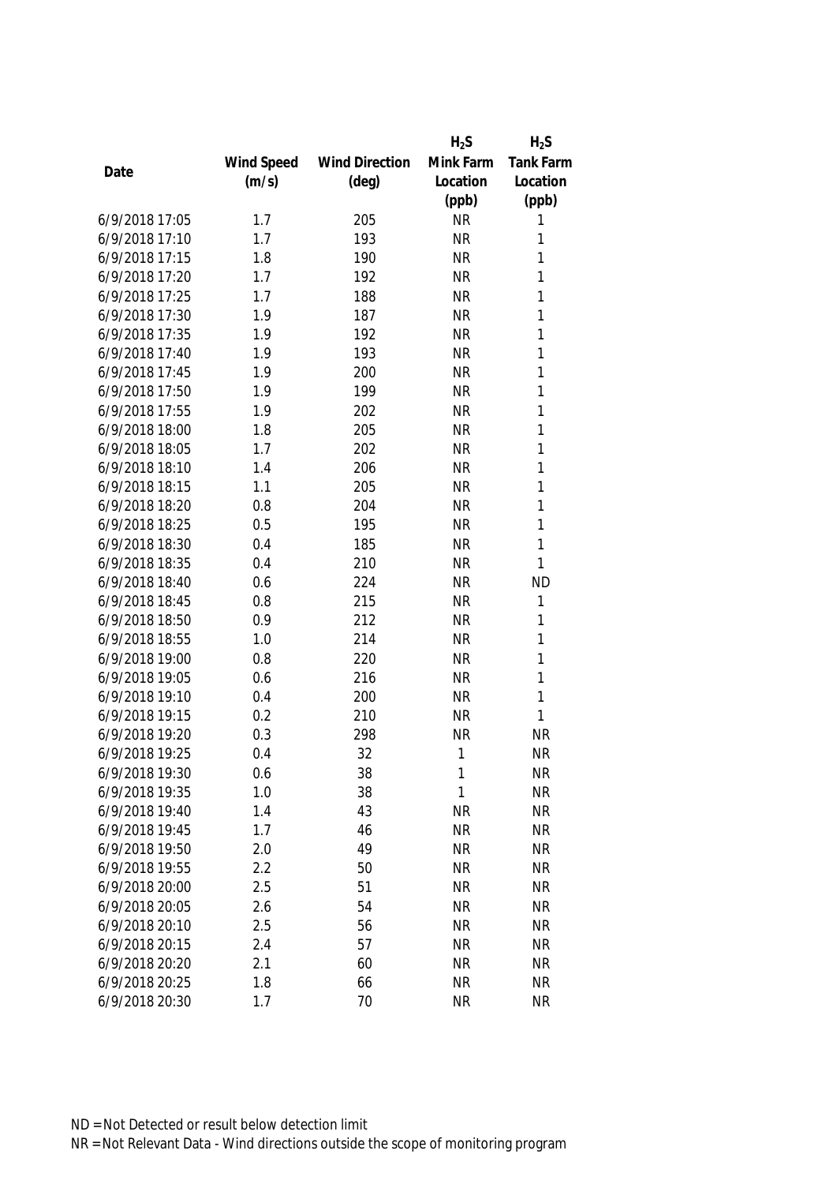| Date | Wind Speed (m/s) | Wind Direction (deg) | $H_2S$ Mink Farm Location (ppb) | $H_2S$ Tank Farm Location (ppb) |
|---|---|---|---|---|
| 6/9/2018 17:05 | 1.7 | 205 | NR | 1 |
| 6/9/2018 17:10 | 1.7 | 193 | NR | 1 |
| 6/9/2018 17:15 | 1.8 | 190 | NR | 1 |
| 6/9/2018 17:20 | 1.7 | 192 | NR | 1 |
| 6/9/2018 17:25 | 1.7 | 188 | NR | 1 |
| 6/9/2018 17:30 | 1.9 | 187 | NR | 1 |
| 6/9/2018 17:35 | 1.9 | 192 | NR | 1 |
| 6/9/2018 17:40 | 1.9 | 193 | NR | 1 |
| 6/9/2018 17:45 | 1.9 | 200 | NR | 1 |
| 6/9/2018 17:50 | 1.9 | 199 | NR | 1 |
| 6/9/2018 17:55 | 1.9 | 202 | NR | 1 |
| 6/9/2018 18:00 | 1.8 | 205 | NR | 1 |
| 6/9/2018 18:05 | 1.7 | 202 | NR | 1 |
| 6/9/2018 18:10 | 1.4 | 206 | NR | 1 |
| 6/9/2018 18:15 | 1.1 | 205 | NR | 1 |
| 6/9/2018 18:20 | 0.8 | 204 | NR | 1 |
| 6/9/2018 18:25 | 0.5 | 195 | NR | 1 |
| 6/9/2018 18:30 | 0.4 | 185 | NR | 1 |
| 6/9/2018 18:35 | 0.4 | 210 | NR | 1 |
| 6/9/2018 18:40 | 0.6 | 224 | NR | ND |
| 6/9/2018 18:45 | 0.8 | 215 | NR | 1 |
| 6/9/2018 18:50 | 0.9 | 212 | NR | 1 |
| 6/9/2018 18:55 | 1.0 | 214 | NR | 1 |
| 6/9/2018 19:00 | 0.8 | 220 | NR | 1 |
| 6/9/2018 19:05 | 0.6 | 216 | NR | 1 |
| 6/9/2018 19:10 | 0.4 | 200 | NR | 1 |
| 6/9/2018 19:15 | 0.2 | 210 | NR | 1 |
| 6/9/2018 19:20 | 0.3 | 298 | NR | NR |
| 6/9/2018 19:25 | 0.4 | 32 | 1 | NR |
| 6/9/2018 19:30 | 0.6 | 38 | 1 | NR |
| 6/9/2018 19:35 | 1.0 | 38 | 1 | NR |
| 6/9/2018 19:40 | 1.4 | 43 | NR | NR |
| 6/9/2018 19:45 | 1.7 | 46 | NR | NR |
| 6/9/2018 19:50 | 2.0 | 49 | NR | NR |
| 6/9/2018 19:55 | 2.2 | 50 | NR | NR |
| 6/9/2018 20:00 | 2.5 | 51 | NR | NR |
| 6/9/2018 20:05 | 2.6 | 54 | NR | NR |
| 6/9/2018 20:10 | 2.5 | 56 | NR | NR |
| 6/9/2018 20:15 | 2.4 | 57 | NR | NR |
| 6/9/2018 20:20 | 2.1 | 60 | NR | NR |
| 6/9/2018 20:25 | 1.8 | 66 | NR | NR |
| 6/9/2018 20:30 | 1.7 | 70 | NR | NR |

ND = Not Detected or result below detection limit

NR = Not Relevant Data - Wind directions outside the scope of monitoring program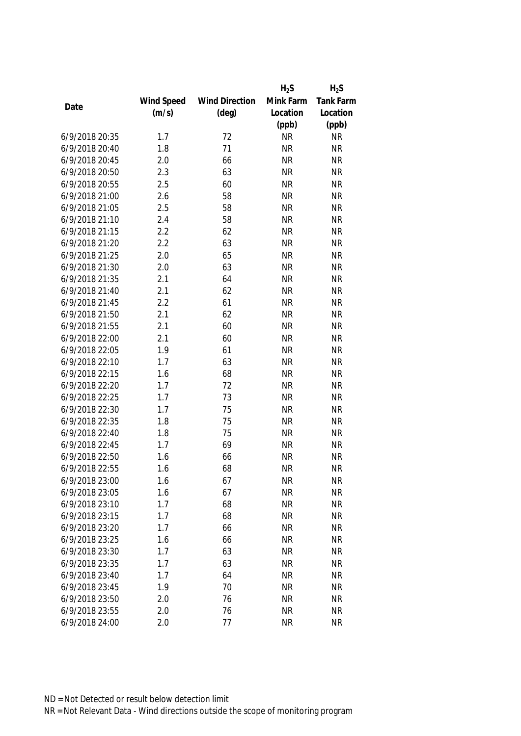| Date | Wind Speed (m/s) | Wind Direction (deg) | $H_2S$ Mink Farm Location (ppb) | $H_2S$ Tank Farm Location (ppb) |
|---|---|---|---|---|
| 6/9/2018 20:35 | 1.7 | 72 | NR | NR |
| 6/9/2018 20:40 | 1.8 | 71 | NR | NR |
| 6/9/2018 20:45 | 2.0 | 66 | NR | NR |
| 6/9/2018 20:50 | 2.3 | 63 | NR | NR |
| 6/9/2018 20:55 | 2.5 | 60 | NR | NR |
| 6/9/2018 21:00 | 2.6 | 58 | NR | NR |
| 6/9/2018 21:05 | 2.5 | 58 | NR | NR |
| 6/9/2018 21:10 | 2.4 | 58 | NR | NR |
| 6/9/2018 21:15 | 2.2 | 62 | NR | NR |
| 6/9/2018 21:20 | 2.2 | 63 | NR | NR |
| 6/9/2018 21:25 | 2.0 | 65 | NR | NR |
| 6/9/2018 21:30 | 2.0 | 63 | NR | NR |
| 6/9/2018 21:35 | 2.1 | 64 | NR | NR |
| 6/9/2018 21:40 | 2.1 | 62 | NR | NR |
| 6/9/2018 21:45 | 2.2 | 61 | NR | NR |
| 6/9/2018 21:50 | 2.1 | 62 | NR | NR |
| 6/9/2018 21:55 | 2.1 | 60 | NR | NR |
| 6/9/2018 22:00 | 2.1 | 60 | NR | NR |
| 6/9/2018 22:05 | 1.9 | 61 | NR | NR |
| 6/9/2018 22:10 | 1.7 | 63 | NR | NR |
| 6/9/2018 22:15 | 1.6 | 68 | NR | NR |
| 6/9/2018 22:20 | 1.7 | 72 | NR | NR |
| 6/9/2018 22:25 | 1.7 | 73 | NR | NR |
| 6/9/2018 22:30 | 1.7 | 75 | NR | NR |
| 6/9/2018 22:35 | 1.8 | 75 | NR | NR |
| 6/9/2018 22:40 | 1.8 | 75 | NR | NR |
| 6/9/2018 22:45 | 1.7 | 69 | NR | NR |
| 6/9/2018 22:50 | 1.6 | 66 | NR | NR |
| 6/9/2018 22:55 | 1.6 | 68 | NR | NR |
| 6/9/2018 23:00 | 1.6 | 67 | NR | NR |
| 6/9/2018 23:05 | 1.6 | 67 | NR | NR |
| 6/9/2018 23:10 | 1.7 | 68 | NR | NR |
| 6/9/2018 23:15 | 1.7 | 68 | NR | NR |
| 6/9/2018 23:20 | 1.7 | 66 | NR | NR |
| 6/9/2018 23:25 | 1.6 | 66 | NR | NR |
| 6/9/2018 23:30 | 1.7 | 63 | NR | NR |
| 6/9/2018 23:35 | 1.7 | 63 | NR | NR |
| 6/9/2018 23:40 | 1.7 | 64 | NR | NR |
| 6/9/2018 23:45 | 1.9 | 70 | NR | NR |
| 6/9/2018 23:50 | 2.0 | 76 | NR | NR |
| 6/9/2018 23:55 | 2.0 | 76 | NR | NR |
| 6/9/2018 24:00 | 2.0 | 77 | NR | NR |

ND = Not Detected or result below detection limit

NR = Not Relevant Data - Wind directions outside the scope of monitoring program